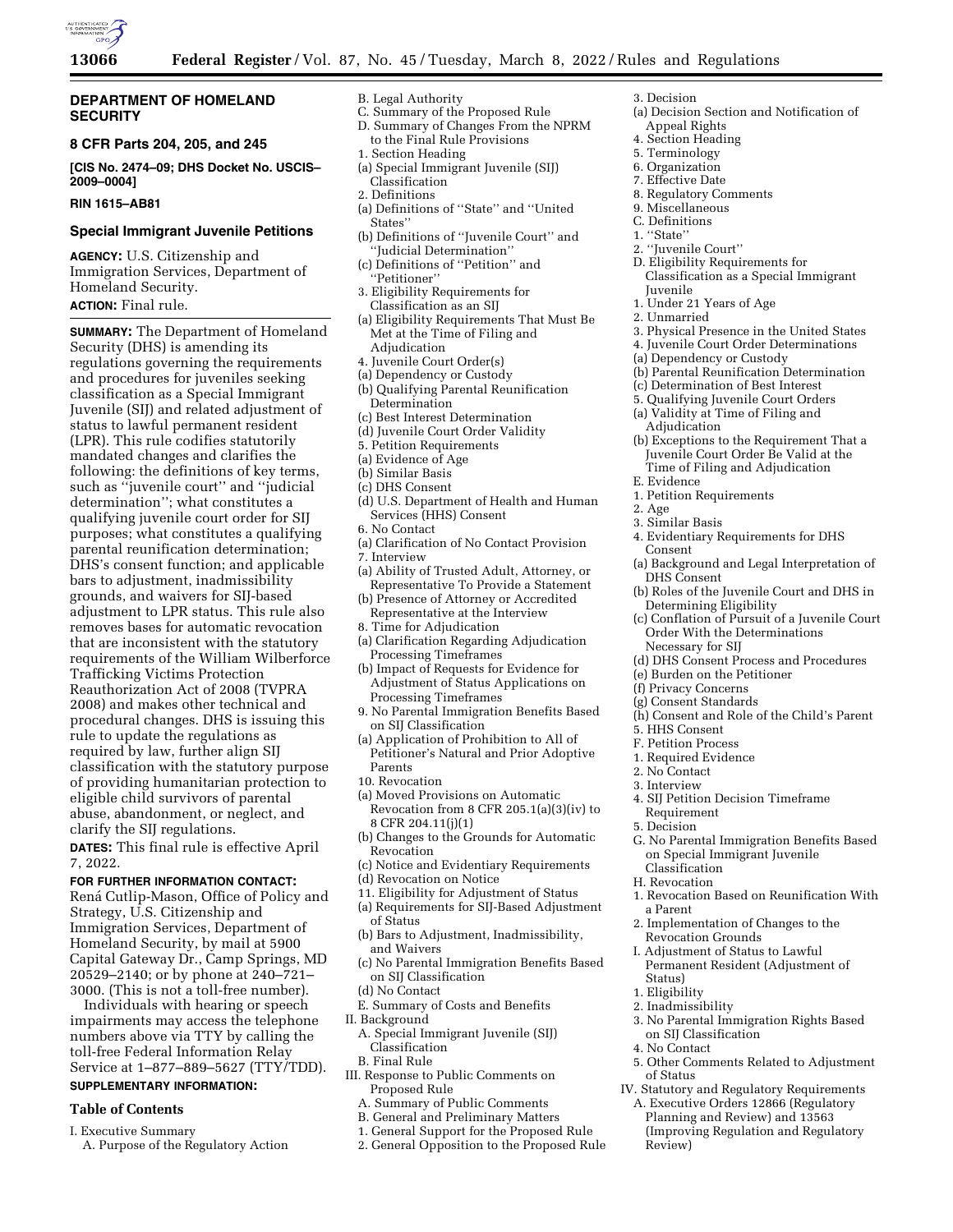## DEPARTMENT OF HOMELAND SECURITY

### 8 CFR Parts 204, 205, and 245

**[CIS No. 2474–09; DHS Docket No. USCIS–2009–0004]**

**RIN 1615–AB81**

### Special Immigrant Juvenile Petitions

**AGENCY:** U.S. Citizenship and Immigration Services, Department of Homeland Security.

**ACTION:** Final rule.

**SUMMARY:** The Department of Homeland Security (DHS) is amending its regulations governing the requirements and procedures for juveniles seeking classification as a Special Immigrant Juvenile (SIJ) and related adjustment of status to lawful permanent resident (LPR). This rule codifies statutorily mandated changes and clarifies the following: the definitions of key terms, such as ''juvenile court'' and ''judicial determination''; what constitutes a qualifying juvenile court order for SIJ purposes; what constitutes a qualifying parental reunification determination; DHS's consent function; and applicable bars to adjustment, inadmissibility grounds, and waivers for SIJ-based adjustment to LPR status. This rule also removes bases for automatic revocation that are inconsistent with the statutory requirements of the William Wilberforce Trafficking Victims Protection Reauthorization Act of 2008 (TVPRA 2008) and makes other technical and procedural changes. DHS is issuing this rule to update the regulations as required by law, further align SIJ classification with the statutory purpose of providing humanitarian protection to eligible child survivors of parental abuse, abandonment, or neglect, and clarify the SIJ regulations.

**DATES:** This final rule is effective April 7, 2022.

**FOR FURTHER INFORMATION CONTACT:** Rená Cutlip-Mason, Office of Policy and Strategy, U.S. Citizenship and Immigration Services, Department of Homeland Security, by mail at 5900 Capital Gateway Dr., Camp Springs, MD 20529–2140; or by phone at 240–721–3000. (This is not a toll-free number).

Individuals with hearing or speech impairments may access the telephone numbers above via TTY by calling the toll-free Federal Information Relay Service at 1–877–889–5627 (TTY/TDD).

**SUPPLEMENTARY INFORMATION:**

**Table of Contents**

I. Executive Summary
 A. Purpose of the Regulatory Action
 B. Legal Authority
 C. Summary of the Proposed Rule
 D. Summary of Changes From the NPRM to the Final Rule Provisions
 1. Section Heading
 (a) Special Immigrant Juvenile (SIJ) Classification
 2. Definitions
 (a) Definitions of ''State'' and ''United States''
 (b) Definitions of ''Juvenile Court'' and ''Judicial Determination''
 (c) Definitions of ''Petition'' and ''Petitioner''
 3. Eligibility Requirements for Classification as an SIJ
 (a) Eligibility Requirements That Must Be Met at the Time of Filing and Adjudication
 4. Juvenile Court Order(s)
 (a) Dependency or Custody
 (b) Qualifying Parental Reunification Determination
 (c) Best Interest Determination
 (d) Juvenile Court Order Validity
 5. Petition Requirements
 (a) Evidence of Age
 (b) Similar Basis
 (c) DHS Consent
 (d) U.S. Department of Health and Human Services (HHS) Consent
 6. No Contact
 (a) Clarification of No Contact Provision
 7. Interview
 (a) Ability of Trusted Adult, Attorney, or Representative To Provide a Statement
 (b) Presence of Attorney or Accredited Representative at the Interview
 8. Time for Adjudication
 (a) Clarification Regarding Adjudication Processing Timeframes
 (b) Impact of Requests for Evidence for Adjustment of Status Applications on Processing Timeframes
 9. No Parental Immigration Benefits Based on SIJ Classification
 (a) Application of Prohibition to All of Petitioner's Natural and Prior Adoptive Parents
 10. Revocation
 (a) Moved Provisions on Automatic Revocation from 8 CFR 205.1(a)(3)(iv) to 8 CFR 204.11(j)(1)
 (b) Changes to the Grounds for Automatic Revocation
 (c) Notice and Evidentiary Requirements
 (d) Revocation on Notice
 11. Eligibility for Adjustment of Status
 (a) Requirements for SIJ-Based Adjustment of Status
 (b) Bars to Adjustment, Inadmissibility, and Waivers
 (c) No Parental Immigration Benefits Based on SIJ Classification
 (d) No Contact
 E. Summary of Costs and Benefits
II. Background
 A. Special Immigrant Juvenile (SIJ) Classification
 B. Final Rule
III. Response to Public Comments on Proposed Rule
 A. Summary of Public Comments
 B. General and Preliminary Matters
 1. General Support for the Proposed Rule
 2. General Opposition to the Proposed Rule
 3. Decision
 (a) Decision Section and Notification of Appeal Rights
 4. Section Heading
 5. Terminology
 6. Organization
 7. Effective Date
 8. Regulatory Comments
 9. Miscellaneous
 C. Definitions
 1. ''State''
 2. ''Juvenile Court''
 D. Eligibility Requirements for Classification as a Special Immigrant Juvenile
 1. Under 21 Years of Age
 2. Unmarried
 3. Physical Presence in the United States
 4. Juvenile Court Order Determinations
 (a) Dependency or Custody
 (b) Parental Reunification Determination
 (c) Determination of Best Interest
 5. Qualifying Juvenile Court Orders
 (a) Validity at Time of Filing and Adjudication
 (b) Exceptions to the Requirement That a Juvenile Court Order Be Valid at the Time of Filing and Adjudication
 E. Evidence
 1. Petition Requirements
 2. Age
 3. Similar Basis
 4. Evidentiary Requirements for DHS Consent
 (a) Background and Legal Interpretation of DHS Consent
 (b) Roles of the Juvenile Court and DHS in Determining Eligibility
 (c) Conflation of Pursuit of a Juvenile Court Order With the Determinations Necessary for SIJ
 (d) DHS Consent Process and Procedures
 (e) Burden on the Petitioner
 (f) Privacy Concerns
 (g) Consent Standards
 (h) Consent and Role of the Child's Parent
 5. HHS Consent
 F. Petition Process
 1. Required Evidence
 2. No Contact
 3. Interview
 4. SIJ Petition Decision Timeframe Requirement
 5. Decision
 G. No Parental Immigration Benefits Based on Special Immigrant Juvenile Classification
 H. Revocation
 1. Revocation Based on Reunification With a Parent
 2. Implementation of Changes to the Revocation Grounds
 I. Adjustment of Status to Lawful Permanent Resident (Adjustment of Status)
 1. Eligibility
 2. Inadmissibility
 3. No Parental Immigration Rights Based on SIJ Classification
 4. No Contact
 5. Other Comments Related to Adjustment of Status
IV. Statutory and Regulatory Requirements
 A. Executive Orders 12866 (Regulatory Planning and Review) and 13563 (Improving Regulation and Regulatory Review)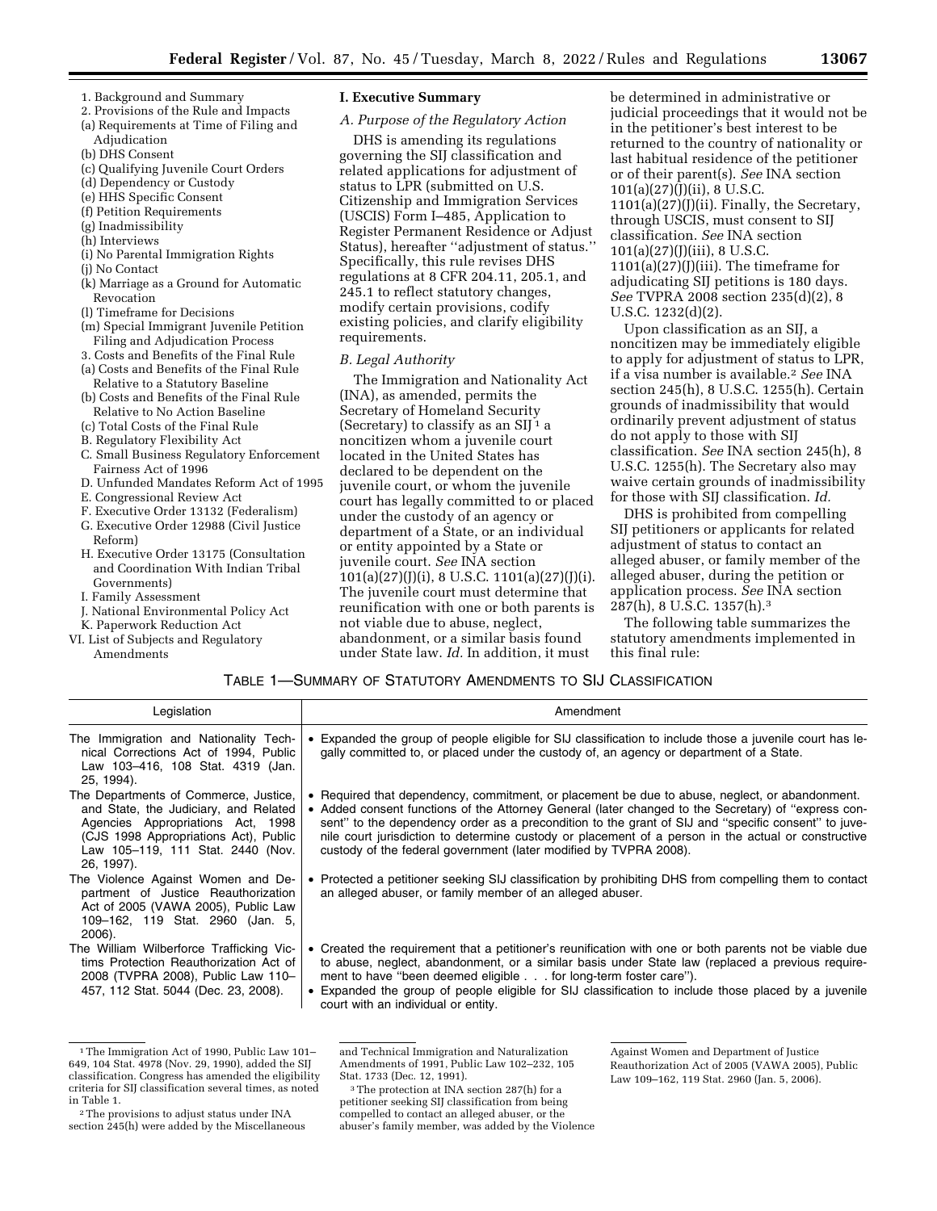1. Background and Summary
2. Provisions of the Rule and Impacts
(a) Requirements at Time of Filing and Adjudication
(b) DHS Consent
(c) Qualifying Juvenile Court Orders
(d) Dependency or Custody
(e) HHS Specific Consent
(f) Petition Requirements
(g) Inadmissibility
(h) Interviews
(i) No Parental Immigration Rights
(j) No Contact
(k) Marriage as a Ground for Automatic Revocation
(l) Timeframe for Decisions
(m) Special Immigrant Juvenile Petition Filing and Adjudication Process
3. Costs and Benefits of the Final Rule
(a) Costs and Benefits of the Final Rule Relative to a Statutory Baseline
(b) Costs and Benefits of the Final Rule Relative to No Action Baseline
(c) Total Costs of the Final Rule
B. Regulatory Flexibility Act
C. Small Business Regulatory Enforcement Fairness Act of 1996
D. Unfunded Mandates Reform Act of 1995
E. Congressional Review Act
F. Executive Order 13132 (Federalism)
G. Executive Order 12988 (Civil Justice Reform)
H. Executive Order 13175 (Consultation and Coordination With Indian Tribal Governments)
I. Family Assessment
J. National Environmental Policy Act
K. Paperwork Reduction Act
VI. List of Subjects and Regulatory Amendments

## I. Executive Summary

### A. Purpose of the Regulatory Action

DHS is amending its regulations governing the SIJ classification and related applications for adjustment of status to LPR (submitted on U.S. Citizenship and Immigration Services (USCIS) Form I–485, Application to Register Permanent Residence or Adjust Status), hereafter ''adjustment of status.'' Specifically, this rule revises DHS regulations at 8 CFR 204.11, 205.1, and 245.1 to reflect statutory changes, modify certain provisions, codify existing policies, and clarify eligibility requirements.

### B. Legal Authority

The Immigration and Nationality Act (INA), as amended, permits the Secretary of Homeland Security (Secretary) to classify as an SIJ[1] a noncitizen whom a juvenile court located in the United States has declared to be dependent on the juvenile court, or whom the juvenile court has legally committed to or placed under the custody of an agency or department of a State, or an individual or entity appointed by a State or juvenile court. *See* INA section 101(a)(27)(J)(i), 8 U.S.C. 1101(a)(27)(J)(i). The juvenile court must determine that reunification with one or both parents is not viable due to abuse, neglect, abandonment, or a similar basis found under State law. *Id.* In addition, it must be determined in administrative or judicial proceedings that it would not be in the petitioner's best interest to be returned to the country of nationality or last habitual residence of the petitioner or of their parent(s). *See* INA section 101(a)(27)(J)(ii), 8 U.S.C. 1101(a)(27)(J)(ii). Finally, the Secretary, through USCIS, must consent to SIJ classification. *See* INA section 101(a)(27)(J)(iii), 8 U.S.C. 1101(a)(27)(J)(iii). The timeframe for adjudicating SIJ petitions is 180 days. *See* TVPRA 2008 section 235(d)(2), 8 U.S.C. 1232(d)(2).

Upon classification as an SIJ, a noncitizen may be immediately eligible to apply for adjustment of status to LPR, if a visa number is available.[2] *See* INA section 245(h), 8 U.S.C. 1255(h). Certain grounds of inadmissibility that would ordinarily prevent adjustment of status do not apply to those with SIJ classification. *See* INA section 245(h), 8 U.S.C. 1255(h). The Secretary also may waive certain grounds of inadmissibility for those with SIJ classification. *Id.*

DHS is prohibited from compelling SIJ petitioners or applicants for related adjustment of status to contact an alleged abuser, or family member of the alleged abuser, during the petition or application process. *See* INA section 287(h), 8 U.S.C. 1357(h).[3]

The following table summarizes the statutory amendments implemented in this final rule:

TABLE 1—SUMMARY OF STATUTORY AMENDMENTS TO SIJ CLASSIFICATION

| Legislation | Amendment |
|---|---|
| The Immigration and Nationality Technical Corrections Act of 1994, Public Law 103–416, 108 Stat. 4319 (Jan. 25, 1994). | • Expanded the group of people eligible for SIJ classification to include those a juvenile court has legally committed to, or placed under the custody of, an agency or department of a State. |
| The Departments of Commerce, Justice, and State, the Judiciary, and Related Agencies Appropriations Act, 1998 (CJS 1998 Appropriations Act), Public Law 105–119, 111 Stat. 2440 (Nov. 26, 1997). | • Required that dependency, commitment, or placement be due to abuse, neglect, or abandonment.<br>• Added consent functions of the Attorney General (later changed to the Secretary) of ''express consent'' to the dependency order as a precondition to the grant of SIJ and ''specific consent'' to juvenile court jurisdiction to determine custody or placement of a person in the actual or constructive custody of the federal government (later modified by TVPRA 2008). |
| The Violence Against Women and Department of Justice Reauthorization Act of 2005 (VAWA 2005), Public Law 109–162, 119 Stat. 2960 (Jan. 5, 2006). | • Protected a petitioner seeking SIJ classification by prohibiting DHS from compelling them to contact an alleged abuser, or family member of an alleged abuser. |
| The William Wilberforce Trafficking Victims Protection Reauthorization Act of 2008 (TVPRA 2008), Public Law 110–457, 112 Stat. 5044 (Dec. 23, 2008). | • Created the requirement that a petitioner's reunification with one or both parents not be viable due to abuse, neglect, abandonment, or a similar basis under State law (replaced a previous requirement to have ''been deemed eligible . . . for long-term foster care'').<br>• Expanded the group of people eligible for SIJ classification to include those placed by a juvenile court with an individual or entity. |

[1] The Immigration Act of 1990, Public Law 101–649, 104 Stat. 4978 (Nov. 29, 1990), added the SIJ classification. Congress has amended the eligibility criteria for SIJ classification several times, as noted in Table 1.

[2] The provisions to adjust status under INA section 245(h) were added by the Miscellaneous and Technical Immigration and Naturalization Amendments of 1991, Public Law 102–232, 105 Stat. 1733 (Dec. 12, 1991).

[3] The protection at INA section 287(h) for a petitioner seeking SIJ classification from being compelled to contact an alleged abuser, or the abuser's family member, was added by the Violence Against Women and Department of Justice Reauthorization Act of 2005 (VAWA 2005), Public Law 109–162, 119 Stat. 2960 (Jan. 5, 2006).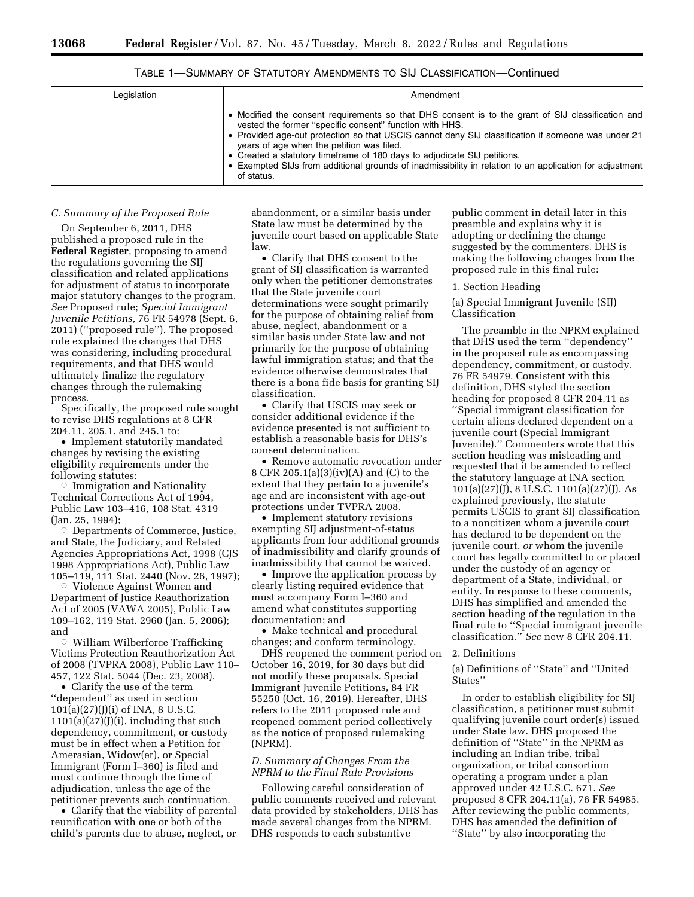TABLE 1—SUMMARY OF STATUTORY AMENDMENTS TO SIJ CLASSIFICATION—Continued

| Legislation | Amendment |
| --- | --- |
| | • Modified the consent requirements so that DHS consent is to the grant of SIJ classification and vested the former "specific consent" function with HHS.<br>• Provided age-out protection so that USCIS cannot deny SIJ classification if someone was under 21 years of age when the petition was filed.<br>• Created a statutory timeframe of 180 days to adjudicate SIJ petitions.<br>• Exempted SIJs from additional grounds of inadmissibility in relation to an application for adjustment of status. |

### C. Summary of the Proposed Rule

On September 6, 2011, DHS published a proposed rule in the **Federal Register**, proposing to amend the regulations governing the SIJ classification and related applications for adjustment of status to incorporate major statutory changes to the program. *See* Proposed rule; *Special Immigrant Juvenile Petitions,* 76 FR 54978 (Sept. 6, 2011) ("proposed rule"). The proposed rule explained the changes that DHS was considering, including procedural requirements, and that DHS would ultimately finalize the regulatory changes through the rulemaking process.

Specifically, the proposed rule sought to revise DHS regulations at 8 CFR 204.11, 205.1, and 245.1 to:

- Implement statutorily mandated changes by revising the existing eligibility requirements under the following statutes:
  - Immigration and Nationality Technical Corrections Act of 1994, Public Law 103–416, 108 Stat. 4319 (Jan. 25, 1994);
  - Departments of Commerce, Justice, and State, the Judiciary, and Related Agencies Appropriations Act, 1998 (CJS 1998 Appropriations Act), Public Law 105–119, 111 Stat. 2440 (Nov. 26, 1997);
  - Violence Against Women and Department of Justice Reauthorization Act of 2005 (VAWA 2005), Public Law 109–162, 119 Stat. 2960 (Jan. 5, 2006); and
  - William Wilberforce Trafficking Victims Protection Reauthorization Act of 2008 (TVPRA 2008), Public Law 110–457, 122 Stat. 5044 (Dec. 23, 2008).
- Clarify the use of the term "dependent" as used in section 101(a)(27)(J)(i) of INA, 8 U.S.C. 1101(a)(27)(J)(i), including that such dependency, commitment, or custody must be in effect when a Petition for Amerasian, Widow(er), or Special Immigrant (Form I–360) is filed and must continue through the time of adjudication, unless the age of the petitioner prevents such continuation.
- Clarify that the viability of parental reunification with one or both of the child's parents due to abuse, neglect, or abandonment, or a similar basis under State law must be determined by the juvenile court based on applicable State law.
- Clarify that DHS consent to the grant of SIJ classification is warranted only when the petitioner demonstrates that the State juvenile court determinations were sought primarily for the purpose of obtaining relief from abuse, neglect, abandonment or a similar basis under State law and not primarily for the purpose of obtaining lawful immigration status; and that the evidence otherwise demonstrates that there is a bona fide basis for granting SIJ classification.
- Clarify that USCIS may seek or consider additional evidence if the evidence presented is not sufficient to establish a reasonable basis for DHS's consent determination.
- Remove automatic revocation under 8 CFR 205.1(a)(3)(iv)(A) and (C) to the extent that they pertain to a juvenile's age and are inconsistent with age-out protections under TVPRA 2008.
- Implement statutory revisions exempting SIJ adjustment-of-status applicants from four additional grounds of inadmissibility and clarify grounds of inadmissibility that cannot be waived.
- Improve the application process by clearly listing required evidence that must accompany Form I–360 and amend what constitutes supporting documentation; and
- Make technical and procedural changes; and conform terminology.

DHS reopened the comment period on October 16, 2019, for 30 days but did not modify these proposals. Special Immigrant Juvenile Petitions, 84 FR 55250 (Oct. 16, 2019). Hereafter, DHS refers to the 2011 proposed rule and reopened comment period collectively as the notice of proposed rulemaking (NPRM).

### D. Summary of Changes From the NPRM to the Final Rule Provisions

Following careful consideration of public comments received and relevant data provided by stakeholders, DHS has made several changes from the NPRM. DHS responds to each substantive public comment in detail later in this preamble and explains why it is adopting or declining the change suggested by the commenters. DHS is making the following changes from the proposed rule in this final rule:

1. Section Heading

(a) Special Immigrant Juvenile (SIJ) Classification

The preamble in the NPRM explained that DHS used the term "dependency" in the proposed rule as encompassing dependency, commitment, or custody. 76 FR 54979. Consistent with this definition, DHS styled the section heading for proposed 8 CFR 204.11 as "Special immigrant classification for certain aliens declared dependent on a juvenile court (Special Immigrant Juvenile)." Commenters wrote that this section heading was misleading and requested that it be amended to reflect the statutory language at INA section 101(a)(27)(J), 8 U.S.C. 1101(a)(27)(J). As explained previously, the statute permits USCIS to grant SIJ classification to a noncitizen whom a juvenile court has declared to be dependent on the juvenile court, *or* whom the juvenile court has legally committed to or placed under the custody of an agency or department of a State, individual, or entity. In response to these comments, DHS has simplified and amended the section heading of the regulation in the final rule to "Special immigrant juvenile classification." *See* new 8 CFR 204.11.

2. Definitions

(a) Definitions of "State" and "United States"

In order to establish eligibility for SIJ classification, a petitioner must submit qualifying juvenile court order(s) issued under State law. DHS proposed the definition of "State" in the NPRM as including an Indian tribe, tribal organization, or tribal consortium operating a program under a plan approved under 42 U.S.C. 671. *See* proposed 8 CFR 204.11(a), 76 FR 54985. After reviewing the public comments, DHS has amended the definition of "State" by also incorporating the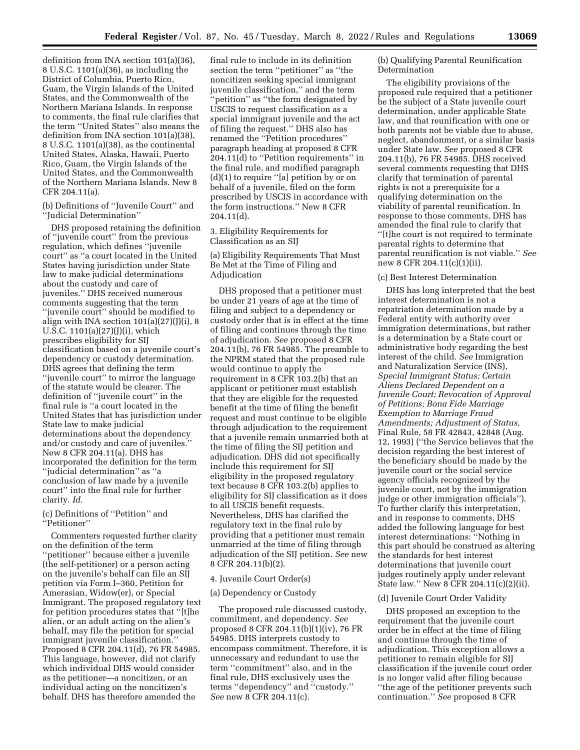definition from INA section 101(a)(36), 8 U.S.C. 1101(a)(36), as including the District of Columbia, Puerto Rico, Guam, the Virgin Islands of the United States, and the Commonwealth of the Northern Mariana Islands. In response to comments, the final rule clarifies that the term ''United States'' also means the definition from INA section 101(a)(38), 8 U.S.C. 1101(a)(38), as the continental United States, Alaska, Hawaii, Puerto Rico, Guam, the Virgin Islands of the United States, and the Commonwealth of the Northern Mariana Islands. New 8 CFR 204.11(a).

(b) Definitions of ''Juvenile Court'' and ''Judicial Determination''

DHS proposed retaining the definition of ''juvenile court'' from the previous regulation, which defines ''juvenile court'' as ''a court located in the United States having jurisdiction under State law to make judicial determinations about the custody and care of juveniles.'' DHS received numerous comments suggesting that the term ''juvenile court'' should be modified to align with INA section 101(a)(27)(J)(i), 8 U.S.C. 1101(a)(27)(J)(i), which prescribes eligibility for SIJ classification based on a juvenile court's dependency or custody determination. DHS agrees that defining the term ''juvenile court'' to mirror the language of the statute would be clearer. The definition of ''juvenile court'' in the final rule is ''a court located in the United States that has jurisdiction under State law to make judicial determinations about the dependency and/or custody and care of juveniles.'' New 8 CFR 204.11(a). DHS has incorporated the definition for the term ''judicial determination'' as ''a conclusion of law made by a juvenile court'' into the final rule for further clarity. *Id.*

(c) Definitions of ''Petition'' and ''Petitioner''

Commenters requested further clarity on the definition of the term ''petitioner'' because either a juvenile (the self-petitioner) or a person acting on the juvenile's behalf can file an SIJ petition via Form I–360, Petition for Amerasian, Widow(er), or Special Immigrant. The proposed regulatory text for petition procedures states that ''[t]he alien, or an adult acting on the alien's behalf, may file the petition for special immigrant juvenile classification.'' Proposed 8 CFR 204.11(d), 76 FR 54985. This language, however, did not clarify which individual DHS would consider as the petitioner—a noncitizen, or an individual acting on the noncitizen's behalf. DHS has therefore amended the final rule to include in its definition section the term ''petitioner'' as ''the noncitizen seeking special immigrant juvenile classification,'' and the term ''petition'' as ''the form designated by USCIS to request classification as a special immigrant juvenile and the act of filing the request.'' DHS also has renamed the ''Petition procedures'' paragraph heading at proposed 8 CFR 204.11(d) to ''Petition requirements'' in the final rule, and modified paragraph (d)(1) to require ''[a] petition by or on behalf of a juvenile, filed on the form prescribed by USCIS in accordance with the form instructions.'' New 8 CFR 204.11(d).

3. Eligibility Requirements for Classification as an SIJ

(a) Eligibility Requirements That Must Be Met at the Time of Filing and Adjudication

DHS proposed that a petitioner must be under 21 years of age at the time of filing and subject to a dependency or custody order that is in effect at the time of filing and continues through the time of adjudication. *See* proposed 8 CFR 204.11(b), 76 FR 54985. The preamble to the NPRM stated that the proposed rule would continue to apply the requirement in 8 CFR 103.2(b) that an applicant or petitioner must establish that they are eligible for the requested benefit at the time of filing the benefit request and must continue to be eligible through adjudication to the requirement that a juvenile remain unmarried both at the time of filing the SIJ petition and adjudication. DHS did not specifically include this requirement for SIJ eligibility in the proposed regulatory text because 8 CFR 103.2(b) applies to eligibility for SIJ classification as it does to all USCIS benefit requests. Nevertheless, DHS has clarified the regulatory text in the final rule by providing that a petitioner must remain unmarried at the time of filing through adjudication of the SIJ petition. *See* new 8 CFR 204.11(b)(2).

4. Juvenile Court Order(s)

(a) Dependency or Custody

The proposed rule discussed custody, commitment, and dependency. *See* proposed 8 CFR 204.11(b)(1)(iv), 76 FR 54985. DHS interprets custody to encompass commitment. Therefore, it is unnecessary and redundant to use the term ''commitment'' also, and in the final rule, DHS exclusively uses the terms ''dependency'' and ''custody.'' *See* new 8 CFR 204.11(c).

(b) Qualifying Parental Reunification Determination

The eligibility provisions of the proposed rule required that a petitioner be the subject of a State juvenile court determination, under applicable State law, and that reunification with one or both parents not be viable due to abuse, neglect, abandonment, or a similar basis under State law. *See* proposed 8 CFR 204.11(b), 76 FR 54985. DHS received several comments requesting that DHS clarify that termination of parental rights is not a prerequisite for a qualifying determination on the viability of parental reunification. In response to those comments, DHS has amended the final rule to clarify that ''[t]he court is not required to terminate parental rights to determine that parental reunification is not viable.'' *See* new 8 CFR 204.11(c)(1)(ii).

(c) Best Interest Determination

DHS has long interpreted that the best interest determination is not a repatriation determination made by a Federal entity with authority over immigration determinations, but rather is a determination by a State court or administrative body regarding the best interest of the child. *See* Immigration and Naturalization Service (INS), *Special Immigrant Status; Certain Aliens Declared Dependent on a Juvenile Court; Revocation of Approval of Petitions; Bona Fide Marriage Exemption to Marriage Fraud Amendments; Adjustment of Status,* Final Rule, 58 FR 42843, 42848 (Aug. 12, 1993) (''the Service believes that the decision regarding the best interest of the beneficiary should be made by the juvenile court or the social service agency officials recognized by the juvenile court, not by the immigration judge or other immigration officials''). To further clarify this interpretation, and in response to comments, DHS added the following language for best interest determinations: ''Nothing in this part should be construed as altering the standards for best interest determinations that juvenile court judges routinely apply under relevant State law.'' New 8 CFR 204.11(c)(2)(ii).

(d) Juvenile Court Order Validity

DHS proposed an exception to the requirement that the juvenile court order be in effect at the time of filing and continue through the time of adjudication. This exception allows a petitioner to remain eligible for SIJ classification if the juvenile court order is no longer valid after filing because ''the age of the petitioner prevents such continuation.'' *See* proposed 8 CFR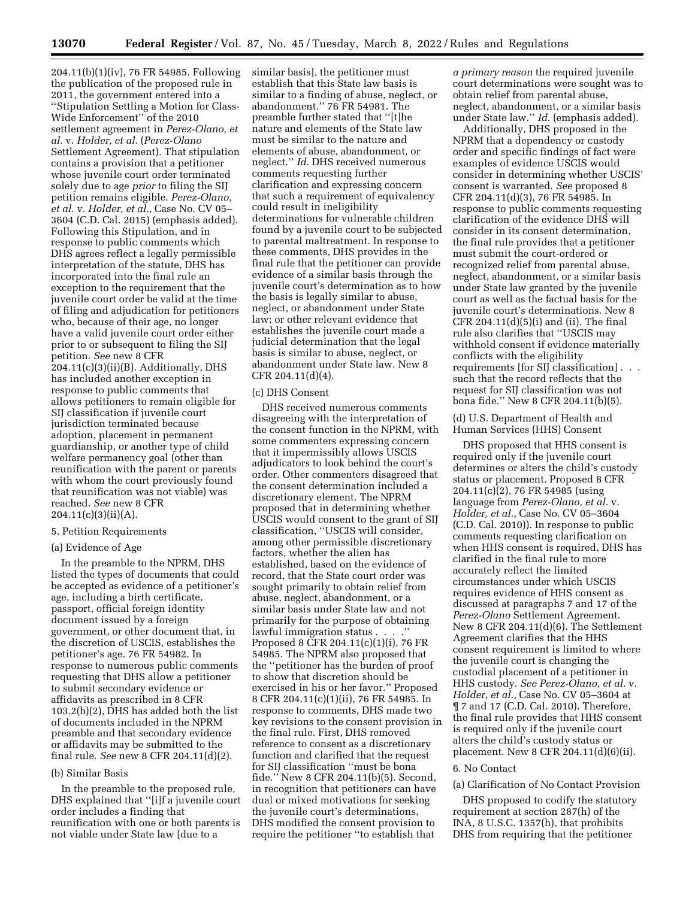204.11(b)(1)(iv), 76 FR 54985. Following the publication of the proposed rule in 2011, the government entered into a ''Stipulation Settling a Motion for Class-Wide Enforcement'' of the 2010 settlement agreement in *Perez-Olano, et al.* v. *Holder, et al.* (*Perez-Olano* Settlement Agreement). That stipulation contains a provision that a petitioner whose juvenile court order terminated solely due to age *prior* to filing the SIJ petition remains eligible. *Perez-Olano, et al.* v. *Holder, et al.,* Case No. CV 05–3604 (C.D. Cal. 2015) (emphasis added). Following this Stipulation, and in response to public comments which DHS agrees reflect a legally permissible interpretation of the statute, DHS has incorporated into the final rule an exception to the requirement that the juvenile court order be valid at the time of filing and adjudication for petitioners who, because of their age, no longer have a valid juvenile court order either prior to or subsequent to filing the SIJ petition. *See* new 8 CFR 204.11(c)(3)(ii)(B). Additionally, DHS has included another exception in response to public comments that allows petitioners to remain eligible for SIJ classification if juvenile court jurisdiction terminated because adoption, placement in permanent guardianship, or another type of child welfare permanency goal (other than reunification with the parent or parents with whom the court previously found that reunification was not viable) was reached. *See* new 8 CFR 204.11(c)(3)(ii)(A).

5. Petition Requirements

(a) Evidence of Age

In the preamble to the NPRM, DHS listed the types of documents that could be accepted as evidence of a petitioner's age, including a birth certificate, passport, official foreign identity document issued by a foreign government, or other document that, in the discretion of USCIS, establishes the petitioner's age. 76 FR 54982. In response to numerous public comments requesting that DHS allow a petitioner to submit secondary evidence or affidavits as prescribed in 8 CFR 103.2(b)(2), DHS has added both the list of documents included in the NPRM preamble and that secondary evidence or affidavits may be submitted to the final rule. *See* new 8 CFR 204.11(d)(2).

(b) Similar Basis

In the preamble to the proposed rule, DHS explained that ''[i]f a juvenile court order includes a finding that reunification with one or both parents is not viable under State law [due to a similar basis], the petitioner must establish that this State law basis is similar to a finding of abuse, neglect, or abandonment.'' 76 FR 54981. The preamble further stated that ''[t]he nature and elements of the State law must be similar to the nature and elements of abuse, abandonment, or neglect.'' *Id.* DHS received numerous comments requesting further clarification and expressing concern that such a requirement of equivalency could result in ineligibility determinations for vulnerable children found by a juvenile court to be subjected to parental maltreatment. In response to these comments, DHS provides in the final rule that the petitioner can provide evidence of a similar basis through the juvenile court's determination as to how the basis is legally similar to abuse, neglect, or abandonment under State law; or other relevant evidence that establishes the juvenile court made a judicial determination that the legal basis is similar to abuse, neglect, or abandonment under State law. New 8 CFR 204.11(d)(4).

(c) DHS Consent

DHS received numerous comments disagreeing with the interpretation of the consent function in the NPRM, with some commenters expressing concern that it impermissibly allows USCIS adjudicators to look behind the court's order. Other commenters disagreed that the consent determination included a discretionary element. The NPRM proposed that in determining whether USCIS would consent to the grant of SIJ classification, ''USCIS will consider, among other permissible discretionary factors, whether the alien has established, based on the evidence of record, that the State court order was sought primarily to obtain relief from abuse, neglect, abandonment, or a similar basis under State law and not primarily for the purpose of obtaining lawful immigration status . . . .'' Proposed 8 CFR 204.11(c)(1)(i), 76 FR 54985. The NPRM also proposed that the ''petitioner has the burden of proof to show that discretion should be exercised in his or her favor.'' Proposed 8 CFR 204.11(c)(1)(ii), 76 FR 54985. In response to comments, DHS made two key revisions to the consent provision in the final rule. First, DHS removed reference to consent as a discretionary function and clarified that the request for SIJ classification ''must be bona fide.'' New 8 CFR 204.11(b)(5). Second, in recognition that petitioners can have dual or mixed motivations for seeking the juvenile court's determinations, DHS modified the consent provision to require the petitioner ''to establish that *a primary reason* the required juvenile court determinations were sought was to obtain relief from parental abuse, neglect, abandonment, or a similar basis under State law.'' *Id.* (emphasis added).

Additionally, DHS proposed in the NPRM that a dependency or custody order and specific findings of fact were examples of evidence USCIS would consider in determining whether USCIS' consent is warranted. *See* proposed 8 CFR 204.11(d)(3), 76 FR 54985. In response to public comments requesting clarification of the evidence DHS will consider in its consent determination, the final rule provides that a petitioner must submit the court-ordered or recognized relief from parental abuse, neglect, abandonment, or a similar basis under State law granted by the juvenile court as well as the factual basis for the juvenile court's determinations. New 8 CFR 204.11(d)(5)(i) and (ii). The final rule also clarifies that ''USCIS may withhold consent if evidence materially conflicts with the eligibility requirements [for SIJ classification] . . . such that the record reflects that the request for SIJ classification was not bona fide.'' New 8 CFR 204.11(b)(5).

(d) U.S. Department of Health and Human Services (HHS) Consent

DHS proposed that HHS consent is required only if the juvenile court determines or alters the child's custody status or placement. Proposed 8 CFR 204.11(c)(2), 76 FR 54985 (using language from *Perez-Olano, et al.* v. *Holder, et al.,* Case No. CV 05–3604 (C.D. Cal. 2010)). In response to public comments requesting clarification on when HHS consent is required, DHS has clarified in the final rule to more accurately reflect the limited circumstances under which USCIS requires evidence of HHS consent as discussed at paragraphs 7 and 17 of the *Perez-Olano* Settlement Agreement. New 8 CFR 204.11(d)(6). The Settlement Agreement clarifies that the HHS consent requirement is limited to where the juvenile court is changing the custodial placement of a petitioner in HHS custody. *See Perez-Olano, et al.* v. *Holder, et al.,* Case No. CV 05–3604 at ¶ 7 and 17 (C.D. Cal. 2010). Therefore, the final rule provides that HHS consent is required only if the juvenile court alters the child's custody status or placement. New 8 CFR 204.11(d)(6)(ii).

6. No Contact

(a) Clarification of No Contact Provision

DHS proposed to codify the statutory requirement at section 287(h) of the INA, 8 U.S.C. 1357(h), that prohibits DHS from requiring that the petitioner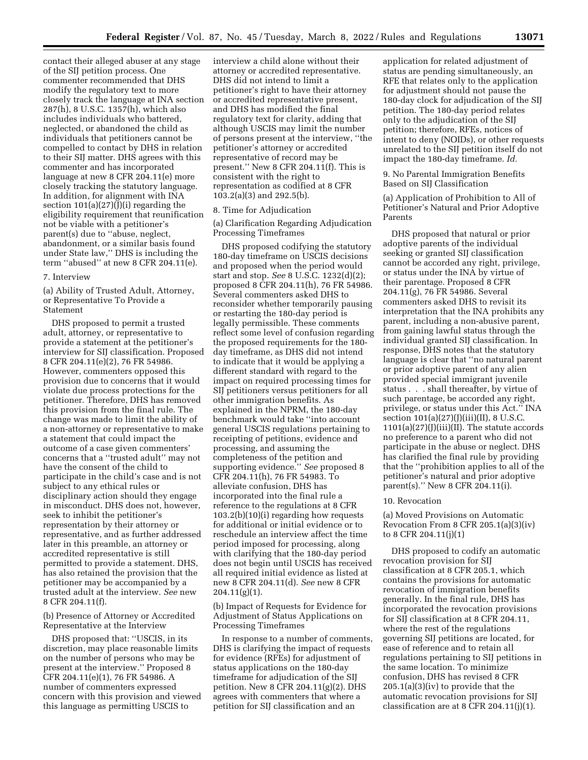contact their alleged abuser at any stage of the SIJ petition process. One commenter recommended that DHS modify the regulatory text to more closely track the language at INA section 287(h), 8 U.S.C. 1357(h), which also includes individuals who battered, neglected, or abandoned the child as individuals that petitioners cannot be compelled to contact by DHS in relation to their SIJ matter. DHS agrees with this commenter and has incorporated language at new 8 CFR 204.11(e) more closely tracking the statutory language. In addition, for alignment with INA section 101(a)(27)(J)(i) regarding the eligibility requirement that reunification not be viable with a petitioner's parent(s) due to "abuse, neglect, abandonment, or a similar basis found under State law," DHS is including the term "abused" at new 8 CFR 204.11(e).

7. Interview

(a) Ability of Trusted Adult, Attorney, or Representative To Provide a Statement

DHS proposed to permit a trusted adult, attorney, or representative to provide a statement at the petitioner's interview for SIJ classification. Proposed 8 CFR 204.11(e)(2), 76 FR 54986. However, commenters opposed this provision due to concerns that it would violate due process protections for the petitioner. Therefore, DHS has removed this provision from the final rule. The change was made to limit the ability of a non-attorney or representative to make a statement that could impact the outcome of a case given commenters' concerns that a "trusted adult" may not have the consent of the child to participate in the child's case and is not subject to any ethical rules or disciplinary action should they engage in misconduct. DHS does not, however, seek to inhibit the petitioner's representation by their attorney or representative, and as further addressed later in this preamble, an attorney or accredited representative is still permitted to provide a statement. DHS, has also retained the provision that the petitioner may be accompanied by a trusted adult at the interview. *See* new 8 CFR 204.11(f).

(b) Presence of Attorney or Accredited Representative at the Interview

DHS proposed that: "USCIS, in its discretion, may place reasonable limits on the number of persons who may be present at the interview." Proposed 8 CFR 204.11(e)(1), 76 FR 54986. A number of commenters expressed concern with this provision and viewed this language as permitting USCIS to interview a child alone without their attorney or accredited representative. DHS did not intend to limit a petitioner's right to have their attorney or accredited representative present, and DHS has modified the final regulatory text for clarity, adding that although USCIS may limit the number of persons present at the interview, "the petitioner's attorney or accredited representative of record may be present." New 8 CFR 204.11(f). This is consistent with the right to representation as codified at 8 CFR 103.2(a)(3) and 292.5(b).

8. Time for Adjudication

(a) Clarification Regarding Adjudication Processing Timeframes

DHS proposed codifying the statutory 180-day timeframe on USCIS decisions and proposed when the period would start and stop. *See* 8 U.S.C. 1232(d)(2); proposed 8 CFR 204.11(h), 76 FR 54986. Several commenters asked DHS to reconsider whether temporarily pausing or restarting the 180-day period is legally permissible. These comments reflect some level of confusion regarding the proposed requirements for the 180-day timeframe, as DHS did not intend to indicate that it would be applying a different standard with regard to the impact on required processing times for SIJ petitioners versus petitioners for all other immigration benefits. As explained in the NPRM, the 180-day benchmark would take "into account general USCIS regulations pertaining to receipting of petitions, evidence and processing, and assuming the completeness of the petition and supporting evidence." *See* proposed 8 CFR 204.11(h), 76 FR 54983. To alleviate confusion, DHS has incorporated into the final rule a reference to the regulations at 8 CFR 103.2(b)(10)(i) regarding how requests for additional or initial evidence or to reschedule an interview affect the time period imposed for processing, along with clarifying that the 180-day period does not begin until USCIS has received all required initial evidence as listed at new 8 CFR 204.11(d). *See* new 8 CFR 204.11(g)(1).

(b) Impact of Requests for Evidence for Adjustment of Status Applications on Processing Timeframes

In response to a number of comments, DHS is clarifying the impact of requests for evidence (RFEs) for adjustment of status applications on the 180-day timeframe for adjudication of the SIJ petition. New 8 CFR 204.11(g)(2). DHS agrees with commenters that where a petition for SIJ classification and an application for related adjustment of status are pending simultaneously, an RFE that relates only to the application for adjustment should not pause the 180-day clock for adjudication of the SIJ petition. The 180-day period relates only to the adjudication of the SIJ petition; therefore, RFEs, notices of intent to deny (NOIDs), or other requests unrelated to the SIJ petition itself do not impact the 180-day timeframe. *Id.*

9. No Parental Immigration Benefits Based on SIJ Classification

(a) Application of Prohibition to All of Petitioner's Natural and Prior Adoptive Parents

DHS proposed that natural or prior adoptive parents of the individual seeking or granted SIJ classification cannot be accorded any right, privilege, or status under the INA by virtue of their parentage. Proposed 8 CFR 204.11(g), 76 FR 54986. Several commenters asked DHS to revisit its interpretation that the INA prohibits any parent, including a non-abusive parent, from gaining lawful status through the individual granted SIJ classification. In response, DHS notes that the statutory language is clear that "no natural parent or prior adoptive parent of any alien provided special immigrant juvenile status . . . shall thereafter, by virtue of such parentage, be accorded any right, privilege, or status under this Act." INA section 101(a)(27)(J)(iii)(II), 8 U.S.C. 1101(a)(27)(J)(iii)(II). The statute accords no preference to a parent who did not participate in the abuse or neglect. DHS has clarified the final rule by providing that the "prohibition applies to all of the petitioner's natural and prior adoptive parent(s)." New 8 CFR 204.11(i).

10. Revocation

(a) Moved Provisions on Automatic Revocation From 8 CFR 205.1(a)(3)(iv) to 8 CFR 204.11(j)(1)

DHS proposed to codify an automatic revocation provision for SIJ classification at 8 CFR 205.1, which contains the provisions for automatic revocation of immigration benefits generally. In the final rule, DHS has incorporated the revocation provisions for SIJ classification at 8 CFR 204.11, where the rest of the regulations governing SIJ petitions are located, for ease of reference and to retain all regulations pertaining to SIJ petitions in the same location. To minimize confusion, DHS has revised 8 CFR 205.1(a)(3)(iv) to provide that the automatic revocation provisions for SIJ classification are at 8 CFR 204.11(j)(1).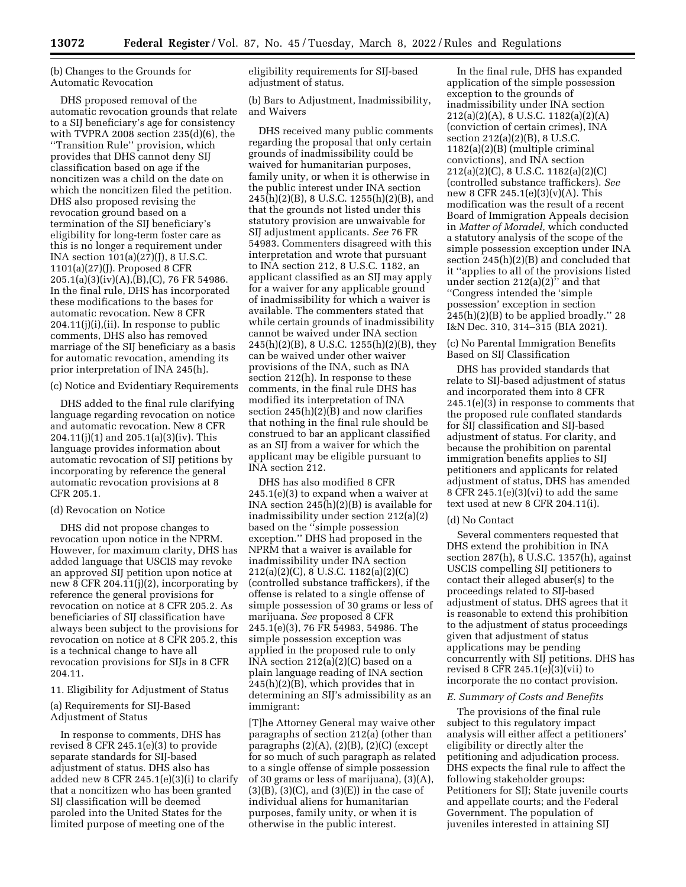(b) Changes to the Grounds for Automatic Revocation

DHS proposed removal of the automatic revocation grounds that relate to a SIJ beneficiary's age for consistency with TVPRA 2008 section 235(d)(6), the ''Transition Rule'' provision, which provides that DHS cannot deny SIJ classification based on age if the noncitizen was a child on the date on which the noncitizen filed the petition. DHS also proposed revising the revocation ground based on a termination of the SIJ beneficiary's eligibility for long-term foster care as this is no longer a requirement under INA section 101(a)(27)(J), 8 U.S.C. 1101(a)(27)(J). Proposed 8 CFR 205.1(a)(3)(iv)(A),(B),(C), 76 FR 54986. In the final rule, DHS has incorporated these modifications to the bases for automatic revocation. New 8 CFR 204.11(j)(i),(ii). In response to public comments, DHS also has removed marriage of the SIJ beneficiary as a basis for automatic revocation, amending its prior interpretation of INA 245(h).

(c) Notice and Evidentiary Requirements

DHS added to the final rule clarifying language regarding revocation on notice and automatic revocation. New 8 CFR 204.11(j)(1) and 205.1(a)(3)(iv). This language provides information about automatic revocation of SIJ petitions by incorporating by reference the general automatic revocation provisions at 8 CFR 205.1.

(d) Revocation on Notice

DHS did not propose changes to revocation upon notice in the NPRM. However, for maximum clarity, DHS has added language that USCIS may revoke an approved SIJ petition upon notice at new 8 CFR 204.11(j)(2), incorporating by reference the general provisions for revocation on notice at 8 CFR 205.2. As beneficiaries of SIJ classification have always been subject to the provisions for revocation on notice at 8 CFR 205.2, this is a technical change to have all revocation provisions for SIJs in 8 CFR 204.11.

11. Eligibility for Adjustment of Status

(a) Requirements for SIJ-Based Adjustment of Status

In response to comments, DHS has revised 8 CFR 245.1(e)(3) to provide separate standards for SIJ-based adjustment of status. DHS also has added new 8 CFR 245.1(e)(3)(i) to clarify that a noncitizen who has been granted SIJ classification will be deemed paroled into the United States for the limited purpose of meeting one of the eligibility requirements for SIJ-based adjustment of status.

(b) Bars to Adjustment, Inadmissibility, and Waivers

DHS received many public comments regarding the proposal that only certain grounds of inadmissibility could be waived for humanitarian purposes, family unity, or when it is otherwise in the public interest under INA section 245(h)(2)(B), 8 U.S.C. 1255(h)(2)(B), and that the grounds not listed under this statutory provision are unwaivable for SIJ adjustment applicants. *See* 76 FR 54983. Commenters disagreed with this interpretation and wrote that pursuant to INA section 212, 8 U.S.C. 1182, an applicant classified as an SIJ may apply for a waiver for any applicable ground of inadmissibility for which a waiver is available. The commenters stated that while certain grounds of inadmissibility cannot be waived under INA section 245(h)(2)(B), 8 U.S.C. 1255(h)(2)(B), they can be waived under other waiver provisions of the INA, such as INA section 212(h). In response to these comments, in the final rule DHS has modified its interpretation of INA section 245(h)(2)(B) and now clarifies that nothing in the final rule should be construed to bar an applicant classified as an SIJ from a waiver for which the applicant may be eligible pursuant to INA section 212.

DHS has also modified 8 CFR 245.1(e)(3) to expand when a waiver at INA section 245(h)(2)(B) is available for inadmissibility under section 212(a)(2) based on the ''simple possession exception.'' DHS had proposed in the NPRM that a waiver is available for inadmissibility under INA section 212(a)(2)(C), 8 U.S.C. 1182(a)(2)(C) (controlled substance traffickers), if the offense is related to a single offense of simple possession of 30 grams or less of marijuana. *See* proposed 8 CFR 245.1(e)(3), 76 FR 54983, 54986. The simple possession exception was applied in the proposed rule to only INA section 212(a)(2)(C) based on a plain language reading of INA section 245(h)(2)(B), which provides that in determining an SIJ's admissibility as an immigrant:

> [T]he Attorney General may waive other paragraphs of section 212(a) (other than paragraphs (2)(A), (2)(B), (2)(C) (except for so much of such paragraph as related to a single offense of simple possession of 30 grams or less of marijuana), (3)(A), (3)(B), (3)(C), and (3)(E)) in the case of individual aliens for humanitarian purposes, family unity, or when it is otherwise in the public interest.

In the final rule, DHS has expanded application of the simple possession exception to the grounds of inadmissibility under INA section 212(a)(2)(A), 8 U.S.C. 1182(a)(2)(A) (conviction of certain crimes), INA section 212(a)(2)(B), 8 U.S.C. 1182(a)(2)(B) (multiple criminal convictions), and INA section 212(a)(2)(C), 8 U.S.C. 1182(a)(2)(C) (controlled substance traffickers). *See* new 8 CFR 245.1(e)(3)(v)(A). This modification was the result of a recent Board of Immigration Appeals decision in *Matter of Moradel,* which conducted a statutory analysis of the scope of the simple possession exception under INA section 245(h)(2)(B) and concluded that it ''applies to all of the provisions listed under section 212(a)(2)'' and that ''Congress intended the 'simple possession' exception in section 245(h)(2)(B) to be applied broadly.'' 28 I&N Dec. 310, 314–315 (BIA 2021).

(c) No Parental Immigration Benefits Based on SIJ Classification

DHS has provided standards that relate to SIJ-based adjustment of status and incorporated them into 8 CFR 245.1(e)(3) in response to comments that the proposed rule conflated standards for SIJ classification and SIJ-based adjustment of status. For clarity, and because the prohibition on parental immigration benefits applies to SIJ petitioners and applicants for related adjustment of status, DHS has amended 8 CFR 245.1(e)(3)(vi) to add the same text used at new 8 CFR 204.11(i).

(d) No Contact

Several commenters requested that DHS extend the prohibition in INA section 287(h), 8 U.S.C. 1357(h), against USCIS compelling SIJ petitioners to contact their alleged abuser(s) to the proceedings related to SIJ-based adjustment of status. DHS agrees that it is reasonable to extend this prohibition to the adjustment of status proceedings given that adjustment of status applications may be pending concurrently with SIJ petitions. DHS has revised 8 CFR 245.1(e)(3)(vii) to incorporate the no contact provision.

### *E. Summary of Costs and Benefits*

The provisions of the final rule subject to this regulatory impact analysis will either affect a petitioners' eligibility or directly alter the petitioning and adjudication process. DHS expects the final rule to affect the following stakeholder groups: Petitioners for SIJ; State juvenile courts and appellate courts; and the Federal Government. The population of juveniles interested in attaining SIJ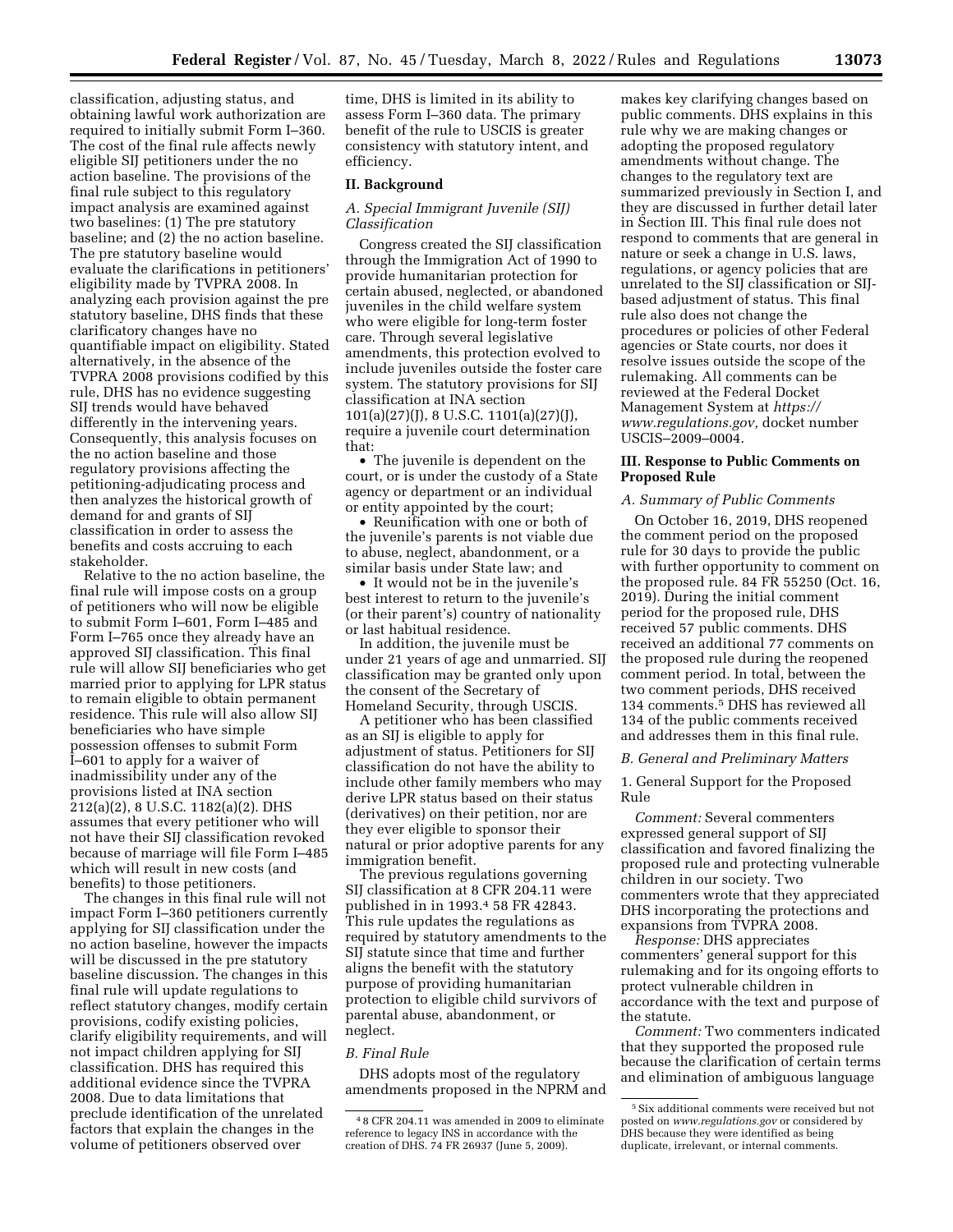classification, adjusting status, and obtaining lawful work authorization are required to initially submit Form I–360. The cost of the final rule affects newly eligible SIJ petitioners under the no action baseline. The provisions of the final rule subject to this regulatory impact analysis are examined against two baselines: (1) The pre statutory baseline; and (2) the no action baseline. The pre statutory baseline would evaluate the clarifications in petitioners' eligibility made by TVPRA 2008. In analyzing each provision against the pre statutory baseline, DHS finds that these clarificatory changes have no quantifiable impact on eligibility. Stated alternatively, in the absence of the TVPRA 2008 provisions codified by this rule, DHS has no evidence suggesting SIJ trends would have behaved differently in the intervening years. Consequently, this analysis focuses on the no action baseline and those regulatory provisions affecting the petitioning-adjudicating process and then analyzes the historical growth of demand for and grants of SIJ classification in order to assess the benefits and costs accruing to each stakeholder.

Relative to the no action baseline, the final rule will impose costs on a group of petitioners who will now be eligible to submit Form I–601, Form I–485 and Form I–765 once they already have an approved SIJ classification. This final rule will allow SIJ beneficiaries who get married prior to applying for LPR status to remain eligible to obtain permanent residence. This rule will also allow SIJ beneficiaries who have simple possession offenses to submit Form I–601 to apply for a waiver of inadmissibility under any of the provisions listed at INA section 212(a)(2), 8 U.S.C. 1182(a)(2). DHS assumes that every petitioner who will not have their SIJ classification revoked because of marriage will file Form I–485 which will result in new costs (and benefits) to those petitioners.

The changes in this final rule will not impact Form I–360 petitioners currently applying for SIJ classification under the no action baseline, however the impacts will be discussed in the pre statutory baseline discussion. The changes in this final rule will update regulations to reflect statutory changes, modify certain provisions, codify existing policies, clarify eligibility requirements, and will not impact children applying for SIJ classification. DHS has required this additional evidence since the TVPRA 2008. Due to data limitations that preclude identification of the unrelated factors that explain the changes in the volume of petitioners observed over time, DHS is limited in its ability to assess Form I–360 data. The primary benefit of the rule to USCIS is greater consistency with statutory intent, and efficiency.

## II. Background

### A. Special Immigrant Juvenile (SIJ) Classification

Congress created the SIJ classification through the Immigration Act of 1990 to provide humanitarian protection for certain abused, neglected, or abandoned juveniles in the child welfare system who were eligible for long-term foster care. Through several legislative amendments, this protection evolved to include juveniles outside the foster care system. The statutory provisions for SIJ classification at INA section 101(a)(27)(J), 8 U.S.C. 1101(a)(27)(J), require a juvenile court determination that:

- The juvenile is dependent on the court, or is under the custody of a State agency or department or an individual or entity appointed by the court;
- Reunification with one or both of the juvenile's parents is not viable due to abuse, neglect, abandonment, or a similar basis under State law; and
- It would not be in the juvenile's best interest to return to the juvenile's (or their parent's) country of nationality or last habitual residence.

In addition, the juvenile must be under 21 years of age and unmarried. SIJ classification may be granted only upon the consent of the Secretary of Homeland Security, through USCIS.

A petitioner who has been classified as an SIJ is eligible to apply for adjustment of status. Petitioners for SIJ classification do not have the ability to include other family members who may derive LPR status based on their status (derivatives) on their petition, nor are they ever eligible to sponsor their natural or prior adoptive parents for any immigration benefit.

The previous regulations governing SIJ classification at 8 CFR 204.11 were published in in 1993.[4] 58 FR 42843. This rule updates the regulations as required by statutory amendments to the SIJ statute since that time and further aligns the benefit with the statutory purpose of providing humanitarian protection to eligible child survivors of parental abuse, abandonment, or neglect.

### B. Final Rule

DHS adopts most of the regulatory amendments proposed in the NPRM and makes key clarifying changes based on public comments. DHS explains in this rule why we are making changes or adopting the proposed regulatory amendments without change. The changes to the regulatory text are summarized previously in Section I, and they are discussed in further detail later in Section III. This final rule does not respond to comments that are general in nature or seek a change in U.S. laws, regulations, or agency policies that are unrelated to the SIJ classification or SIJ-based adjustment of status. This final rule also does not change the procedures or policies of other Federal agencies or State courts, nor does it resolve issues outside the scope of the rulemaking. All comments can be reviewed at the Federal Docket Management System at *https://www.regulations.gov,* docket number USCIS–2009–0004.

## III. Response to Public Comments on Proposed Rule

### A. Summary of Public Comments

On October 16, 2019, DHS reopened the comment period on the proposed rule for 30 days to provide the public with further opportunity to comment on the proposed rule. 84 FR 55250 (Oct. 16, 2019). During the initial comment period for the proposed rule, DHS received 57 public comments. DHS received an additional 77 comments on the proposed rule during the reopened comment period. In total, between the two comment periods, DHS received 134 comments.[5] DHS has reviewed all 134 of the public comments received and addresses them in this final rule.

### B. General and Preliminary Matters

1. General Support for the Proposed Rule

*Comment:* Several commenters expressed general support of SIJ classification and favored finalizing the proposed rule and protecting vulnerable children in our society. Two commenters wrote that they appreciated DHS incorporating the protections and expansions from TVPRA 2008.

*Response:* DHS appreciates commenters' general support for this rulemaking and for its ongoing efforts to protect vulnerable children in accordance with the text and purpose of the statute.

*Comment:* Two commenters indicated that they supported the proposed rule because the clarification of certain terms and elimination of ambiguous language

---

[4] 8 CFR 204.11 was amended in 2009 to eliminate reference to legacy INS in accordance with the creation of DHS. 74 FR 26937 (June 5, 2009).

[5] Six additional comments were received but not posted on *www.regulations.gov* or considered by DHS because they were identified as being duplicate, irrelevant, or internal comments.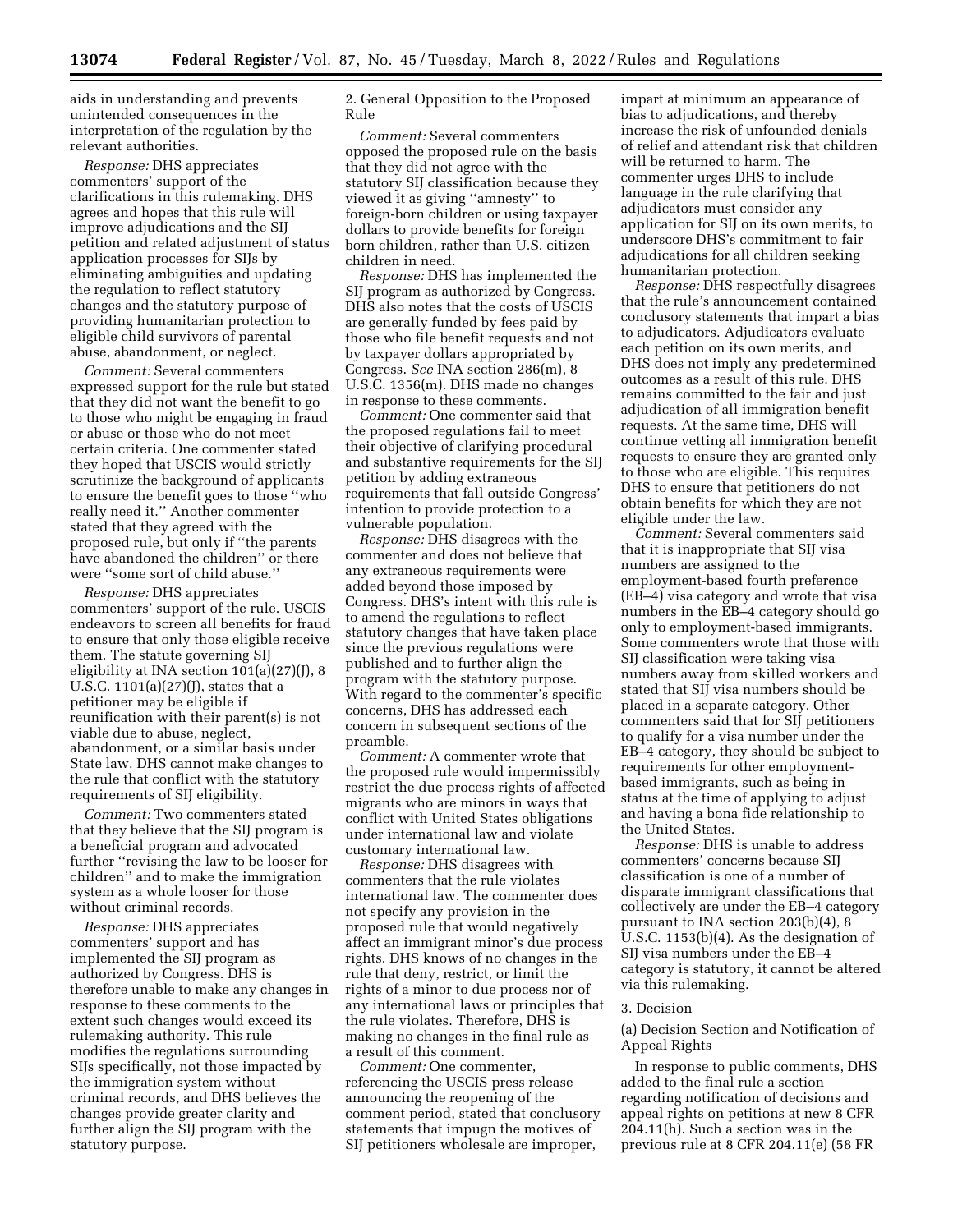aids in understanding and prevents unintended consequences in the interpretation of the regulation by the relevant authorities.

*Response:* DHS appreciates commenters' support of the clarifications in this rulemaking. DHS agrees and hopes that this rule will improve adjudications and the SIJ petition and related adjustment of status application processes for SIJs by eliminating ambiguities and updating the regulation to reflect statutory changes and the statutory purpose of providing humanitarian protection to eligible child survivors of parental abuse, abandonment, or neglect.

*Comment:* Several commenters expressed support for the rule but stated that they did not want the benefit to go to those who might be engaging in fraud or abuse or those who do not meet certain criteria. One commenter stated they hoped that USCIS would strictly scrutinize the background of applicants to ensure the benefit goes to those ''who really need it.'' Another commenter stated that they agreed with the proposed rule, but only if ''the parents have abandoned the children'' or there were ''some sort of child abuse.''

*Response:* DHS appreciates commenters' support of the rule. USCIS endeavors to screen all benefits for fraud to ensure that only those eligible receive them. The statute governing SIJ eligibility at INA section 101(a)(27)(J), 8 U.S.C. 1101(a)(27)(J), states that a petitioner may be eligible if reunification with their parent(s) is not viable due to abuse, neglect, abandonment, or a similar basis under State law. DHS cannot make changes to the rule that conflict with the statutory requirements of SIJ eligibility.

*Comment:* Two commenters stated that they believe that the SIJ program is a beneficial program and advocated further ''revising the law to be looser for children'' and to make the immigration system as a whole looser for those without criminal records.

*Response:* DHS appreciates commenters' support and has implemented the SIJ program as authorized by Congress. DHS is therefore unable to make any changes in response to these comments to the extent such changes would exceed its rulemaking authority. This rule modifies the regulations surrounding SIJs specifically, not those impacted by the immigration system without criminal records, and DHS believes the changes provide greater clarity and further align the SIJ program with the statutory purpose.

2. General Opposition to the Proposed Rule

*Comment:* Several commenters opposed the proposed rule on the basis that they did not agree with the statutory SIJ classification because they viewed it as giving ''amnesty'' to foreign-born children or using taxpayer dollars to provide benefits for foreign born children, rather than U.S. citizen children in need.

*Response:* DHS has implemented the SIJ program as authorized by Congress. DHS also notes that the costs of USCIS are generally funded by fees paid by those who file benefit requests and not by taxpayer dollars appropriated by Congress. *See* INA section 286(m), 8 U.S.C. 1356(m). DHS made no changes in response to these comments.

*Comment:* One commenter said that the proposed regulations fail to meet their objective of clarifying procedural and substantive requirements for the SIJ petition by adding extraneous requirements that fall outside Congress' intention to provide protection to a vulnerable population.

*Response:* DHS disagrees with the commenter and does not believe that any extraneous requirements were added beyond those imposed by Congress. DHS's intent with this rule is to amend the regulations to reflect statutory changes that have taken place since the previous regulations were published and to further align the program with the statutory purpose. With regard to the commenter's specific concerns, DHS has addressed each concern in subsequent sections of the preamble.

*Comment:* A commenter wrote that the proposed rule would impermissibly restrict the due process rights of affected migrants who are minors in ways that conflict with United States obligations under international law and violate customary international law.

*Response:* DHS disagrees with commenters that the rule violates international law. The commenter does not specify any provision in the proposed rule that would negatively affect an immigrant minor's due process rights. DHS knows of no changes in the rule that deny, restrict, or limit the rights of a minor to due process nor of any international laws or principles that the rule violates. Therefore, DHS is making no changes in the final rule as a result of this comment.

*Comment:* One commenter, referencing the USCIS press release announcing the reopening of the comment period, stated that conclusory statements that impugn the motives of SIJ petitioners wholesale are improper, impart at minimum an appearance of bias to adjudications, and thereby increase the risk of unfounded denials of relief and attendant risk that children will be returned to harm. The commenter urges DHS to include language in the rule clarifying that adjudicators must consider any application for SIJ on its own merits, to underscore DHS's commitment to fair adjudications for all children seeking humanitarian protection.

*Response:* DHS respectfully disagrees that the rule's announcement contained conclusory statements that impart a bias to adjudicators. Adjudicators evaluate each petition on its own merits, and DHS does not imply any predetermined outcomes as a result of this rule. DHS remains committed to the fair and just adjudication of all immigration benefit requests. At the same time, DHS will continue vetting all immigration benefit requests to ensure they are granted only to those who are eligible. This requires DHS to ensure that petitioners do not obtain benefits for which they are not eligible under the law.

*Comment:* Several commenters said that it is inappropriate that SIJ visa numbers are assigned to the employment-based fourth preference (EB–4) visa category and wrote that visa numbers in the EB–4 category should go only to employment-based immigrants. Some commenters wrote that those with SIJ classification were taking visa numbers away from skilled workers and stated that SIJ visa numbers should be placed in a separate category. Other commenters said that for SIJ petitioners to qualify for a visa number under the EB–4 category, they should be subject to requirements for other employment-based immigrants, such as being in status at the time of applying to adjust and having a bona fide relationship to the United States.

*Response:* DHS is unable to address commenters' concerns because SIJ classification is one of a number of disparate immigrant classifications that collectively are under the EB–4 category pursuant to INA section 203(b)(4), 8 U.S.C. 1153(b)(4). As the designation of SIJ visa numbers under the EB–4 category is statutory, it cannot be altered via this rulemaking.

3. Decision

(a) Decision Section and Notification of Appeal Rights

In response to public comments, DHS added to the final rule a section regarding notification of decisions and appeal rights on petitions at new 8 CFR 204.11(h). Such a section was in the previous rule at 8 CFR 204.11(e) (58 FR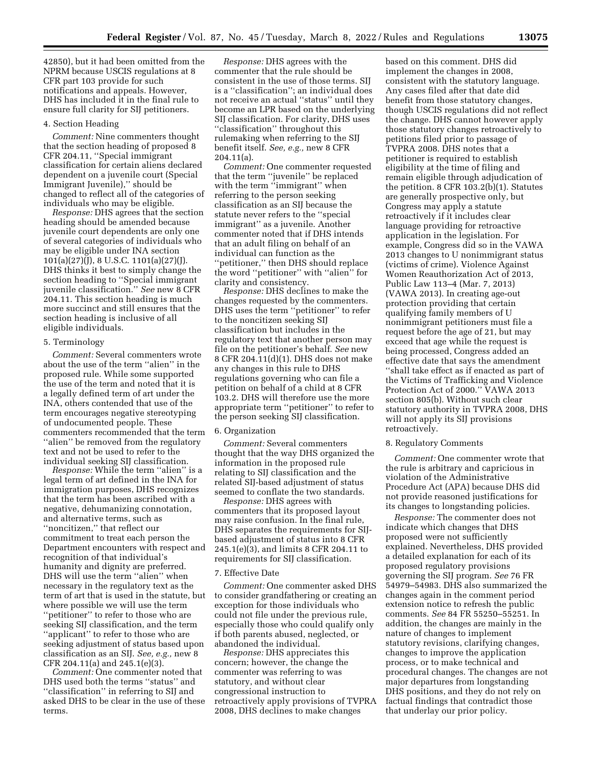42850), but it had been omitted from the NPRM because USCIS regulations at 8 CFR part 103 provide for such notifications and appeals. However, DHS has included it in the final rule to ensure full clarity for SIJ petitioners.

### 4. Section Heading

*Comment:* Nine commenters thought that the section heading of proposed 8 CFR 204.11, "Special immigrant classification for certain aliens declared dependent on a juvenile court (Special Immigrant Juvenile)," should be changed to reflect all of the categories of individuals who may be eligible.

*Response:* DHS agrees that the section heading should be amended because juvenile court dependents are only one of several categories of individuals who may be eligible under INA section 101(a)(27)(J), 8 U.S.C. 1101(a)(27)(J). DHS thinks it best to simply change the section heading to "Special immigrant juvenile classification." *See* new 8 CFR 204.11. This section heading is much more succinct and still ensures that the section heading is inclusive of all eligible individuals.

### 5. Terminology

*Comment:* Several commenters wrote about the use of the term "alien" in the proposed rule. While some supported the use of the term and noted that it is a legally defined term of art under the INA, others contended that use of the term encourages negative stereotyping of undocumented people. These commenters recommended that the term "alien" be removed from the regulatory text and not be used to refer to the individual seeking SIJ classification.

*Response:* While the term "alien" is a legal term of art defined in the INA for immigration purposes, DHS recognizes that the term has been ascribed with a negative, dehumanizing connotation, and alternative terms, such as "noncitizen," that reflect our commitment to treat each person the Department encounters with respect and recognition of that individual's humanity and dignity are preferred. DHS will use the term "alien" when necessary in the regulatory text as the term of art that is used in the statute, but where possible we will use the term "petitioner" to refer to those who are seeking SIJ classification, and the term "applicant" to refer to those who are seeking adjustment of status based upon classification as an SIJ. *See, e.g.,* new 8 CFR 204.11(a) and 245.1(e)(3).

*Comment:* One commenter noted that DHS used both the terms "status" and "classification" in referring to SIJ and asked DHS to be clear in the use of these terms.

*Response:* DHS agrees with the commenter that the rule should be consistent in the use of those terms. SIJ is a "classification"; an individual does not receive an actual "status" until they become an LPR based on the underlying SIJ classification. For clarity, DHS uses "classification" throughout this rulemaking when referring to the SIJ benefit itself. *See, e.g.,* new 8 CFR 204.11(a).

*Comment:* One commenter requested that the term "juvenile" be replaced with the term "immigrant" when referring to the person seeking classification as an SIJ because the statute never refers to the "special immigrant" as a juvenile. Another commenter noted that if DHS intends that an adult filing on behalf of an individual can function as the "petitioner," then DHS should replace the word "petitioner" with "alien" for clarity and consistency.

*Response:* DHS declines to make the changes requested by the commenters. DHS uses the term "petitioner" to refer to the noncitizen seeking SIJ classification but includes in the regulatory text that another person may file on the petitioner's behalf. *See* new 8 CFR 204.11(d)(1). DHS does not make any changes in this rule to DHS regulations governing who can file a petition on behalf of a child at 8 CFR 103.2. DHS will therefore use the more appropriate term "petitioner" to refer to the person seeking SIJ classification.

### 6. Organization

*Comment:* Several commenters thought that the way DHS organized the information in the proposed rule relating to SIJ classification and the related SIJ-based adjustment of status seemed to conflate the two standards.

*Response:* DHS agrees with commenters that its proposed layout may raise confusion. In the final rule, DHS separates the requirements for SIJ-based adjustment of status into 8 CFR 245.1(e)(3), and limits 8 CFR 204.11 to requirements for SIJ classification.

### 7. Effective Date

*Comment:* One commenter asked DHS to consider grandfathering or creating an exception for those individuals who could not file under the previous rule, especially those who could qualify only if both parents abused, neglected, or abandoned the individual.

*Response:* DHS appreciates this concern; however, the change the commenter was referring to was statutory, and without clear congressional instruction to retroactively apply provisions of TVPRA 2008, DHS declines to make changes based on this comment. DHS did implement the changes in 2008, consistent with the statutory language. Any cases filed after that date did benefit from those statutory changes, though USCIS regulations did not reflect the change. DHS cannot however apply those statutory changes retroactively to petitions filed prior to passage of TVPRA 2008. DHS notes that a petitioner is required to establish eligibility at the time of filing and remain eligible through adjudication of the petition. 8 CFR 103.2(b)(1). Statutes are generally prospective only, but Congress may apply a statute retroactively if it includes clear language providing for retroactive application in the legislation. For example, Congress did so in the VAWA 2013 changes to U nonimmigrant status (victims of crime). Violence Against Women Reauthorization Act of 2013, Public Law 113–4 (Mar. 7, 2013) (VAWA 2013). In creating age-out protection providing that certain qualifying family members of U nonimmigrant petitioners must file a request before the age of 21, but may exceed that age while the request is being processed, Congress added an effective date that says the amendment "shall take effect as if enacted as part of the Victims of Trafficking and Violence Protection Act of 2000." VAWA 2013 section 805(b). Without such clear statutory authority in TVPRA 2008, DHS will not apply its SIJ provisions retroactively.

### 8. Regulatory Comments

*Comment:* One commenter wrote that the rule is arbitrary and capricious in violation of the Administrative Procedure Act (APA) because DHS did not provide reasoned justifications for its changes to longstanding policies.

*Response:* The commenter does not indicate which changes that DHS proposed were not sufficiently explained. Nevertheless, DHS provided a detailed explanation for each of its proposed regulatory provisions governing the SIJ program. *See* 76 FR 54979–54983. DHS also summarized the changes again in the comment period extension notice to refresh the public comments. *See* 84 FR 55250–55251. In addition, the changes are mainly in the nature of changes to implement statutory revisions, clarifying changes, changes to improve the application process, or to make technical and procedural changes. The changes are not major departures from longstanding DHS positions, and they do not rely on factual findings that contradict those that underlay our prior policy.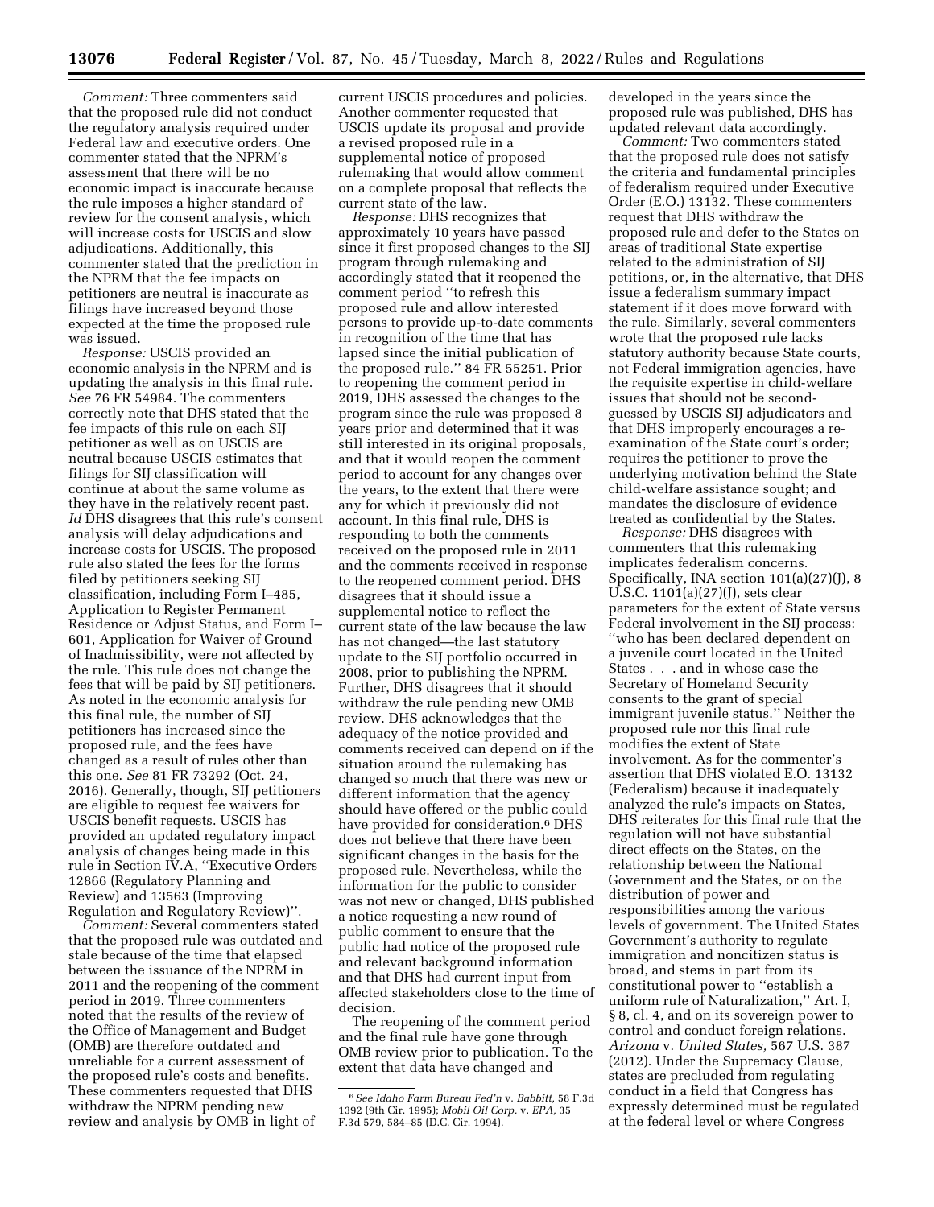*Comment:* Three commenters said that the proposed rule did not conduct the regulatory analysis required under Federal law and executive orders. One commenter stated that the NPRM's assessment that there will be no economic impact is inaccurate because the rule imposes a higher standard of review for the consent analysis, which will increase costs for USCIS and slow adjudications. Additionally, this commenter stated that the prediction in the NPRM that the fee impacts on petitioners are neutral is inaccurate as filings have increased beyond those expected at the time the proposed rule was issued.

*Response:* USCIS provided an economic analysis in the NPRM and is updating the analysis in this final rule. *See* 76 FR 54984. The commenters correctly note that DHS stated that the fee impacts of this rule on each SIJ petitioner as well as on USCIS are neutral because USCIS estimates that filings for SIJ classification will continue at about the same volume as they have in the relatively recent past. *Id* DHS disagrees that this rule's consent analysis will delay adjudications and increase costs for USCIS. The proposed rule also stated the fees for the forms filed by petitioners seeking SIJ classification, including Form I–485, Application to Register Permanent Residence or Adjust Status, and Form I–601, Application for Waiver of Ground of Inadmissibility, were not affected by the rule. This rule does not change the fees that will be paid by SIJ petitioners. As noted in the economic analysis for this final rule, the number of SIJ petitioners has increased since the proposed rule, and the fees have changed as a result of rules other than this one. *See* 81 FR 73292 (Oct. 24, 2016). Generally, though, SIJ petitioners are eligible to request fee waivers for USCIS benefit requests. USCIS has provided an updated regulatory impact analysis of changes being made in this rule in Section IV.A, ''Executive Orders 12866 (Regulatory Planning and Review) and 13563 (Improving Regulation and Regulatory Review)''.

*Comment:* Several commenters stated that the proposed rule was outdated and stale because of the time that elapsed between the issuance of the NPRM in 2011 and the reopening of the comment period in 2019. Three commenters noted that the results of the review of the Office of Management and Budget (OMB) are therefore outdated and unreliable for a current assessment of the proposed rule's costs and benefits. These commenters requested that DHS withdraw the NPRM pending new review and analysis by OMB in light of current USCIS procedures and policies. Another commenter requested that USCIS update its proposal and provide a revised proposed rule in a supplemental notice of proposed rulemaking that would allow comment on a complete proposal that reflects the current state of the law.

*Response:* DHS recognizes that approximately 10 years have passed since it first proposed changes to the SIJ program through rulemaking and accordingly stated that it reopened the comment period ''to refresh this proposed rule and allow interested persons to provide up-to-date comments in recognition of the time that has lapsed since the initial publication of the proposed rule.'' 84 FR 55251. Prior to reopening the comment period in 2019, DHS assessed the changes to the program since the rule was proposed 8 years prior and determined that it was still interested in its original proposals, and that it would reopen the comment period to account for any changes over the years, to the extent that there were any for which it previously did not account. In this final rule, DHS is responding to both the comments received on the proposed rule in 2011 and the comments received in response to the reopened comment period. DHS disagrees that it should issue a supplemental notice to reflect the current state of the law because the law has not changed—the last statutory update to the SIJ portfolio occurred in 2008, prior to publishing the NPRM. Further, DHS disagrees that it should withdraw the rule pending new OMB review. DHS acknowledges that the adequacy of the notice provided and comments received can depend on if the situation around the rulemaking has changed so much that there was new or different information that the agency should have offered or the public could have provided for consideration.[6] DHS does not believe that there have been significant changes in the basis for the proposed rule. Nevertheless, while the information for the public to consider was not new or changed, DHS published a notice requesting a new round of public comment to ensure that the public had notice of the proposed rule and relevant background information and that DHS had current input from affected stakeholders close to the time of decision.

The reopening of the comment period and the final rule have gone through OMB review prior to publication. To the extent that data have changed and developed in the years since the proposed rule was published, DHS has updated relevant data accordingly.

*Comment:* Two commenters stated that the proposed rule does not satisfy the criteria and fundamental principles of federalism required under Executive Order (E.O.) 13132. These commenters request that DHS withdraw the proposed rule and defer to the States on areas of traditional State expertise related to the administration of SIJ petitions, or, in the alternative, that DHS issue a federalism summary impact statement if it does move forward with the rule. Similarly, several commenters wrote that the proposed rule lacks statutory authority because State courts, not Federal immigration agencies, have the requisite expertise in child-welfare issues that should not be second-guessed by USCIS SIJ adjudicators and that DHS improperly encourages a re-examination of the State court's order; requires the petitioner to prove the underlying motivation behind the State child-welfare assistance sought; and mandates the disclosure of evidence treated as confidential by the States.

*Response:* DHS disagrees with commenters that this rulemaking implicates federalism concerns. Specifically, INA section 101(a)(27)(J), 8 U.S.C. 1101(a)(27)(J), sets clear parameters for the extent of State versus Federal involvement in the SIJ process: ''who has been declared dependent on a juvenile court located in the United States . . . and in whose case the Secretary of Homeland Security consents to the grant of special immigrant juvenile status.'' Neither the proposed rule nor this final rule modifies the extent of State involvement. As for the commenter's assertion that DHS violated E.O. 13132 (Federalism) because it inadequately analyzed the rule's impacts on States, DHS reiterates for this final rule that the regulation will not have substantial direct effects on the States, on the relationship between the National Government and the States, or on the distribution of power and responsibilities among the various levels of government. The United States Government's authority to regulate immigration and noncitizen status is broad, and stems in part from its constitutional power to ''establish a uniform rule of Naturalization,'' Art. I, § 8, cl. 4, and on its sovereign power to control and conduct foreign relations. *Arizona* v. *United States,* 567 U.S. 387 (2012). Under the Supremacy Clause, states are precluded from regulating conduct in a field that Congress has expressly determined must be regulated at the federal level or where Congress

---

[6] *See Idaho Farm Bureau Fed'n* v. *Babbitt,* 58 F.3d 1392 (9th Cir. 1995); *Mobil Oil Corp.* v. *EPA,* 35 F.3d 579, 584–85 (D.C. Cir. 1994).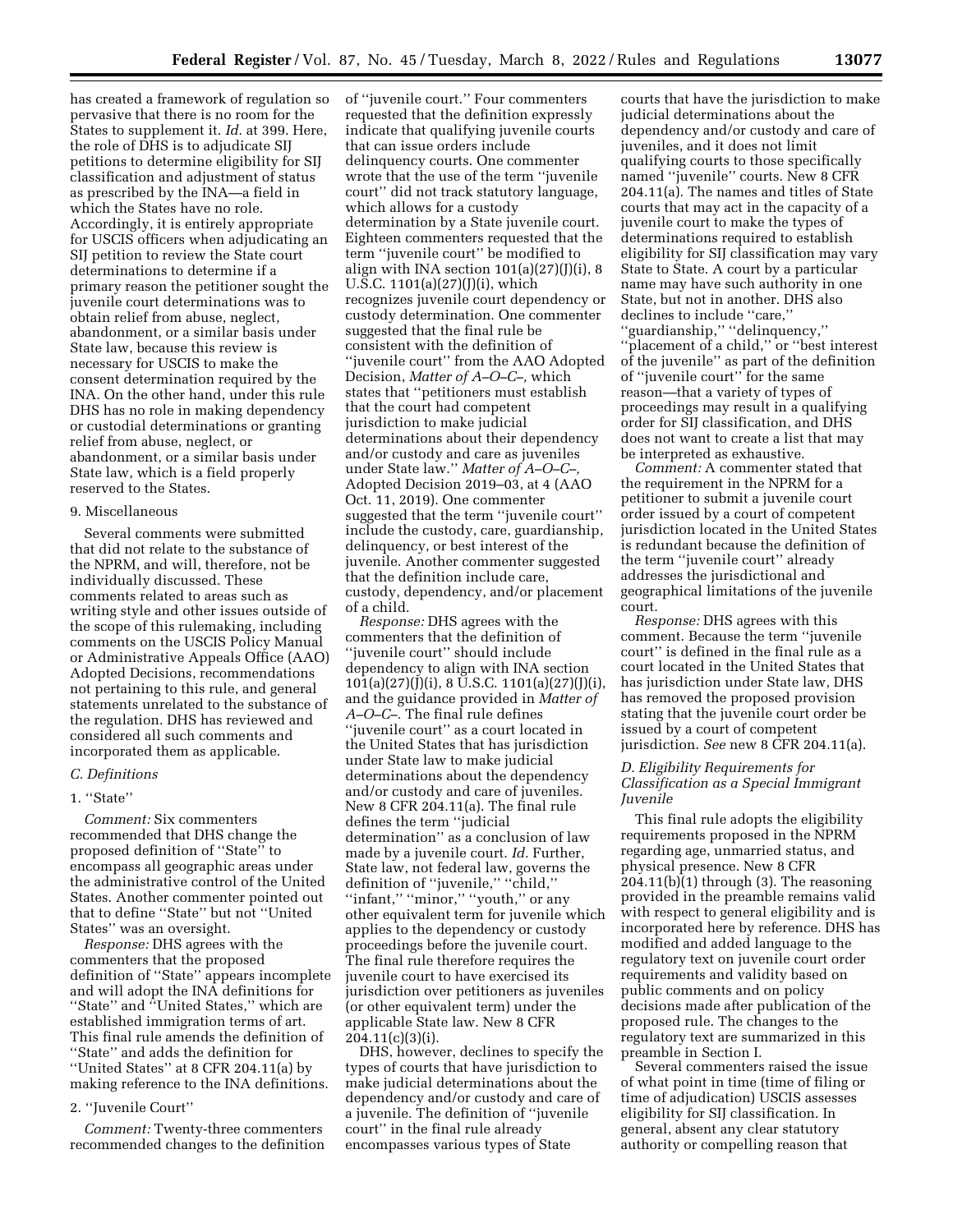has created a framework of regulation so pervasive that there is no room for the States to supplement it. *Id.* at 399. Here, the role of DHS is to adjudicate SIJ petitions to determine eligibility for SIJ classification and adjustment of status as prescribed by the INA—a field in which the States have no role. Accordingly, it is entirely appropriate for USCIS officers when adjudicating an SIJ petition to review the State court determinations to determine if a primary reason the petitioner sought the juvenile court determinations was to obtain relief from abuse, neglect, abandonment, or a similar basis under State law, because this review is necessary for USCIS to make the consent determination required by the INA. On the other hand, under this rule DHS has no role in making dependency or custodial determinations or granting relief from abuse, neglect, or abandonment, or a similar basis under State law, which is a field properly reserved to the States.

9. Miscellaneous

Several comments were submitted that did not relate to the substance of the NPRM, and will, therefore, not be individually discussed. These comments related to areas such as writing style and other issues outside of the scope of this rulemaking, including comments on the USCIS Policy Manual or Administrative Appeals Office (AAO) Adopted Decisions, recommendations not pertaining to this rule, and general statements unrelated to the substance of the regulation. DHS has reviewed and considered all such comments and incorporated them as applicable.

### C. Definitions

1. ''State''

*Comment:* Six commenters recommended that DHS change the proposed definition of ''State'' to encompass all geographic areas under the administrative control of the United States. Another commenter pointed out that to define ''State'' but not ''United States'' was an oversight.

*Response:* DHS agrees with the commenters that the proposed definition of ''State'' appears incomplete and will adopt the INA definitions for ''State'' and ''United States,'' which are established immigration terms of art. This final rule amends the definition of ''State'' and adds the definition for ''United States'' at 8 CFR 204.11(a) by making reference to the INA definitions.

2. ''Juvenile Court''

*Comment:* Twenty-three commenters recommended changes to the definition of ''juvenile court.'' Four commenters requested that the definition expressly indicate that qualifying juvenile courts that can issue orders include delinquency courts. One commenter wrote that the use of the term ''juvenile court'' did not track statutory language, which allows for a custody determination by a State juvenile court. Eighteen commenters requested that the term ''juvenile court'' be modified to align with INA section 101(a)(27)(J)(i), 8 U.S.C. 1101(a)(27)(J)(i), which recognizes juvenile court dependency or custody determination. One commenter suggested that the final rule be consistent with the definition of ''juvenile court'' from the AAO Adopted Decision, *Matter of A–O–C–,* which states that ''petitioners must establish that the court had competent jurisdiction to make judicial determinations about their dependency and/or custody and care as juveniles under State law.'' *Matter of A–O–C–,* Adopted Decision 2019–03, at 4 (AAO Oct. 11, 2019). One commenter suggested that the term ''juvenile court'' include the custody, care, guardianship, delinquency, or best interest of the juvenile. Another commenter suggested that the definition include care, custody, dependency, and/or placement of a child.

*Response:* DHS agrees with the commenters that the definition of ''juvenile court'' should include dependency to align with INA section 101(a)(27)(J)(i), 8 U.S.C. 1101(a)(27)(J)(i), and the guidance provided in *Matter of A–O–C–.* The final rule defines ''juvenile court'' as a court located in the United States that has jurisdiction under State law to make judicial determinations about the dependency and/or custody and care of juveniles. New 8 CFR 204.11(a). The final rule defines the term ''judicial determination'' as a conclusion of law made by a juvenile court. *Id.* Further, State law, not federal law, governs the definition of ''juvenile,'' ''child,'' ''infant,'' ''minor,'' ''youth,'' or any other equivalent term for juvenile which applies to the dependency or custody proceedings before the juvenile court. The final rule therefore requires the juvenile court to have exercised its jurisdiction over petitioners as juveniles (or other equivalent term) under the applicable State law. New 8 CFR 204.11(c)(3)(i).

DHS, however, declines to specify the types of courts that have jurisdiction to make judicial determinations about the dependency and/or custody and care of a juvenile. The definition of ''juvenile court'' in the final rule already encompasses various types of State courts that have the jurisdiction to make judicial determinations about the dependency and/or custody and care of juveniles, and it does not limit qualifying courts to those specifically named ''juvenile'' courts. New 8 CFR 204.11(a). The names and titles of State courts that may act in the capacity of a juvenile court to make the types of determinations required to establish eligibility for SIJ classification may vary State to State. A court by a particular name may have such authority in one State, but not in another. DHS also declines to include ''care,'' ''guardianship,'' ''delinquency,'' ''placement of a child,'' or ''best interest of the juvenile'' as part of the definition of ''juvenile court'' for the same reason—that a variety of types of proceedings may result in a qualifying order for SIJ classification, and DHS does not want to create a list that may be interpreted as exhaustive.

*Comment:* A commenter stated that the requirement in the NPRM for a petitioner to submit a juvenile court order issued by a court of competent jurisdiction located in the United States is redundant because the definition of the term ''juvenile court'' already addresses the jurisdictional and geographical limitations of the juvenile court.

*Response:* DHS agrees with this comment. Because the term ''juvenile court'' is defined in the final rule as a court located in the United States that has jurisdiction under State law, DHS has removed the proposed provision stating that the juvenile court order be issued by a court of competent jurisdiction. *See* new 8 CFR 204.11(a).

### D. Eligibility Requirements for Classification as a Special Immigrant Juvenile

This final rule adopts the eligibility requirements proposed in the NPRM regarding age, unmarried status, and physical presence. New 8 CFR 204.11(b)(1) through (3). The reasoning provided in the preamble remains valid with respect to general eligibility and is incorporated here by reference. DHS has modified and added language to the regulatory text on juvenile court order requirements and validity based on public comments and on policy decisions made after publication of the proposed rule. The changes to the regulatory text are summarized in this preamble in Section I.

Several commenters raised the issue of what point in time (time of filing or time of adjudication) USCIS assesses eligibility for SIJ classification. In general, absent any clear statutory authority or compelling reason that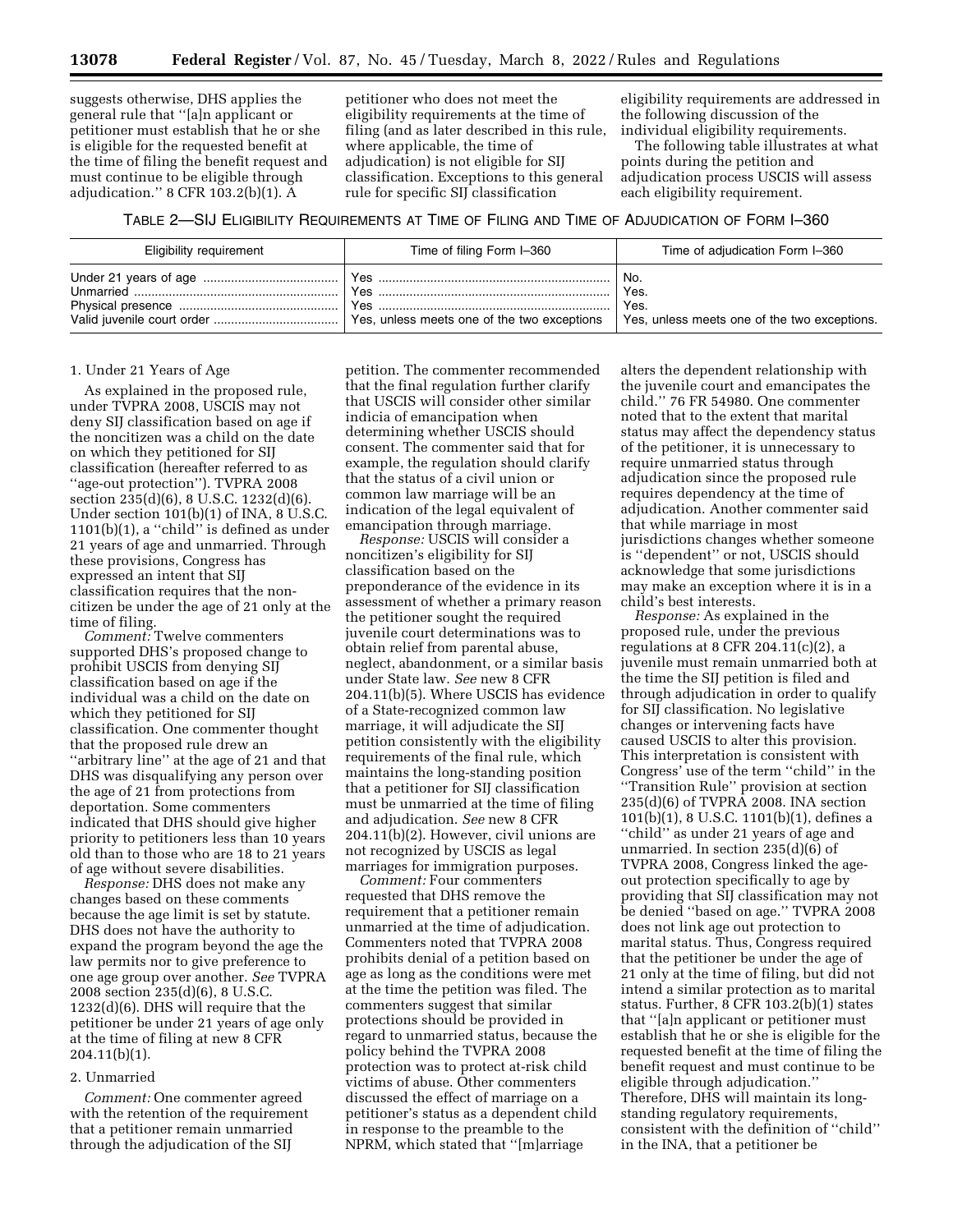suggests otherwise, DHS applies the general rule that "[a]n applicant or petitioner must establish that he or she is eligible for the requested benefit at the time of filing the benefit request and must continue to be eligible through adjudication." 8 CFR 103.2(b)(1). A petitioner who does not meet the eligibility requirements at the time of filing (and as later described in this rule, where applicable, the time of adjudication) is not eligible for SIJ classification. Exceptions to this general rule for specific SIJ classification eligibility requirements are addressed in the following discussion of the individual eligibility requirements.

The following table illustrates at what points during the petition and adjudication process USCIS will assess each eligibility requirement.

TABLE 2—SIJ ELIGIBILITY REQUIREMENTS AT TIME OF FILING AND TIME OF ADJUDICATION OF FORM I–360

| Eligibility requirement | Time of filing Form I–360 | Time of adjudication Form I–360 |
|---|---|---|
| Under 21 years of age | Yes | No. |
| Unmarried | Yes | Yes. |
| Physical presence | Yes | Yes. |
| Valid juvenile court order | Yes, unless meets one of the two exceptions | Yes, unless meets one of the two exceptions. |

1. Under 21 Years of Age

As explained in the proposed rule, under TVPRA 2008, USCIS may not deny SIJ classification based on age if the noncitizen was a child on the date on which they petitioned for SIJ classification (hereafter referred to as "age-out protection"). TVPRA 2008 section 235(d)(6), 8 U.S.C. 1232(d)(6). Under section 101(b)(1) of INA, 8 U.S.C. 1101(b)(1), a "child" is defined as under 21 years of age and unmarried. Through these provisions, Congress has expressed an intent that SIJ classification requires that the non-citizen be under the age of 21 only at the time of filing.

*Comment:* Twelve commenters supported DHS's proposed change to prohibit USCIS from denying SIJ classification based on age if the individual was a child on the date on which they petitioned for SIJ classification. One commenter thought that the proposed rule drew an "arbitrary line" at the age of 21 and that DHS was disqualifying any person over the age of 21 from protections from deportation. Some commenters indicated that DHS should give higher priority to petitioners less than 10 years old than to those who are 18 to 21 years of age without severe disabilities.

*Response:* DHS does not make any changes based on these comments because the age limit is set by statute. DHS does not have the authority to expand the program beyond the age the law permits nor to give preference to one age group over another. *See* TVPRA 2008 section 235(d)(6), 8 U.S.C. 1232(d)(6). DHS will require that the petitioner be under 21 years of age only at the time of filing at new 8 CFR 204.11(b)(1).

2. Unmarried

*Comment:* One commenter agreed with the retention of the requirement that a petitioner remain unmarried through the adjudication of the SIJ petition. The commenter recommended that the final regulation further clarify that USCIS will consider other similar indicia of emancipation when determining whether USCIS should consent. The commenter said that for example, the regulation should clarify that the status of a civil union or common law marriage will be an indication of the legal equivalent of emancipation through marriage.

*Response:* USCIS will consider a noncitizen's eligibility for SIJ classification based on the preponderance of the evidence in its assessment of whether a primary reason the petitioner sought the required juvenile court determinations was to obtain relief from parental abuse, neglect, abandonment, or a similar basis under State law. *See* new 8 CFR 204.11(b)(5). Where USCIS has evidence of a State-recognized common law marriage, it will adjudicate the SIJ petition consistently with the eligibility requirements of the final rule, which maintains the long-standing position that a petitioner for SIJ classification must be unmarried at the time of filing and adjudication. *See* new 8 CFR 204.11(b)(2). However, civil unions are not recognized by USCIS as legal marriages for immigration purposes.

*Comment:* Four commenters requested that DHS remove the requirement that a petitioner remain unmarried at the time of adjudication. Commenters noted that TVPRA 2008 prohibits denial of a petition based on age as long as the conditions were met at the time the petition was filed. The commenters suggest that similar protections should be provided in regard to unmarried status, because the policy behind the TVPRA 2008 protection was to protect at-risk child victims of abuse. Other commenters discussed the effect of marriage on a petitioner's status as a dependent child in response to the preamble to the NPRM, which stated that "[m]arriage alters the dependent relationship with the juvenile court and emancipates the child." 76 FR 54980. One commenter noted that to the extent that marital status may affect the dependency status of the petitioner, it is unnecessary to require unmarried status through adjudication since the proposed rule requires dependency at the time of adjudication. Another commenter said that while marriage in most jurisdictions changes whether someone is "dependent" or not, USCIS should acknowledge that some jurisdictions may make an exception where it is in a child's best interests.

*Response:* As explained in the proposed rule, under the previous regulations at 8 CFR 204.11(c)(2), a juvenile must remain unmarried both at the time the SIJ petition is filed and through adjudication in order to qualify for SIJ classification. No legislative changes or intervening facts have caused USCIS to alter this provision. This interpretation is consistent with Congress' use of the term "child" in the "Transition Rule" provision at section 235(d)(6) of TVPRA 2008. INA section 101(b)(1), 8 U.S.C. 1101(b)(1), defines a "child" as under 21 years of age and unmarried. In section 235(d)(6) of TVPRA 2008, Congress linked the age-out protection specifically to age by providing that SIJ classification may not be denied "based on age." TVPRA 2008 does not link age out protection to marital status. Thus, Congress required that the petitioner be under the age of 21 only at the time of filing, but did not intend a similar protection as to marital status. Further, 8 CFR 103.2(b)(1) states that "[a]n applicant or petitioner must establish that he or she is eligible for the requested benefit at the time of filing the benefit request and must continue to be eligible through adjudication." Therefore, DHS will maintain its long-standing regulatory requirements, consistent with the definition of "child" in the INA, that a petitioner be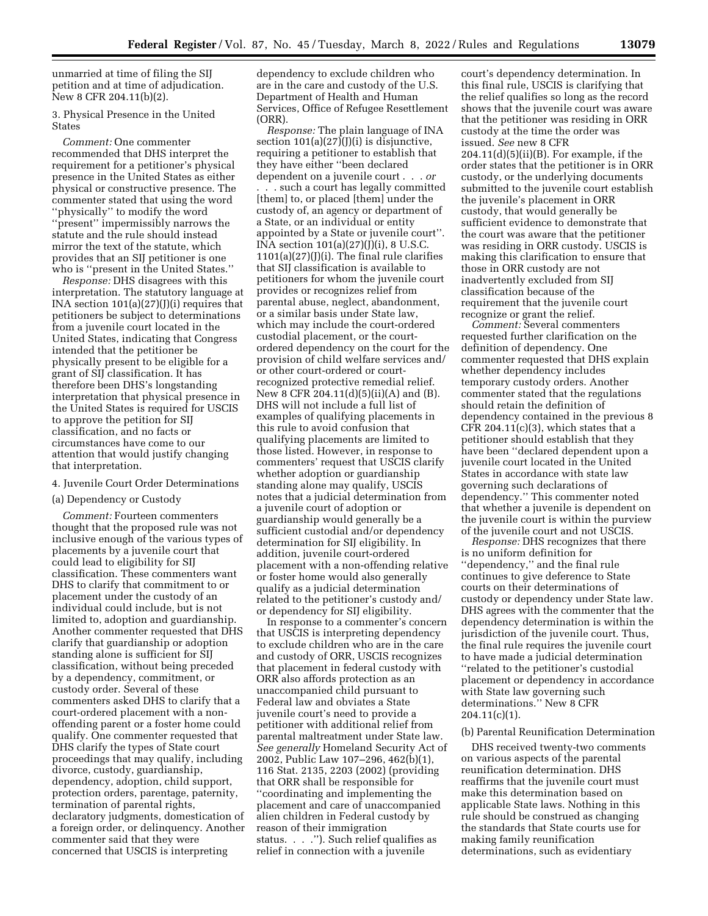unmarried at time of filing the SIJ petition and at time of adjudication. New 8 CFR 204.11(b)(2).

3. Physical Presence in the United States

*Comment:* One commenter recommended that DHS interpret the requirement for a petitioner's physical presence in the United States as either physical or constructive presence. The commenter stated that using the word ''physically'' to modify the word ''present'' impermissibly narrows the statute and the rule should instead mirror the text of the statute, which provides that an SIJ petitioner is one who is ''present in the United States.''

*Response:* DHS disagrees with this interpretation. The statutory language at INA section 101(a)(27)(J)(i) requires that petitioners be subject to determinations from a juvenile court located in the United States, indicating that Congress intended that the petitioner be physically present to be eligible for a grant of SIJ classification. It has therefore been DHS's longstanding interpretation that physical presence in the United States is required for USCIS to approve the petition for SIJ classification, and no facts or circumstances have come to our attention that would justify changing that interpretation.

4. Juvenile Court Order Determinations

(a) Dependency or Custody

*Comment:* Fourteen commenters thought that the proposed rule was not inclusive enough of the various types of placements by a juvenile court that could lead to eligibility for SIJ classification. These commenters want DHS to clarify that commitment to or placement under the custody of an individual could include, but is not limited to, adoption and guardianship. Another commenter requested that DHS clarify that guardianship or adoption standing alone is sufficient for SIJ classification, without being preceded by a dependency, commitment, or custody order. Several of these commenters asked DHS to clarify that a court-ordered placement with a non-offending parent or a foster home could qualify. One commenter requested that DHS clarify the types of State court proceedings that may qualify, including divorce, custody, guardianship, dependency, adoption, child support, protection orders, parentage, paternity, termination of parental rights, declaratory judgments, domestication of a foreign order, or delinquency. Another commenter said that they were concerned that USCIS is interpreting dependency to exclude children who are in the care and custody of the U.S. Department of Health and Human Services, Office of Refugee Resettlement (ORR).

*Response:* The plain language of INA section 101(a)(27)(J)(i) is disjunctive, requiring a petitioner to establish that they have either ''been declared dependent on a juvenile court . . . *or* . . . such a court has legally committed [them] to, or placed [them] under the custody of, an agency or department of a State, or an individual or entity appointed by a State or juvenile court''. INA section 101(a)(27)(J)(i), 8 U.S.C. 1101(a)(27)(J)(i). The final rule clarifies that SIJ classification is available to petitioners for whom the juvenile court provides or recognizes relief from parental abuse, neglect, abandonment, or a similar basis under State law, which may include the court-ordered custodial placement, or the court-ordered dependency on the court for the provision of child welfare services and/or other court-ordered or court-recognized protective remedial relief. New 8 CFR 204.11(d)(5)(ii)(A) and (B). DHS will not include a full list of examples of qualifying placements in this rule to avoid confusion that qualifying placements are limited to those listed. However, in response to commenters' request that USCIS clarify whether adoption or guardianship standing alone may qualify, USCIS notes that a judicial determination from a juvenile court of adoption or guardianship would generally be a sufficient custodial and/or dependency determination for SIJ eligibility. In addition, juvenile court-ordered placement with a non-offending relative or foster home would also generally qualify as a judicial determination related to the petitioner's custody and/or dependency for SIJ eligibility.

In response to a commenter's concern that USCIS is interpreting dependency to exclude children who are in the care and custody of ORR, USCIS recognizes that placement in federal custody with ORR also affords protection as an unaccompanied child pursuant to Federal law and obviates a State juvenile court's need to provide a petitioner with additional relief from parental maltreatment under State law. *See generally* Homeland Security Act of 2002, Public Law 107–296, 462(b)(1), 116 Stat. 2135, 2203 (2002) (providing that ORR shall be responsible for ''coordinating and implementing the placement and care of unaccompanied alien children in Federal custody by reason of their immigration status. . . .''). Such relief qualifies as relief in connection with a juvenile court's dependency determination. In this final rule, USCIS is clarifying that the relief qualifies so long as the record shows that the juvenile court was aware that the petitioner was residing in ORR custody at the time the order was issued. *See* new 8 CFR 204.11(d)(5)(ii)(B). For example, if the order states that the petitioner is in ORR custody, or the underlying documents submitted to the juvenile court establish the juvenile's placement in ORR custody, that would generally be sufficient evidence to demonstrate that the court was aware that the petitioner was residing in ORR custody. USCIS is making this clarification to ensure that those in ORR custody are not inadvertently excluded from SIJ classification because of the requirement that the juvenile court recognize or grant the relief.

*Comment:* Several commenters requested further clarification on the definition of dependency. One commenter requested that DHS explain whether dependency includes temporary custody orders. Another commenter stated that the regulations should retain the definition of dependency contained in the previous 8 CFR 204.11(c)(3), which states that a petitioner should establish that they have been ''declared dependent upon a juvenile court located in the United States in accordance with state law governing such declarations of dependency.'' This commenter noted that whether a juvenile is dependent on the juvenile court is within the purview of the juvenile court and not USCIS.

*Response:* DHS recognizes that there is no uniform definition for ''dependency,'' and the final rule continues to give deference to State courts on their determinations of custody or dependency under State law. DHS agrees with the commenter that the dependency determination is within the jurisdiction of the juvenile court. Thus, the final rule requires the juvenile court to have made a judicial determination ''related to the petitioner's custodial placement or dependency in accordance with State law governing such determinations.'' New 8 CFR 204.11(c)(1).

(b) Parental Reunification Determination

DHS received twenty-two comments on various aspects of the parental reunification determination. DHS reaffirms that the juvenile court must make this determination based on applicable State laws. Nothing in this rule should be construed as changing the standards that State courts use for making family reunification determinations, such as evidentiary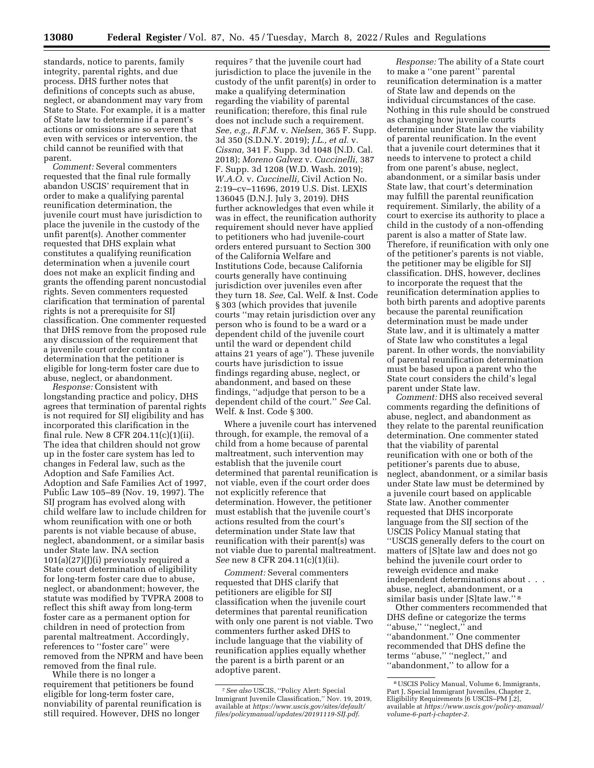standards, notice to parents, family integrity, parental rights, and due process. DHS further notes that definitions of concepts such as abuse, neglect, or abandonment may vary from State to State. For example, it is a matter of State law to determine if a parent's actions or omissions are so severe that even with services or intervention, the child cannot be reunified with that parent.

*Comment:* Several commenters requested that the final rule formally abandon USCIS' requirement that in order to make a qualifying parental reunification determination, the juvenile court must have jurisdiction to place the juvenile in the custody of the unfit parent(s). Another commenter requested that DHS explain what constitutes a qualifying reunification determination when a juvenile court does not make an explicit finding and grants the offending parent noncustodial rights. Seven commenters requested clarification that termination of parental rights is not a prerequisite for SIJ classification. One commenter requested that DHS remove from the proposed rule any discussion of the requirement that a juvenile court order contain a determination that the petitioner is eligible for long-term foster care due to abuse, neglect, or abandonment.

*Response:* Consistent with longstanding practice and policy, DHS agrees that termination of parental rights is not required for SIJ eligibility and has incorporated this clarification in the final rule. New 8 CFR 204.11(c)(1)(ii). The idea that children should not grow up in the foster care system has led to changes in Federal law, such as the Adoption and Safe Families Act. Adoption and Safe Families Act of 1997, Public Law 105–89 (Nov. 19, 1997). The SIJ program has evolved along with child welfare law to include children for whom reunification with one or both parents is not viable because of abuse, neglect, abandonment, or a similar basis under State law. INA section 101(a)(27)(J)(i) previously required a State court determination of eligibility for long-term foster care due to abuse, neglect, or abandonment; however, the statute was modified by TVPRA 2008 to reflect this shift away from long-term foster care as a permanent option for children in need of protection from parental maltreatment. Accordingly, references to ''foster care'' were removed from the NPRM and have been removed from the final rule.

While there is no longer a requirement that petitioners be found eligible for long-term foster care, nonviability of parental reunification is still required. However, DHS no longer requires[7] that the juvenile court had jurisdiction to place the juvenile in the custody of the unfit parent(s) in order to make a qualifying determination regarding the viability of parental reunification; therefore, this final rule does not include such a requirement. *See, e.g., R.F.M.* v. *Nielsen,* 365 F. Supp. 3d 350 (S.D.N.Y. 2019); *J.L., et al.* v. *Cissna,* 341 F. Supp. 3d 1048 (N.D. Cal. 2018); *Moreno Galvez* v. *Cuccinelli,* 387 F. Supp. 3d 1208 (W.D. Wash. 2019); *W.A.O.* v. *Cuccinelli,* Civil Action No. 2:19–cv–11696, 2019 U.S. Dist. LEXIS 136045 (D.N.J. July 3, 2019). DHS further acknowledges that even while it was in effect, the reunification authority requirement should never have applied to petitioners who had juvenile-court orders entered pursuant to Section 300 of the California Welfare and Institutions Code, because California courts generally have continuing jurisdiction over juveniles even after they turn 18. *See,* Cal. Welf. & Inst. Code § 303 (which provides that juvenile courts ''may retain jurisdiction over any person who is found to be a ward or a dependent child of the juvenile court until the ward or dependent child attains 21 years of age''). These juvenile courts have jurisdiction to issue findings regarding abuse, neglect, or abandonment, and based on these findings, ''adjudge that person to be a dependent child of the court.'' *See* Cal. Welf. & Inst. Code § 300.

Where a juvenile court has intervened through, for example, the removal of a child from a home because of parental maltreatment, such intervention may establish that the juvenile court determined that parental reunification is not viable, even if the court order does not explicitly reference that determination. However, the petitioner must establish that the juvenile court's actions resulted from the court's determination under State law that reunification with their parent(s) was not viable due to parental maltreatment. *See* new 8 CFR 204.11(c)(1)(ii).

*Comment:* Several commenters requested that DHS clarify that petitioners are eligible for SIJ classification when the juvenile court determines that parental reunification with only one parent is not viable. Two commenters further asked DHS to include language that the viability of reunification applies equally whether the parent is a birth parent or an adoptive parent.

*Response:* The ability of a State court to make a ''one parent'' parental reunification determination is a matter of State law and depends on the individual circumstances of the case. Nothing in this rule should be construed as changing how juvenile courts determine under State law the viability of parental reunification. In the event that a juvenile court determines that it needs to intervene to protect a child from one parent's abuse, neglect, abandonment, or a similar basis under State law, that court's determination may fulfill the parental reunification requirement. Similarly, the ability of a court to exercise its authority to place a child in the custody of a non-offending parent is also a matter of State law. Therefore, if reunification with only one of the petitioner's parents is not viable, the petitioner may be eligible for SIJ classification. DHS, however, declines to incorporate the request that the reunification determination applies to both birth parents and adoptive parents because the parental reunification determination must be made under State law, and it is ultimately a matter of State law who constitutes a legal parent. In other words, the nonviability of parental reunification determination must be based upon a parent who the State court considers the child's legal parent under State law.

*Comment:* DHS also received several comments regarding the definitions of abuse, neglect, and abandonment as they relate to the parental reunification determination. One commenter stated that the viability of parental reunification with one or both of the petitioner's parents due to abuse, neglect, abandonment, or a similar basis under State law must be determined by a juvenile court based on applicable State law. Another commenter requested that DHS incorporate language from the SIJ section of the USCIS Policy Manual stating that ''USCIS generally defers to the court on matters of [S]tate law and does not go behind the juvenile court order to reweigh evidence and make independent determinations about . . . abuse, neglect, abandonment, or a similar basis under [S]tate law.''[8]

Other commenters recommended that DHS define or categorize the terms ''abuse,'' ''neglect,'' and ''abandonment.'' One commenter recommended that DHS define the terms ''abuse,'' ''neglect,'' and ''abandonment,'' to allow for a

---

[7] *See also* USCIS, ''Policy Alert: Special Immigrant Juvenile Classification,'' Nov. 19, 2019, available at *https://www.uscis.gov/sites/default/files/policymanual/updates/20191119-SIJ.pdf.*

[8] USCIS Policy Manual, Volume 6, Immigrants, Part J, Special Immigrant Juveniles, Chapter 2, Eligibility Requirements [6 USCIS–PM J.2], available at *https://www.uscis.gov/policy-manual/volume-6-part-j-chapter-2.*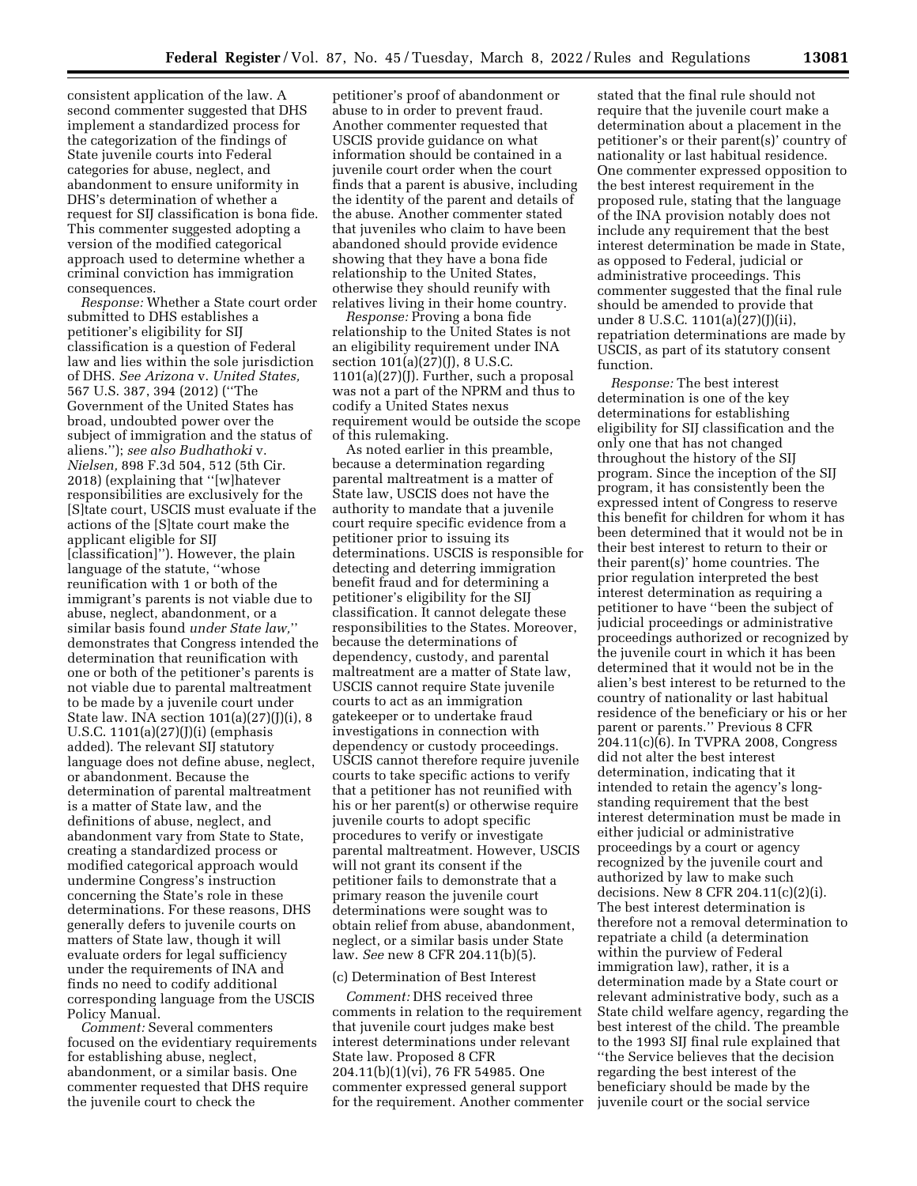consistent application of the law. A second commenter suggested that DHS implement a standardized process for the categorization of the findings of State juvenile courts into Federal categories for abuse, neglect, and abandonment to ensure uniformity in DHS's determination of whether a request for SIJ classification is bona fide. This commenter suggested adopting a version of the modified categorical approach used to determine whether a criminal conviction has immigration consequences.

*Response:* Whether a State court order submitted to DHS establishes a petitioner's eligibility for SIJ classification is a question of Federal law and lies within the sole jurisdiction of DHS. *See Arizona* v. *United States,* 567 U.S. 387, 394 (2012) (''The Government of the United States has broad, undoubted power over the subject of immigration and the status of aliens.''); *see also Budhathoki* v. *Nielsen,* 898 F.3d 504, 512 (5th Cir. 2018) (explaining that ''[w]hatever responsibilities are exclusively for the [S]tate court, USCIS must evaluate if the actions of the [S]tate court make the applicant eligible for SIJ [classification]''). However, the plain language of the statute, ''whose reunification with 1 or both of the immigrant's parents is not viable due to abuse, neglect, abandonment, or a similar basis found *under State law,*'' demonstrates that Congress intended the determination that reunification with one or both of the petitioner's parents is not viable due to parental maltreatment to be made by a juvenile court under State law. INA section 101(a)(27)(J)(i), 8 U.S.C. 1101(a)(27)(J)(i) (emphasis added). The relevant SIJ statutory language does not define abuse, neglect, or abandonment. Because the determination of parental maltreatment is a matter of State law, and the definitions of abuse, neglect, and abandonment vary from State to State, creating a standardized process or modified categorical approach would undermine Congress's instruction concerning the State's role in these determinations. For these reasons, DHS generally defers to juvenile courts on matters of State law, though it will evaluate orders for legal sufficiency under the requirements of INA and finds no need to codify additional corresponding language from the USCIS Policy Manual.

*Comment:* Several commenters focused on the evidentiary requirements for establishing abuse, neglect, abandonment, or a similar basis. One commenter requested that DHS require the juvenile court to check the petitioner's proof of abandonment or abuse to in order to prevent fraud. Another commenter requested that USCIS provide guidance on what information should be contained in a juvenile court order when the court finds that a parent is abusive, including the identity of the parent and details of the abuse. Another commenter stated that juveniles who claim to have been abandoned should provide evidence showing that they have a bona fide relationship to the United States, otherwise they should reunify with relatives living in their home country.

*Response:* Proving a bona fide relationship to the United States is not an eligibility requirement under INA section 101(a)(27)(J), 8 U.S.C. 1101(a)(27)(J). Further, such a proposal was not a part of the NPRM and thus to codify a United States nexus requirement would be outside the scope of this rulemaking.

As noted earlier in this preamble, because a determination regarding parental maltreatment is a matter of State law, USCIS does not have the authority to mandate that a juvenile court require specific evidence from a petitioner prior to issuing its determinations. USCIS is responsible for detecting and deterring immigration benefit fraud and for determining a petitioner's eligibility for the SIJ classification. It cannot delegate these responsibilities to the States. Moreover, because the determinations of dependency, custody, and parental maltreatment are a matter of State law, USCIS cannot require State juvenile courts to act as an immigration gatekeeper or to undertake fraud investigations in connection with dependency or custody proceedings. USCIS cannot therefore require juvenile courts to take specific actions to verify that a petitioner has not reunified with his or her parent(s) or otherwise require juvenile courts to adopt specific procedures to verify or investigate parental maltreatment. However, USCIS will not grant its consent if the petitioner fails to demonstrate that a primary reason the juvenile court determinations were sought was to obtain relief from abuse, abandonment, neglect, or a similar basis under State law. *See* new 8 CFR 204.11(b)(5).

(c) Determination of Best Interest

*Comment:* DHS received three comments in relation to the requirement that juvenile court judges make best interest determinations under relevant State law. Proposed 8 CFR 204.11(b)(1)(vi), 76 FR 54985. One commenter expressed general support for the requirement. Another commenter stated that the final rule should not require that the juvenile court make a determination about a placement in the petitioner's or their parent(s)' country of nationality or last habitual residence. One commenter expressed opposition to the best interest requirement in the proposed rule, stating that the language of the INA provision notably does not include any requirement that the best interest determination be made in State, as opposed to Federal, judicial or administrative proceedings. This commenter suggested that the final rule should be amended to provide that under 8 U.S.C. 1101(a)(27)(J)(ii), repatriation determinations are made by USCIS, as part of its statutory consent function.

*Response:* The best interest determination is one of the key determinations for establishing eligibility for SIJ classification and the only one that has not changed throughout the history of the SIJ program. Since the inception of the SIJ program, it has consistently been the expressed intent of Congress to reserve this benefit for children for whom it has been determined that it would not be in their best interest to return to their or their parent(s)' home countries. The prior regulation interpreted the best interest determination as requiring a petitioner to have ''been the subject of judicial proceedings or administrative proceedings authorized or recognized by the juvenile court in which it has been determined that it would not be in the alien's best interest to be returned to the country of nationality or last habitual residence of the beneficiary or his or her parent or parents.'' Previous 8 CFR 204.11(c)(6). In TVPRA 2008, Congress did not alter the best interest determination, indicating that it intended to retain the agency's long-standing requirement that the best interest determination must be made in either judicial or administrative proceedings by a court or agency recognized by the juvenile court and authorized by law to make such decisions. New 8 CFR 204.11(c)(2)(i). The best interest determination is therefore not a removal determination to repatriate a child (a determination within the purview of Federal immigration law), rather, it is a determination made by a State court or relevant administrative body, such as a State child welfare agency, regarding the best interest of the child. The preamble to the 1993 SIJ final rule explained that ''the Service believes that the decision regarding the best interest of the beneficiary should be made by the juvenile court or the social service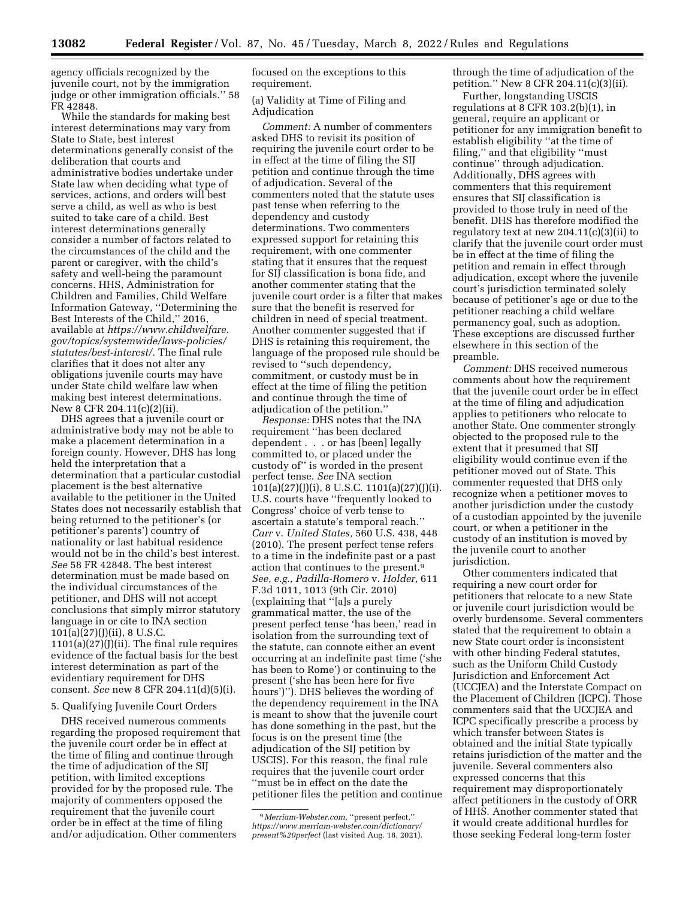agency officials recognized by the juvenile court, not by the immigration judge or other immigration officials.'' 58 FR 42848.

While the standards for making best interest determinations may vary from State to State, best interest determinations generally consist of the deliberation that courts and administrative bodies undertake under State law when deciding what type of services, actions, and orders will best serve a child, as well as who is best suited to take care of a child. Best interest determinations generally consider a number of factors related to the circumstances of the child and the parent or caregiver, with the child's safety and well-being the paramount concerns. HHS, Administration for Children and Families, Child Welfare Information Gateway, ''Determining the Best Interests of the Child,'' 2016, available at *https://www.childwelfare.gov/topics/systemwide/laws-policies/statutes/best-interest/*. The final rule clarifies that it does not alter any obligations juvenile courts may have under State child welfare law when making best interest determinations. New 8 CFR 204.11(c)(2)(ii).

DHS agrees that a juvenile court or administrative body may not be able to make a placement determination in a foreign county. However, DHS has long held the interpretation that a determination that a particular custodial placement is the best alternative available to the petitioner in the United States does not necessarily establish that being returned to the petitioner's (or petitioner's parents') country of nationality or last habitual residence would not be in the child's best interest. *See* 58 FR 42848. The best interest determination must be made based on the individual circumstances of the petitioner, and DHS will not accept conclusions that simply mirror statutory language in or cite to INA section 101(a)(27)(J)(ii), 8 U.S.C. 1101(a)(27)(J)(ii). The final rule requires evidence of the factual basis for the best interest determination as part of the evidentiary requirement for DHS consent. *See* new 8 CFR 204.11(d)(5)(i).

5. Qualifying Juvenile Court Orders

DHS received numerous comments regarding the proposed requirement that the juvenile court order be in effect at the time of filing and continue through the time of adjudication of the SIJ petition, with limited exceptions provided for by the proposed rule. The majority of commenters opposed the requirement that the juvenile court order be in effect at the time of filing and/or adjudication. Other commenters focused on the exceptions to this requirement.

(a) Validity at Time of Filing and Adjudication

*Comment:* A number of commenters asked DHS to revisit its position of requiring the juvenile court order to be in effect at the time of filing the SIJ petition and continue through the time of adjudication. Several of the commenters noted that the statute uses past tense when referring to the dependency and custody determinations. Two commenters expressed support for retaining this requirement, with one commenter stating that it ensures that the request for SIJ classification is bona fide, and another commenter stating that the juvenile court order is a filter that makes sure that the benefit is reserved for children in need of special treatment. Another commenter suggested that if DHS is retaining this requirement, the language of the proposed rule should be revised to ''such dependency, commitment, or custody must be in effect at the time of filing the petition and continue through the time of adjudication of the petition.''

*Response:* DHS notes that the INA requirement ''has been declared dependent . . . or has [been] legally committed to, or placed under the custody of'' is worded in the present perfect tense. *See* INA section 101(a)(27)(J)(i), 8 U.S.C. 1101(a)(27)(J)(i). U.S. courts have ''frequently looked to Congress' choice of verb tense to ascertain a statute's temporal reach.'' *Carr* v. *United States,* 560 U.S. 438, 448 (2010). The present perfect tense refers to a time in the indefinite past or a past action that continues to the present.[9] *See, e.g., Padilla-Romero* v. *Holder,* 611 F.3d 1011, 1013 (9th Cir. 2010) (explaining that ''[a]s a purely grammatical matter, the use of the present perfect tense 'has been,' read in isolation from the surrounding text of the statute, can connote either an event occurring at an indefinite past time ('she has been to Rome') or continuing to the present ('she has been here for five hours')''). DHS believes the wording of the dependency requirement in the INA is meant to show that the juvenile court has done something in the past, but the focus is on the present time (the adjudication of the SIJ petition by USCIS). For this reason, the final rule requires that the juvenile court order ''must be in effect on the date the petitioner files the petition and continue through the time of adjudication of the petition.'' New 8 CFR 204.11(c)(3)(ii).

Further, longstanding USCIS regulations at 8 CFR 103.2(b)(1), in general, require an applicant or petitioner for any immigration benefit to establish eligibility ''at the time of filing,'' and that eligibility ''must continue'' through adjudication. Additionally, DHS agrees with commenters that this requirement ensures that SIJ classification is provided to those truly in need of the benefit. DHS has therefore modified the regulatory text at new 204.11(c)(3)(ii) to clarify that the juvenile court order must be in effect at the time of filing the petition and remain in effect through adjudication, except where the juvenile court's jurisdiction terminated solely because of petitioner's age or due to the petitioner reaching a child welfare permanency goal, such as adoption. These exceptions are discussed further elsewhere in this section of the preamble.

*Comment:* DHS received numerous comments about how the requirement that the juvenile court order be in effect at the time of filing and adjudication applies to petitioners who relocate to another State. One commenter strongly objected to the proposed rule to the extent that it presumed that SIJ eligibility would continue even if the petitioner moved out of State. This commenter requested that DHS only recognize when a petitioner moves to another jurisdiction under the custody of a custodian appointed by the juvenile court, or when a petitioner in the custody of an institution is moved by the juvenile court to another jurisdiction.

Other commenters indicated that requiring a new court order for petitioners that relocate to a new State or juvenile court jurisdiction would be overly burdensome. Several commenters stated that the requirement to obtain a new State court order is inconsistent with other binding Federal statutes, such as the Uniform Child Custody Jurisdiction and Enforcement Act (UCCJEA) and the Interstate Compact on the Placement of Children (ICPC). Those commenters said that the UCCJEA and ICPC specifically prescribe a process by which transfer between States is obtained and the initial State typically retains jurisdiction of the matter and the juvenile. Several commenters also expressed concerns that this requirement may disproportionately affect petitioners in the custody of ORR of HHS. Another commenter stated that it would create additional hurdles for those seeking Federal long-term foster

[9] *Merriam-Webster.com,* ''present perfect,'' *https://www.merriam-webster.com/dictionary/present%20perfect* (last visited Aug. 18, 2021).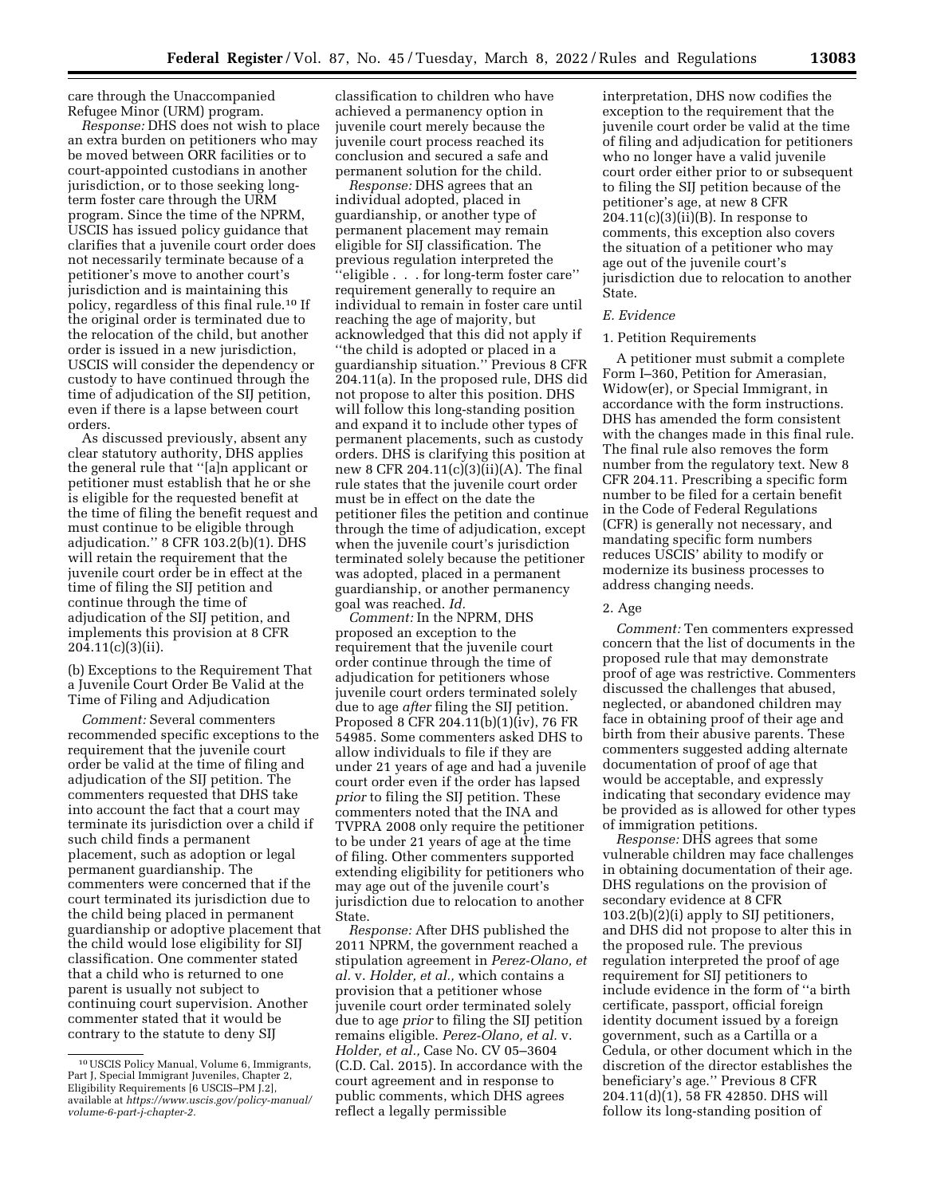care through the Unaccompanied Refugee Minor (URM) program.

*Response:* DHS does not wish to place an extra burden on petitioners who may be moved between ORR facilities or to court-appointed custodians in another jurisdiction, or to those seeking long-term foster care through the URM program. Since the time of the NPRM, USCIS has issued policy guidance that clarifies that a juvenile court order does not necessarily terminate because of a petitioner's move to another court's jurisdiction and is maintaining this policy, regardless of this final rule.[10] If the original order is terminated due to the relocation of the child, but another order is issued in a new jurisdiction, USCIS will consider the dependency or custody to have continued through the time of adjudication of the SIJ petition, even if there is a lapse between court orders.

As discussed previously, absent any clear statutory authority, DHS applies the general rule that ''[a]n applicant or petitioner must establish that he or she is eligible for the requested benefit at the time of filing the benefit request and must continue to be eligible through adjudication.'' 8 CFR 103.2(b)(1). DHS will retain the requirement that the juvenile court order be in effect at the time of filing the SIJ petition and continue through the time of adjudication of the SIJ petition, and implements this provision at 8 CFR 204.11(c)(3)(ii).

(b) Exceptions to the Requirement That a Juvenile Court Order Be Valid at the Time of Filing and Adjudication

*Comment:* Several commenters recommended specific exceptions to the requirement that the juvenile court order be valid at the time of filing and adjudication of the SIJ petition. The commenters requested that DHS take into account the fact that a court may terminate its jurisdiction over a child if such child finds a permanent placement, such as adoption or legal permanent guardianship. The commenters were concerned that if the court terminated its jurisdiction due to the child being placed in permanent guardianship or adoptive placement that the child would lose eligibility for SIJ classification. One commenter stated that a child who is returned to one parent is usually not subject to continuing court supervision. Another commenter stated that it would be contrary to the statute to deny SIJ classification to children who have achieved a permanency option in juvenile court merely because the juvenile court process reached its conclusion and secured a safe and permanent solution for the child.

*Response:* DHS agrees that an individual adopted, placed in guardianship, or another type of permanent placement may remain eligible for SIJ classification. The previous regulation interpreted the ''eligible . . . for long-term foster care'' requirement generally to require an individual to remain in foster care until reaching the age of majority, but acknowledged that this did not apply if ''the child is adopted or placed in a guardianship situation.'' Previous 8 CFR 204.11(a). In the proposed rule, DHS did not propose to alter this position. DHS will follow this long-standing position and expand it to include other types of permanent placements, such as custody orders. DHS is clarifying this position at new 8 CFR 204.11(c)(3)(ii)(A). The final rule states that the juvenile court order must be in effect on the date the petitioner files the petition and continue through the time of adjudication, except when the juvenile court's jurisdiction terminated solely because the petitioner was adopted, placed in a permanent guardianship, or another permanency goal was reached. *Id.*

*Comment:* In the NPRM, DHS proposed an exception to the requirement that the juvenile court order continue through the time of adjudication for petitioners whose juvenile court orders terminated solely due to age *after* filing the SIJ petition. Proposed 8 CFR 204.11(b)(1)(iv), 76 FR 54985. Some commenters asked DHS to allow individuals to file if they are under 21 years of age and had a juvenile court order even if the order has lapsed *prior* to filing the SIJ petition. These commenters noted that the INA and TVPRA 2008 only require the petitioner to be under 21 years of age at the time of filing. Other commenters supported extending eligibility for petitioners who may age out of the juvenile court's jurisdiction due to relocation to another State.

*Response:* After DHS published the 2011 NPRM, the government reached a stipulation agreement in *Perez-Olano, et al.* v. *Holder, et al.,* which contains a provision that a petitioner whose juvenile court order terminated solely due to age *prior* to filing the SIJ petition remains eligible. *Perez-Olano, et al.* v. *Holder, et al.,* Case No. CV 05–3604 (C.D. Cal. 2015). In accordance with the court agreement and in response to public comments, which DHS agrees reflect a legally permissible interpretation, DHS now codifies the exception to the requirement that the juvenile court order be valid at the time of filing and adjudication for petitioners who no longer have a valid juvenile court order either prior to or subsequent to filing the SIJ petition because of the petitioner's age, at new 8 CFR 204.11(c)(3)(ii)(B). In response to comments, this exception also covers the situation of a petitioner who may age out of the juvenile court's jurisdiction due to relocation to another State.

### *E. Evidence*

#### 1. Petition Requirements

A petitioner must submit a complete Form I–360, Petition for Amerasian, Widow(er), or Special Immigrant, in accordance with the form instructions. DHS has amended the form consistent with the changes made in this final rule. The final rule also removes the form number from the regulatory text. New 8 CFR 204.11. Prescribing a specific form number to be filed for a certain benefit in the Code of Federal Regulations (CFR) is generally not necessary, and mandating specific form numbers reduces USCIS' ability to modify or modernize its business processes to address changing needs.

#### 2. Age

*Comment:* Ten commenters expressed concern that the list of documents in the proposed rule that may demonstrate proof of age was restrictive. Commenters discussed the challenges that abused, neglected, or abandoned children may face in obtaining proof of their age and birth from their abusive parents. These commenters suggested adding alternate documentation of proof of age that would be acceptable, and expressly indicating that secondary evidence may be provided as is allowed for other types of immigration petitions.

*Response:* DHS agrees that some vulnerable children may face challenges in obtaining documentation of their age. DHS regulations on the provision of secondary evidence at 8 CFR 103.2(b)(2)(i) apply to SIJ petitioners, and DHS did not propose to alter this in the proposed rule. The previous regulation interpreted the proof of age requirement for SIJ petitioners to include evidence in the form of ''a birth certificate, passport, official foreign identity document issued by a foreign government, such as a Cartilla or a Cedula, or other document which in the discretion of the director establishes the beneficiary's age.'' Previous 8 CFR 204.11(d)(1), 58 FR 42850. DHS will follow its long-standing position of

---

[10] USCIS Policy Manual, Volume 6, Immigrants, Part J, Special Immigrant Juveniles, Chapter 2, Eligibility Requirements [6 USCIS–PM J.2], available at *https://www.uscis.gov/policy-manual/volume-6-part-j-chapter-2.*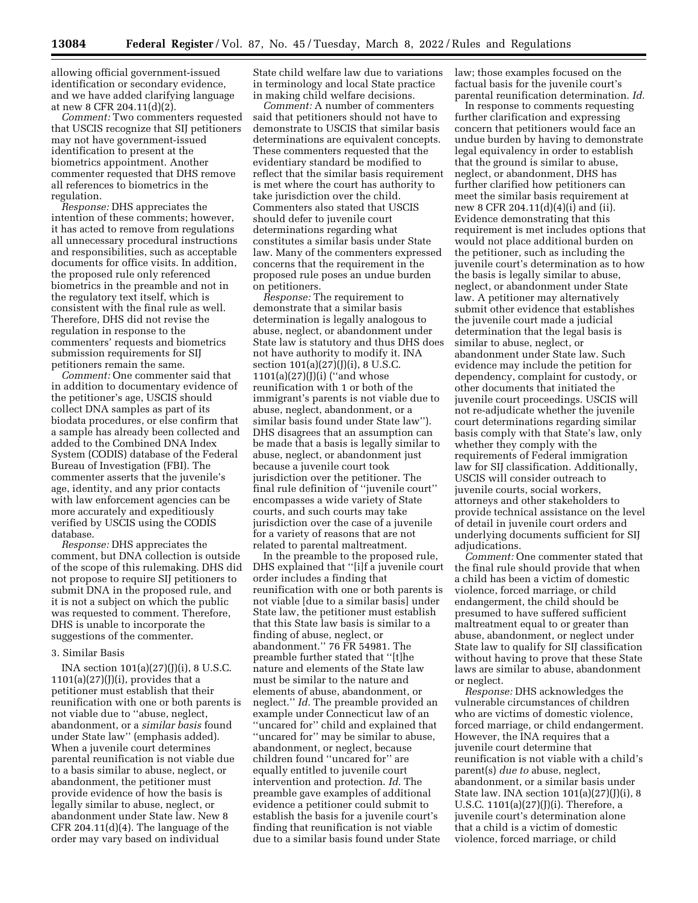allowing official government-issued identification or secondary evidence, and we have added clarifying language at new 8 CFR 204.11(d)(2).

*Comment:* Two commenters requested that USCIS recognize that SIJ petitioners may not have government-issued identification to present at the biometrics appointment. Another commenter requested that DHS remove all references to biometrics in the regulation.

*Response:* DHS appreciates the intention of these comments; however, it has acted to remove from regulations all unnecessary procedural instructions and responsibilities, such as acceptable documents for office visits. In addition, the proposed rule only referenced biometrics in the preamble and not in the regulatory text itself, which is consistent with the final rule as well. Therefore, DHS did not revise the regulation in response to the commenters' requests and biometrics submission requirements for SIJ petitioners remain the same.

*Comment:* One commenter said that in addition to documentary evidence of the petitioner's age, USCIS should collect DNA samples as part of its biodata procedures, or else confirm that a sample has already been collected and added to the Combined DNA Index System (CODIS) database of the Federal Bureau of Investigation (FBI). The commenter asserts that the juvenile's age, identity, and any prior contacts with law enforcement agencies can be more accurately and expeditiously verified by USCIS using the CODIS database.

*Response:* DHS appreciates the comment, but DNA collection is outside of the scope of this rulemaking. DHS did not propose to require SIJ petitioners to submit DNA in the proposed rule, and it is not a subject on which the public was requested to comment. Therefore, DHS is unable to incorporate the suggestions of the commenter.

3. Similar Basis

INA section 101(a)(27)(J)(i), 8 U.S.C. 1101(a)(27)(J)(i), provides that a petitioner must establish that their reunification with one or both parents is not viable due to ''abuse, neglect, abandonment, or a *similar basis* found under State law'' (emphasis added). When a juvenile court determines parental reunification is not viable due to a basis similar to abuse, neglect, or abandonment, the petitioner must provide evidence of how the basis is legally similar to abuse, neglect, or abandonment under State law. New 8 CFR 204.11(d)(4). The language of the order may vary based on individual State child welfare law due to variations in terminology and local State practice in making child welfare decisions.

*Comment:* A number of commenters said that petitioners should not have to demonstrate to USCIS that similar basis determinations are equivalent concepts. These commenters requested that the evidentiary standard be modified to reflect that the similar basis requirement is met where the court has authority to take jurisdiction over the child. Commenters also stated that USCIS should defer to juvenile court determinations regarding what constitutes a similar basis under State law. Many of the commenters expressed concerns that the requirement in the proposed rule poses an undue burden on petitioners.

*Response:* The requirement to demonstrate that a similar basis determination is legally analogous to abuse, neglect, or abandonment under State law is statutory and thus DHS does not have authority to modify it. INA section 101(a)(27)(J)(i), 8 U.S.C. 1101(a)(27)(J)(i) (''and whose reunification with 1 or both of the immigrant's parents is not viable due to abuse, neglect, abandonment, or a similar basis found under State law''). DHS disagrees that an assumption can be made that a basis is legally similar to abuse, neglect, or abandonment just because a juvenile court took jurisdiction over the petitioner. The final rule definition of ''juvenile court'' encompasses a wide variety of State courts, and such courts may take jurisdiction over the case of a juvenile for a variety of reasons that are not related to parental maltreatment.

In the preamble to the proposed rule, DHS explained that ''[i]f a juvenile court order includes a finding that reunification with one or both parents is not viable [due to a similar basis] under State law, the petitioner must establish that this State law basis is similar to a finding of abuse, neglect, or abandonment.'' 76 FR 54981. The preamble further stated that ''[t]he nature and elements of the State law must be similar to the nature and elements of abuse, abandonment, or neglect.'' *Id.* The preamble provided an example under Connecticut law of an ''uncared for'' child and explained that ''uncared for'' may be similar to abuse, abandonment, or neglect, because children found ''uncared for'' are equally entitled to juvenile court intervention and protection. *Id.* The preamble gave examples of additional evidence a petitioner could submit to establish the basis for a juvenile court's finding that reunification is not viable due to a similar basis found under State law; those examples focused on the factual basis for the juvenile court's parental reunification determination. *Id.*

In response to comments requesting further clarification and expressing concern that petitioners would face an undue burden by having to demonstrate legal equivalency in order to establish that the ground is similar to abuse, neglect, or abandonment, DHS has further clarified how petitioners can meet the similar basis requirement at new 8 CFR 204.11(d)(4)(i) and (ii). Evidence demonstrating that this requirement is met includes options that would not place additional burden on the petitioner, such as including the juvenile court's determination as to how the basis is legally similar to abuse, neglect, or abandonment under State law. A petitioner may alternatively submit other evidence that establishes the juvenile court made a judicial determination that the legal basis is similar to abuse, neglect, or abandonment under State law. Such evidence may include the petition for dependency, complaint for custody, or other documents that initiated the juvenile court proceedings. USCIS will not re-adjudicate whether the juvenile court determinations regarding similar basis comply with that State's law, only whether they comply with the requirements of Federal immigration law for SIJ classification. Additionally, USCIS will consider outreach to juvenile courts, social workers, attorneys and other stakeholders to provide technical assistance on the level of detail in juvenile court orders and underlying documents sufficient for SIJ adjudications.

*Comment:* One commenter stated that the final rule should provide that when a child has been a victim of domestic violence, forced marriage, or child endangerment, the child should be presumed to have suffered sufficient maltreatment equal to or greater than abuse, abandonment, or neglect under State law to qualify for SIJ classification without having to prove that these State laws are similar to abuse, abandonment or neglect.

*Response:* DHS acknowledges the vulnerable circumstances of children who are victims of domestic violence, forced marriage, or child endangerment. However, the INA requires that a juvenile court determine that reunification is not viable with a child's parent(s) *due to* abuse, neglect, abandonment, or a similar basis under State law. INA section 101(a)(27)(J)(i), 8 U.S.C. 1101(a)(27)(J)(i). Therefore, a juvenile court's determination alone that a child is a victim of domestic violence, forced marriage, or child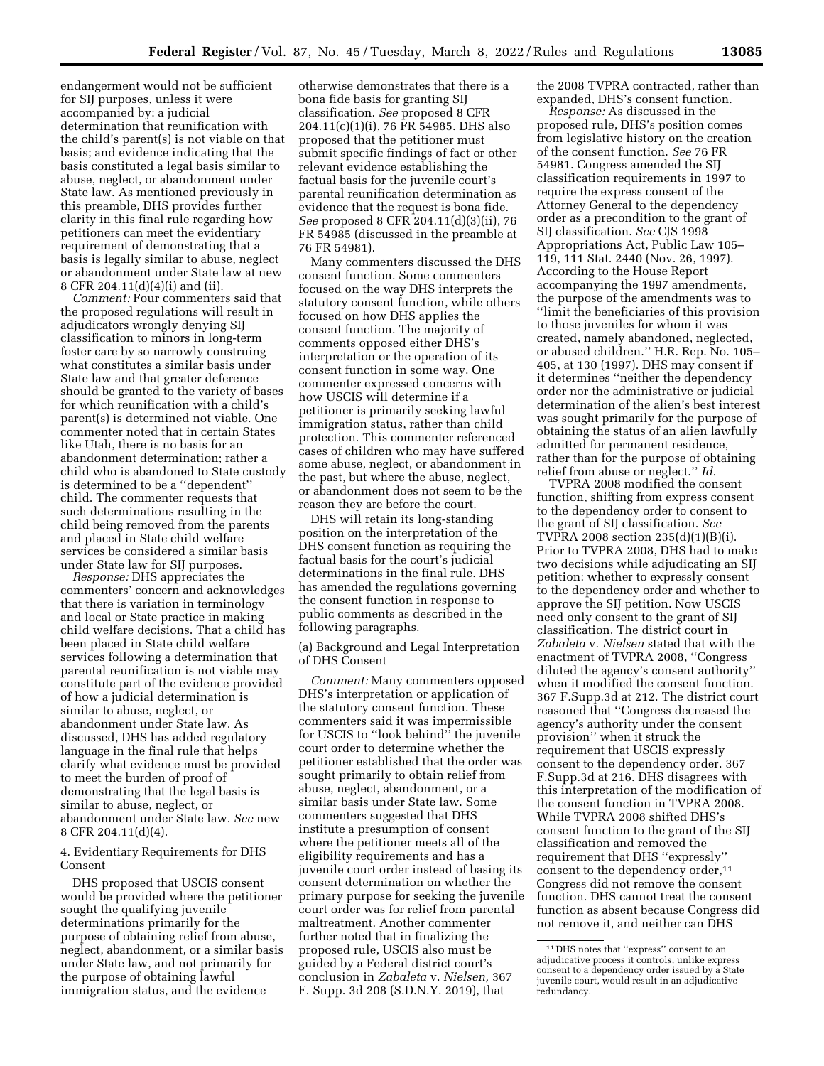endangerment would not be sufficient for SIJ purposes, unless it were accompanied by: a judicial determination that reunification with the child's parent(s) is not viable on that basis; and evidence indicating that the basis constituted a legal basis similar to abuse, neglect, or abandonment under State law. As mentioned previously in this preamble, DHS provides further clarity in this final rule regarding how petitioners can meet the evidentiary requirement of demonstrating that a basis is legally similar to abuse, neglect or abandonment under State law at new 8 CFR 204.11(d)(4)(i) and (ii).

*Comment:* Four commenters said that the proposed regulations will result in adjudicators wrongly denying SIJ classification to minors in long-term foster care by so narrowly construing what constitutes a similar basis under State law and that greater deference should be granted to the variety of bases for which reunification with a child's parent(s) is determined not viable. One commenter noted that in certain States like Utah, there is no basis for an abandonment determination; rather a child who is abandoned to State custody is determined to be a "dependent" child. The commenter requests that such determinations resulting in the child being removed from the parents and placed in State child welfare services be considered a similar basis under State law for SIJ purposes.

*Response:* DHS appreciates the commenters' concern and acknowledges that there is variation in terminology and local or State practice in making child welfare decisions. That a child has been placed in State child welfare services following a determination that parental reunification is not viable may constitute part of the evidence provided of how a judicial determination is similar to abuse, neglect, or abandonment under State law. As discussed, DHS has added regulatory language in the final rule that helps clarify what evidence must be provided to meet the burden of proof of demonstrating that the legal basis is similar to abuse, neglect, or abandonment under State law. *See* new 8 CFR 204.11(d)(4).

4. Evidentiary Requirements for DHS Consent

DHS proposed that USCIS consent would be provided where the petitioner sought the qualifying juvenile determinations primarily for the purpose of obtaining relief from abuse, neglect, abandonment, or a similar basis under State law, and not primarily for the purpose of obtaining lawful immigration status, and the evidence otherwise demonstrates that there is a bona fide basis for granting SIJ classification. *See* proposed 8 CFR 204.11(c)(1)(i), 76 FR 54985. DHS also proposed that the petitioner must submit specific findings of fact or other relevant evidence establishing the factual basis for the juvenile court's parental reunification determination as evidence that the request is bona fide. *See* proposed 8 CFR 204.11(d)(3)(ii), 76 FR 54985 (discussed in the preamble at 76 FR 54981).

Many commenters discussed the DHS consent function. Some commenters focused on the way DHS interprets the statutory consent function, while others focused on how DHS applies the consent function. The majority of comments opposed either DHS's interpretation or the operation of its consent function in some way. One commenter expressed concerns with how USCIS will determine if a petitioner is primarily seeking lawful immigration status, rather than child protection. This commenter referenced cases of children who may have suffered some abuse, neglect, or abandonment in the past, but where the abuse, neglect, or abandonment does not seem to be the reason they are before the court.

DHS will retain its long-standing position on the interpretation of the DHS consent function as requiring the factual basis for the court's judicial determinations in the final rule. DHS has amended the regulations governing the consent function in response to public comments as described in the following paragraphs.

(a) Background and Legal Interpretation of DHS Consent

*Comment:* Many commenters opposed DHS's interpretation or application of the statutory consent function. These commenters said it was impermissible for USCIS to "look behind" the juvenile court order to determine whether the petitioner established that the order was sought primarily to obtain relief from abuse, neglect, abandonment, or a similar basis under State law. Some commenters suggested that DHS institute a presumption of consent where the petitioner meets all of the eligibility requirements and has a juvenile court order instead of basing its consent determination on whether the primary purpose for seeking the juvenile court order was for relief from parental maltreatment. Another commenter further noted that in finalizing the proposed rule, USCIS also must be guided by a Federal district court's conclusion in *Zabaleta* v. *Nielsen,* 367 F. Supp. 3d 208 (S.D.N.Y. 2019), that the 2008 TVPRA contracted, rather than expanded, DHS's consent function.

*Response:* As discussed in the proposed rule, DHS's position comes from legislative history on the creation of the consent function. *See* 76 FR 54981. Congress amended the SIJ classification requirements in 1997 to require the express consent of the Attorney General to the dependency order as a precondition to the grant of SIJ classification. *See* CJS 1998 Appropriations Act, Public Law 105–119, 111 Stat. 2440 (Nov. 26, 1997). According to the House Report accompanying the 1997 amendments, the purpose of the amendments was to "limit the beneficiaries of this provision to those juveniles for whom it was created, namely abandoned, neglected, or abused children." H.R. Rep. No. 105–405, at 130 (1997). DHS may consent if it determines "neither the dependency order nor the administrative or judicial determination of the alien's best interest was sought primarily for the purpose of obtaining the status of an alien lawfully admitted for permanent residence, rather than for the purpose of obtaining relief from abuse or neglect." *Id.*

TVPRA 2008 modified the consent function, shifting from express consent to the dependency order to consent to the grant of SIJ classification. *See* TVPRA 2008 section 235(d)(1)(B)(i). Prior to TVPRA 2008, DHS had to make two decisions while adjudicating an SIJ petition: whether to expressly consent to the dependency order and whether to approve the SIJ petition. Now USCIS need only consent to the grant of SIJ classification. The district court in *Zabaleta* v. *Nielsen* stated that with the enactment of TVPRA 2008, "Congress diluted the agency's consent authority" when it modified the consent function. 367 F.Supp.3d at 212. The district court reasoned that "Congress decreased the agency's authority under the consent provision" when it struck the requirement that USCIS expressly consent to the dependency order. 367 F.Supp.3d at 216. DHS disagrees with this interpretation of the modification of the consent function in TVPRA 2008. While TVPRA 2008 shifted DHS's consent function to the grant of the SIJ classification and removed the requirement that DHS "expressly" consent to the dependency order,[11] Congress did not remove the consent function. DHS cannot treat the consent function as absent because Congress did not remove it, and neither can DHS

[11] DHS notes that "express" consent to an adjudicative process it controls, unlike express consent to a dependency order issued by a State juvenile court, would result in an adjudicative redundancy.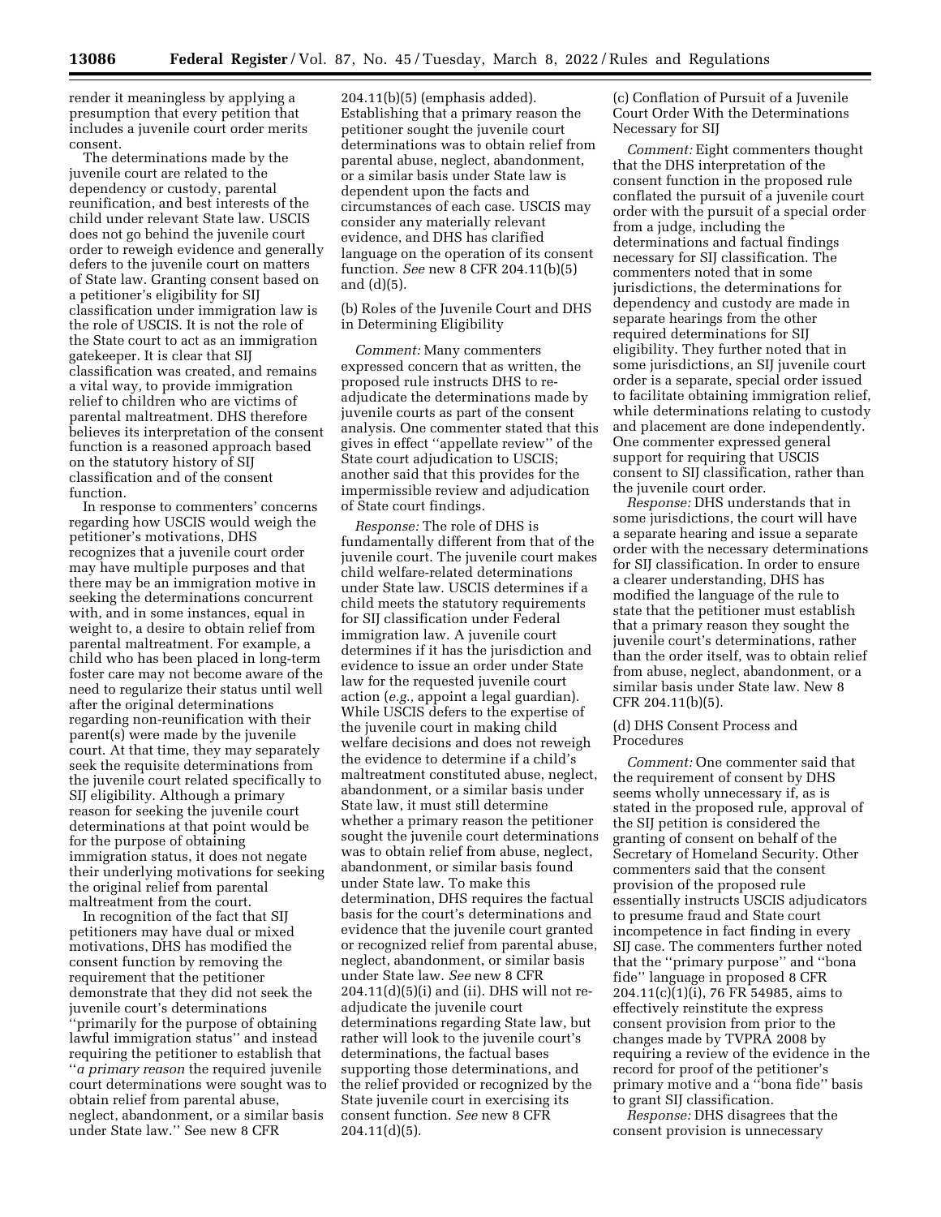render it meaningless by applying a presumption that every petition that includes a juvenile court order merits consent.

The determinations made by the juvenile court are related to the dependency or custody, parental reunification, and best interests of the child under relevant State law. USCIS does not go behind the juvenile court order to reweigh evidence and generally defers to the juvenile court on matters of State law. Granting consent based on a petitioner's eligibility for SIJ classification under immigration law is the role of USCIS. It is not the role of the State court to act as an immigration gatekeeper. It is clear that SIJ classification was created, and remains a vital way, to provide immigration relief to children who are victims of parental maltreatment. DHS therefore believes its interpretation of the consent function is a reasoned approach based on the statutory history of SIJ classification and of the consent function.

In response to commenters' concerns regarding how USCIS would weigh the petitioner's motivations, DHS recognizes that a juvenile court order may have multiple purposes and that there may be an immigration motive in seeking the determinations concurrent with, and in some instances, equal in weight to, a desire to obtain relief from parental maltreatment. For example, a child who has been placed in long-term foster care may not become aware of the need to regularize their status until well after the original determinations regarding non-reunification with their parent(s) were made by the juvenile court. At that time, they may separately seek the requisite determinations from the juvenile court related specifically to SIJ eligibility. Although a primary reason for seeking the juvenile court determinations at that point would be for the purpose of obtaining immigration status, it does not negate their underlying motivations for seeking the original relief from parental maltreatment from the court.

In recognition of the fact that SIJ petitioners may have dual or mixed motivations, DHS has modified the consent function by removing the requirement that the petitioner demonstrate that they did not seek the juvenile court's determinations "primarily for the purpose of obtaining lawful immigration status" and instead requiring the petitioner to establish that "*a primary reason* the required juvenile court determinations were sought was to obtain relief from parental abuse, neglect, abandonment, or a similar basis under State law." See new 8 CFR 204.11(b)(5) (emphasis added). Establishing that a primary reason the petitioner sought the juvenile court determinations was to obtain relief from parental abuse, neglect, abandonment, or a similar basis under State law is dependent upon the facts and circumstances of each case. USCIS may consider any materially relevant evidence, and DHS has clarified language on the operation of its consent function. *See* new 8 CFR 204.11(b)(5) and (d)(5).

(b) Roles of the Juvenile Court and DHS in Determining Eligibility

*Comment:* Many commenters expressed concern that as written, the proposed rule instructs DHS to re-adjudicate the determinations made by juvenile courts as part of the consent analysis. One commenter stated that this gives in effect "appellate review" of the State court adjudication to USCIS; another said that this provides for the impermissible review and adjudication of State court findings.

*Response:* The role of DHS is fundamentally different from that of the juvenile court. The juvenile court makes child welfare-related determinations under State law. USCIS determines if a child meets the statutory requirements for SIJ classification under Federal immigration law. A juvenile court determines if it has the jurisdiction and evidence to issue an order under State law for the requested juvenile court action (*e.g.,* appoint a legal guardian). While USCIS defers to the expertise of the juvenile court in making child welfare decisions and does not reweigh the evidence to determine if a child's maltreatment constituted abuse, neglect, abandonment, or a similar basis under State law, it must still determine whether a primary reason the petitioner sought the juvenile court determinations was to obtain relief from abuse, neglect, abandonment, or similar basis found under State law. To make this determination, DHS requires the factual basis for the court's determinations and evidence that the juvenile court granted or recognized relief from parental abuse, neglect, abandonment, or similar basis under State law. *See* new 8 CFR 204.11(d)(5)(i) and (ii). DHS will not re-adjudicate the juvenile court determinations regarding State law, but rather will look to the juvenile court's determinations, the factual bases supporting those determinations, and the relief provided or recognized by the State juvenile court in exercising its consent function. *See* new 8 CFR 204.11(d)(5).

(c) Conflation of Pursuit of a Juvenile Court Order With the Determinations Necessary for SIJ

*Comment:* Eight commenters thought that the DHS interpretation of the consent function in the proposed rule conflated the pursuit of a juvenile court order with the pursuit of a special order from a judge, including the determinations and factual findings necessary for SIJ classification. The commenters noted that in some jurisdictions, the determinations for dependency and custody are made in separate hearings from the other required determinations for SIJ eligibility. They further noted that in some jurisdictions, an SIJ juvenile court order is a separate, special order issued to facilitate obtaining immigration relief, while determinations relating to custody and placement are done independently. One commenter expressed general support for requiring that USCIS consent to SIJ classification, rather than the juvenile court order.

*Response:* DHS understands that in some jurisdictions, the court will have a separate hearing and issue a separate order with the necessary determinations for SIJ classification. In order to ensure a clearer understanding, DHS has modified the language of the rule to state that the petitioner must establish that a primary reason they sought the juvenile court's determinations, rather than the order itself, was to obtain relief from abuse, neglect, abandonment, or a similar basis under State law. New 8 CFR 204.11(b)(5).

(d) DHS Consent Process and Procedures

*Comment:* One commenter said that the requirement of consent by DHS seems wholly unnecessary if, as is stated in the proposed rule, approval of the SIJ petition is considered the granting of consent on behalf of the Secretary of Homeland Security. Other commenters said that the consent provision of the proposed rule essentially instructs USCIS adjudicators to presume fraud and State court incompetence in fact finding in every SIJ case. The commenters further noted that the "primary purpose" and "bona fide" language in proposed 8 CFR 204.11(c)(1)(i), 76 FR 54985, aims to effectively reinstitute the express consent provision from prior to the changes made by TVPRA 2008 by requiring a review of the evidence in the record for proof of the petitioner's primary motive and a "bona fide" basis to grant SIJ classification.

*Response:* DHS disagrees that the consent provision is unnecessary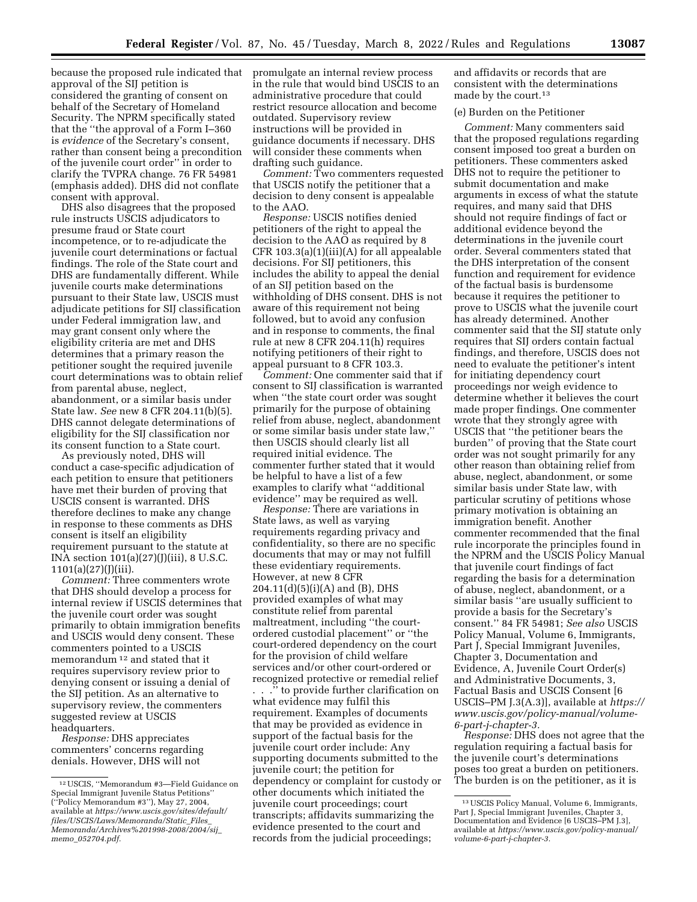because the proposed rule indicated that approval of the SIJ petition is considered the granting of consent on behalf of the Secretary of Homeland Security. The NPRM specifically stated that the "the approval of a Form I–360 is *evidence* of the Secretary's consent, rather than consent being a precondition of the juvenile court order" in order to clarify the TVPRA change. 76 FR 54981 (emphasis added). DHS did not conflate consent with approval.

DHS also disagrees that the proposed rule instructs USCIS adjudicators to presume fraud or State court incompetence, or to re-adjudicate the juvenile court determinations or factual findings. The role of the State court and DHS are fundamentally different. While juvenile courts make determinations pursuant to their State law, USCIS must adjudicate petitions for SIJ classification under Federal immigration law, and may grant consent only where the eligibility criteria are met and DHS determines that a primary reason the petitioner sought the required juvenile court determinations was to obtain relief from parental abuse, neglect, abandonment, or a similar basis under State law. *See* new 8 CFR 204.11(b)(5). DHS cannot delegate determinations of eligibility for the SIJ classification nor its consent function to a State court.

As previously noted, DHS will conduct a case-specific adjudication of each petition to ensure that petitioners have met their burden of proving that USCIS consent is warranted. DHS therefore declines to make any change in response to these comments as DHS consent is itself an eligibility requirement pursuant to the statute at INA section 101(a)(27)(J)(iii), 8 U.S.C. 1101(a)(27)(J)(iii).

*Comment:* Three commenters wrote that DHS should develop a process for internal review if USCIS determines that the juvenile court order was sought primarily to obtain immigration benefits and USCIS would deny consent. These commenters pointed to a USCIS memorandum [12] and stated that it requires supervisory review prior to denying consent or issuing a denial of the SIJ petition. As an alternative to supervisory review, the commenters suggested review at USCIS headquarters.

*Response:* DHS appreciates commenters' concerns regarding denials. However, DHS will not promulgate an internal review process in the rule that would bind USCIS to an administrative procedure that could restrict resource allocation and become outdated. Supervisory review instructions will be provided in guidance documents if necessary. DHS will consider these comments when drafting such guidance.

*Comment:* Two commenters requested that USCIS notify the petitioner that a decision to deny consent is appealable to the AAO.

*Response:* USCIS notifies denied petitioners of the right to appeal the decision to the AAO as required by 8 CFR 103.3(a)(1)(iii)(A) for all appealable decisions. For SIJ petitioners, this includes the ability to appeal the denial of an SIJ petition based on the withholding of DHS consent. DHS is not aware of this requirement not being followed, but to avoid any confusion and in response to comments, the final rule at new 8 CFR 204.11(h) requires notifying petitioners of their right to appeal pursuant to 8 CFR 103.3.

*Comment:* One commenter said that if consent to SIJ classification is warranted when "the state court order was sought primarily for the purpose of obtaining relief from abuse, neglect, abandonment or some similar basis under state law," then USCIS should clearly list all required initial evidence. The commenter further stated that it would be helpful to have a list of a few examples to clarify what "additional evidence" may be required as well.

*Response:* There are variations in State laws, as well as varying requirements regarding privacy and confidentiality, so there are no specific documents that may or may not fulfill these evidentiary requirements. However, at new 8 CFR 204.11(d)(5)(i)(A) and (B), DHS provided examples of what may constitute relief from parental maltreatment, including "the court-ordered custodial placement" or "the court-ordered dependency on the court for the provision of child welfare services and/or other court-ordered or recognized protective or remedial relief . . ." to provide further clarification on what evidence may fulfil this requirement. Examples of documents that may be provided as evidence in support of the factual basis for the juvenile court order include: Any supporting documents submitted to the juvenile court; the petition for dependency or complaint for custody or other documents which initiated the juvenile court proceedings; court transcripts; affidavits summarizing the evidence presented to the court and records from the judicial proceedings; and affidavits or records that are consistent with the determinations made by the court.[13]

(e) Burden on the Petitioner

*Comment:* Many commenters said that the proposed regulations regarding consent imposed too great a burden on petitioners. These commenters asked DHS not to require the petitioner to submit documentation and make arguments in excess of what the statute requires, and many said that DHS should not require findings of fact or additional evidence beyond the determinations in the juvenile court order. Several commenters stated that the DHS interpretation of the consent function and requirement for evidence of the factual basis is burdensome because it requires the petitioner to prove to USCIS what the juvenile court has already determined. Another commenter said that the SIJ statute only requires that SIJ orders contain factual findings, and therefore, USCIS does not need to evaluate the petitioner's intent for initiating dependency court proceedings nor weigh evidence to determine whether it believes the court made proper findings. One commenter wrote that they strongly agree with USCIS that "the petitioner bears the burden" of proving that the State court order was not sought primarily for any other reason than obtaining relief from abuse, neglect, abandonment, or some similar basis under State law, with particular scrutiny of petitions whose primary motivation is obtaining an immigration benefit. Another commenter recommended that the final rule incorporate the principles found in the NPRM and the USCIS Policy Manual that juvenile court findings of fact regarding the basis for a determination of abuse, neglect, abandonment, or a similar basis "are usually sufficient to provide a basis for the Secretary's consent." 84 FR 54981; *See also* USCIS Policy Manual, Volume 6, Immigrants, Part J, Special Immigrant Juveniles, Chapter 3, Documentation and Evidence, A, Juvenile Court Order(s) and Administrative Documents, 3, Factual Basis and USCIS Consent [6 USCIS–PM J.3(A.3)], available at *https://www.uscis.gov/policy-manual/volume-6-part-j-chapter-3.*

*Response:* DHS does not agree that the regulation requiring a factual basis for the juvenile court's determinations poses too great a burden on petitioners. The burden is on the petitioner, as it is

---

[12] USCIS, "Memorandum #3—Field Guidance on Special Immigrant Juvenile Status Petitions" ("Policy Memorandum #3"), May 27, 2004, available at *https://www.uscis.gov/sites/default/files/USCIS/Laws/Memoranda/Static_Files_Memoranda/Archives%201998-2008/2004/sij_memo_052704.pdf.*

[13] USCIS Policy Manual, Volume 6, Immigrants, Part J, Special Immigrant Juveniles, Chapter 3, Documentation and Evidence [6 USCIS–PM J.3], available at *https://www.uscis.gov/policy-manual/volume-6-part-j-chapter-3.*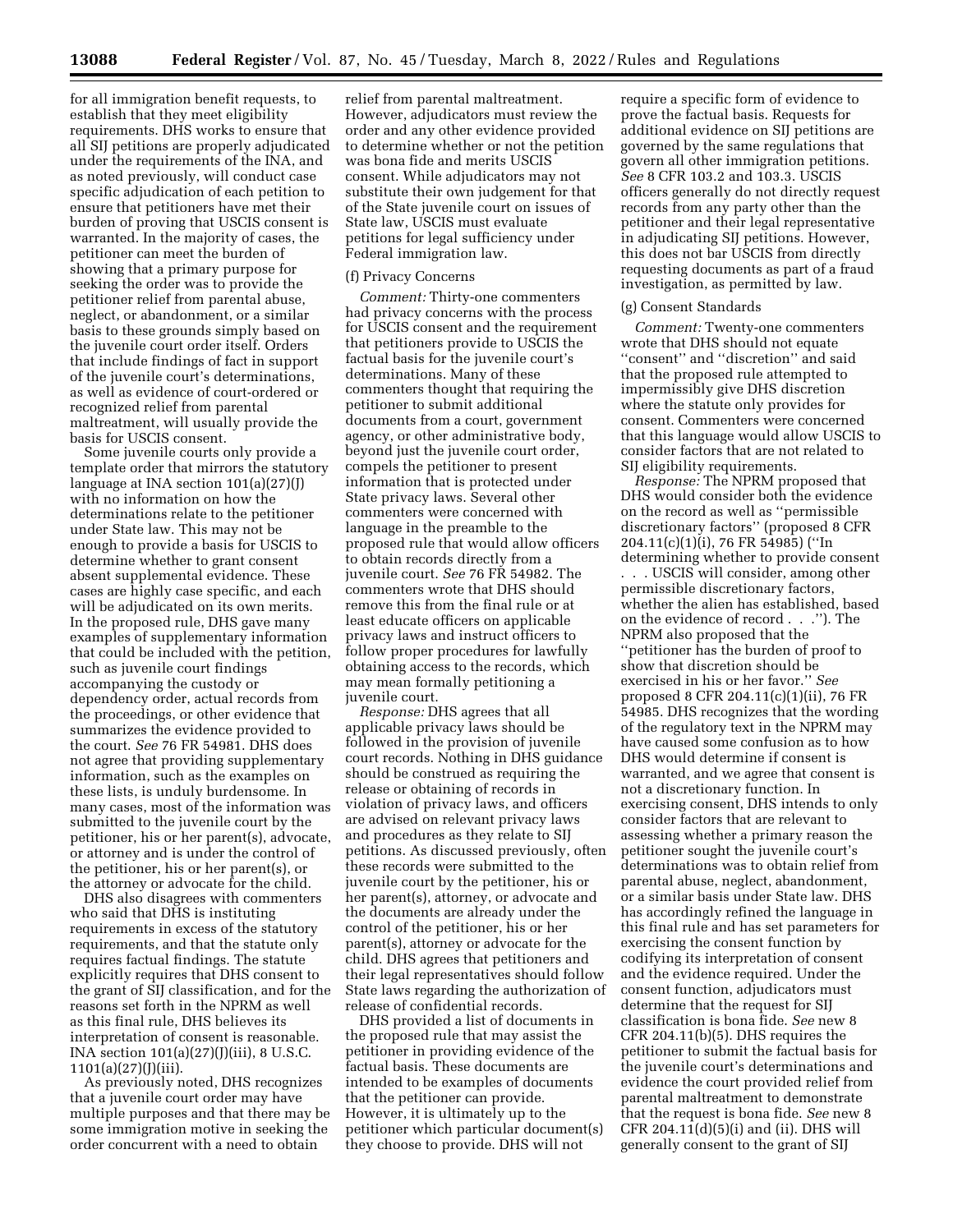for all immigration benefit requests, to establish that they meet eligibility requirements. DHS works to ensure that all SIJ petitions are properly adjudicated under the requirements of the INA, and as noted previously, will conduct case specific adjudication of each petition to ensure that petitioners have met their burden of proving that USCIS consent is warranted. In the majority of cases, the petitioner can meet the burden of showing that a primary purpose for seeking the order was to provide the petitioner relief from parental abuse, neglect, or abandonment, or a similar basis to these grounds simply based on the juvenile court order itself. Orders that include findings of fact in support of the juvenile court's determinations, as well as evidence of court-ordered or recognized relief from parental maltreatment, will usually provide the basis for USCIS consent.

Some juvenile courts only provide a template order that mirrors the statutory language at INA section 101(a)(27)(J) with no information on how the determinations relate to the petitioner under State law. This may not be enough to provide a basis for USCIS to determine whether to grant consent absent supplemental evidence. These cases are highly case specific, and each will be adjudicated on its own merits. In the proposed rule, DHS gave many examples of supplementary information that could be included with the petition, such as juvenile court findings accompanying the custody or dependency order, actual records from the proceedings, or other evidence that summarizes the evidence provided to the court. *See* 76 FR 54981. DHS does not agree that providing supplementary information, such as the examples on these lists, is unduly burdensome. In many cases, most of the information was submitted to the juvenile court by the petitioner, his or her parent(s), advocate, or attorney and is under the control of the petitioner, his or her parent(s), or the attorney or advocate for the child.

DHS also disagrees with commenters who said that DHS is instituting requirements in excess of the statutory requirements, and that the statute only requires factual findings. The statute explicitly requires that DHS consent to the grant of SIJ classification, and for the reasons set forth in the NPRM as well as this final rule, DHS believes its interpretation of consent is reasonable. INA section 101(a)(27)(J)(iii), 8 U.S.C. 1101(a)(27)(J)(iii).

As previously noted, DHS recognizes that a juvenile court order may have multiple purposes and that there may be some immigration motive in seeking the order concurrent with a need to obtain relief from parental maltreatment. However, adjudicators must review the order and any other evidence provided to determine whether or not the petition was bona fide and merits USCIS consent. While adjudicators may not substitute their own judgement for that of the State juvenile court on issues of State law, USCIS must evaluate petitions for legal sufficiency under Federal immigration law.

### (f) Privacy Concerns

*Comment:* Thirty-one commenters had privacy concerns with the process for USCIS consent and the requirement that petitioners provide to USCIS the factual basis for the juvenile court's determinations. Many of these commenters thought that requiring the petitioner to submit additional documents from a court, government agency, or other administrative body, beyond just the juvenile court order, compels the petitioner to present information that is protected under State privacy laws. Several other commenters were concerned with language in the preamble to the proposed rule that would allow officers to obtain records directly from a juvenile court. *See* 76 FR 54982. The commenters wrote that DHS should remove this from the final rule or at least educate officers on applicable privacy laws and instruct officers to follow proper procedures for lawfully obtaining access to the records, which may mean formally petitioning a juvenile court.

*Response:* DHS agrees that all applicable privacy laws should be followed in the provision of juvenile court records. Nothing in DHS guidance should be construed as requiring the release or obtaining of records in violation of privacy laws, and officers are advised on relevant privacy laws and procedures as they relate to SIJ petitions. As discussed previously, often these records were submitted to the juvenile court by the petitioner, his or her parent(s), attorney, or advocate and the documents are already under the control of the petitioner, his or her parent(s), attorney or advocate for the child. DHS agrees that petitioners and their legal representatives should follow State laws regarding the authorization of release of confidential records.

DHS provided a list of documents in the proposed rule that may assist the petitioner in providing evidence of the factual basis. These documents are intended to be examples of documents that the petitioner can provide. However, it is ultimately up to the petitioner which particular document(s) they choose to provide. DHS will not require a specific form of evidence to prove the factual basis. Requests for additional evidence on SIJ petitions are governed by the same regulations that govern all other immigration petitions. *See* 8 CFR 103.2 and 103.3. USCIS officers generally do not directly request records from any party other than the petitioner and their legal representative in adjudicating SIJ petitions. However, this does not bar USCIS from directly requesting documents as part of a fraud investigation, as permitted by law.

### (g) Consent Standards

*Comment:* Twenty-one commenters wrote that DHS should not equate "consent" and "discretion" and said that the proposed rule attempted to impermissibly give DHS discretion where the statute only provides for consent. Commenters were concerned that this language would allow USCIS to consider factors that are not related to SIJ eligibility requirements.

*Response:* The NPRM proposed that DHS would consider both the evidence on the record as well as "permissible discretionary factors" (proposed 8 CFR 204.11(c)(1)(i), 76 FR 54985) ("In determining whether to provide consent . . . USCIS will consider, among other permissible discretionary factors, whether the alien has established, based on the evidence of record . . ."). The NPRM also proposed that the "petitioner has the burden of proof to show that discretion should be exercised in his or her favor." *See* proposed 8 CFR 204.11(c)(1)(ii), 76 FR 54985. DHS recognizes that the wording of the regulatory text in the NPRM may have caused some confusion as to how DHS would determine if consent is warranted, and we agree that consent is not a discretionary function. In exercising consent, DHS intends to only consider factors that are relevant to assessing whether a primary reason the petitioner sought the juvenile court's determinations was to obtain relief from parental abuse, neglect, abandonment, or a similar basis under State law. DHS has accordingly refined the language in this final rule and has set parameters for exercising the consent function by codifying its interpretation of consent and the evidence required. Under the consent function, adjudicators must determine that the request for SIJ classification is bona fide. *See* new 8 CFR 204.11(b)(5). DHS requires the petitioner to submit the factual basis for the juvenile court's determinations and evidence the court provided relief from parental maltreatment to demonstrate that the request is bona fide. *See* new 8 CFR 204.11(d)(5)(i) and (ii). DHS will generally consent to the grant of SIJ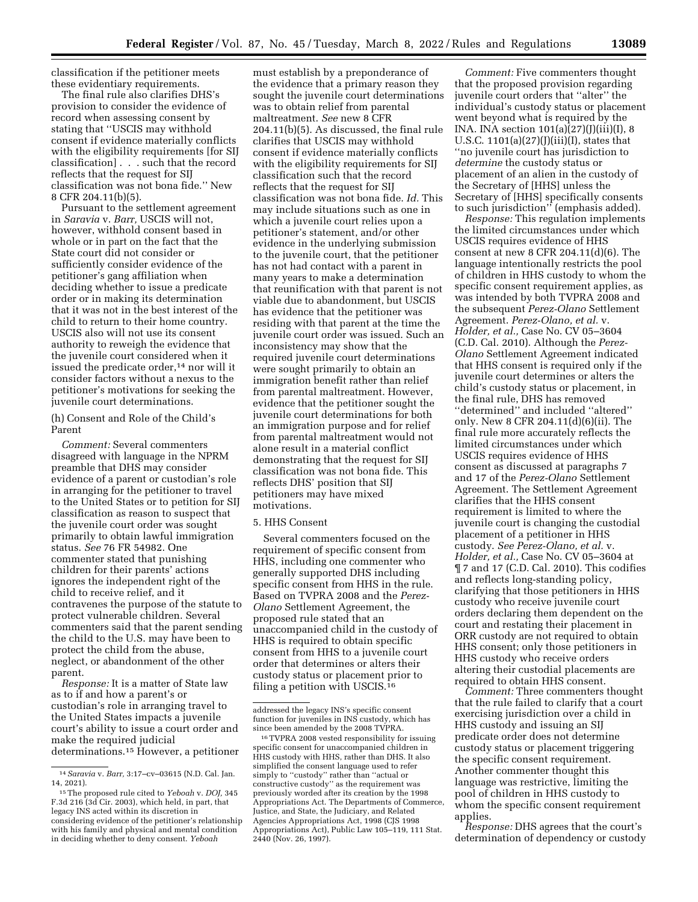classification if the petitioner meets these evidentiary requirements.

The final rule also clarifies DHS's provision to consider the evidence of record when assessing consent by stating that ''USCIS may withhold consent if evidence materially conflicts with the eligibility requirements [for SIJ classification] . . . such that the record reflects that the request for SIJ classification was not bona fide.'' New 8 CFR 204.11(b)(5).

Pursuant to the settlement agreement in *Saravia* v. *Barr,* USCIS will not, however, withhold consent based in whole or in part on the fact that the State court did not consider or sufficiently consider evidence of the petitioner's gang affiliation when deciding whether to issue a predicate order or in making its determination that it was not in the best interest of the child to return to their home country. USCIS also will not use its consent authority to reweigh the evidence that the juvenile court considered when it issued the predicate order,[14] nor will it consider factors without a nexus to the petitioner's motivations for seeking the juvenile court determinations.

(h) Consent and Role of the Child's Parent

*Comment:* Several commenters disagreed with language in the NPRM preamble that DHS may consider evidence of a parent or custodian's role in arranging for the petitioner to travel to the United States or to petition for SIJ classification as reason to suspect that the juvenile court order was sought primarily to obtain lawful immigration status. *See* 76 FR 54982. One commenter stated that punishing children for their parents' actions ignores the independent right of the child to receive relief, and it contravenes the purpose of the statute to protect vulnerable children. Several commenters said that the parent sending the child to the U.S. may have been to protect the child from the abuse, neglect, or abandonment of the other parent.

*Response:* It is a matter of State law as to if and how a parent's or custodian's role in arranging travel to the United States impacts a juvenile court's ability to issue a court order and make the required judicial determinations.[15] However, a petitioner must establish by a preponderance of the evidence that a primary reason they sought the juvenile court determinations was to obtain relief from parental maltreatment. *See* new 8 CFR 204.11(b)(5). As discussed, the final rule clarifies that USCIS may withhold consent if evidence materially conflicts with the eligibility requirements for SIJ classification such that the record reflects that the request for SIJ classification was not bona fide. *Id.* This may include situations such as one in which a juvenile court relies upon a petitioner's statement, and/or other evidence in the underlying submission to the juvenile court, that the petitioner has not had contact with a parent in many years to make a determination that reunification with that parent is not viable due to abandonment, but USCIS has evidence that the petitioner was residing with that parent at the time the juvenile court order was issued. Such an inconsistency may show that the required juvenile court determinations were sought primarily to obtain an immigration benefit rather than relief from parental maltreatment. However, evidence that the petitioner sought the juvenile court determinations for both an immigration purpose and for relief from parental maltreatment would not alone result in a material conflict demonstrating that the request for SIJ classification was not bona fide. This reflects DHS' position that SIJ petitioners may have mixed motivations.

5. HHS Consent

Several commenters focused on the requirement of specific consent from HHS, including one commenter who generally supported DHS including specific consent from HHS in the rule. Based on TVPRA 2008 and the *Perez-Olano* Settlement Agreement, the proposed rule stated that an unaccompanied child in the custody of HHS is required to obtain specific consent from HHS to a juvenile court order that determines or alters their custody status or placement prior to filing a petition with USCIS.[16]

*Comment:* Five commenters thought that the proposed provision regarding juvenile court orders that ''alter'' the individual's custody status or placement went beyond what is required by the INA. INA section 101(a)(27)(J)(iii)(I), 8 U.S.C. 1101(a)(27)(J)(iii)(I), states that ''no juvenile court has jurisdiction to *determine* the custody status or placement of an alien in the custody of the Secretary of [HHS] unless the Secretary of [HHS] specifically consents to such jurisdiction'' (emphasis added).

*Response:* This regulation implements the limited circumstances under which USCIS requires evidence of HHS consent at new 8 CFR 204.11(d)(6). The language intentionally restricts the pool of children in HHS custody to whom the specific consent requirement applies, as was intended by both TVPRA 2008 and the subsequent *Perez-Olano* Settlement Agreement. *Perez-Olano, et al.* v. *Holder, et al.,* Case No. CV 05–3604 (C.D. Cal. 2010). Although the *Perez-Olano* Settlement Agreement indicated that HHS consent is required only if the juvenile court determines or alters the child's custody status or placement, in the final rule, DHS has removed ''determined'' and included ''altered'' only. New 8 CFR 204.11(d)(6)(ii). The final rule more accurately reflects the limited circumstances under which USCIS requires evidence of HHS consent as discussed at paragraphs 7 and 17 of the *Perez-Olano* Settlement Agreement. The Settlement Agreement clarifies that the HHS consent requirement is limited to where the juvenile court is changing the custodial placement of a petitioner in HHS custody. *See Perez-Olano, et al.* v. *Holder, et al.,* Case No. CV 05–3604 at ¶ 7 and 17 (C.D. Cal. 2010). This codifies and reflects long-standing policy, clarifying that those petitioners in HHS custody who receive juvenile court orders declaring them dependent on the court and restating their placement in ORR custody are not required to obtain HHS consent; only those petitioners in HHS custody who receive orders altering their custodial placements are required to obtain HHS consent.

*Comment:* Three commenters thought that the rule failed to clarify that a court exercising jurisdiction over a child in HHS custody and issuing an SIJ predicate order does not determine custody status or placement triggering the specific consent requirement. Another commenter thought this language was restrictive, limiting the pool of children in HHS custody to whom the specific consent requirement applies.

*Response:* DHS agrees that the court's determination of dependency or custody

---

[14] *Saravia* v. *Barr,* 3:17–cv–03615 (N.D. Cal. Jan. 14, 2021).

[15] The proposed rule cited to *Yeboah* v. *DOJ,* 345 F.3d 216 (3d Cir. 2003), which held, in part, that legacy INS acted within its discretion in considering evidence of the petitioner's relationship with his family and physical and mental condition in deciding whether to deny consent. *Yeboah* addressed the legacy INS's specific consent function for juveniles in INS custody, which has since been amended by the 2008 TVPRA.

[16] TVPRA 2008 vested responsibility for issuing specific consent for unaccompanied children in HHS custody with HHS, rather than DHS. It also simplified the consent language used to refer simply to ''custody'' rather than ''actual or constructive custody'' as the requirement was previously worded after its creation by the 1998 Appropriations Act. The Departments of Commerce, Justice, and State, the Judiciary, and Related Agencies Appropriations Act, 1998 (CJS 1998 Appropriations Act), Public Law 105–119, 111 Stat. 2440 (Nov. 26, 1997).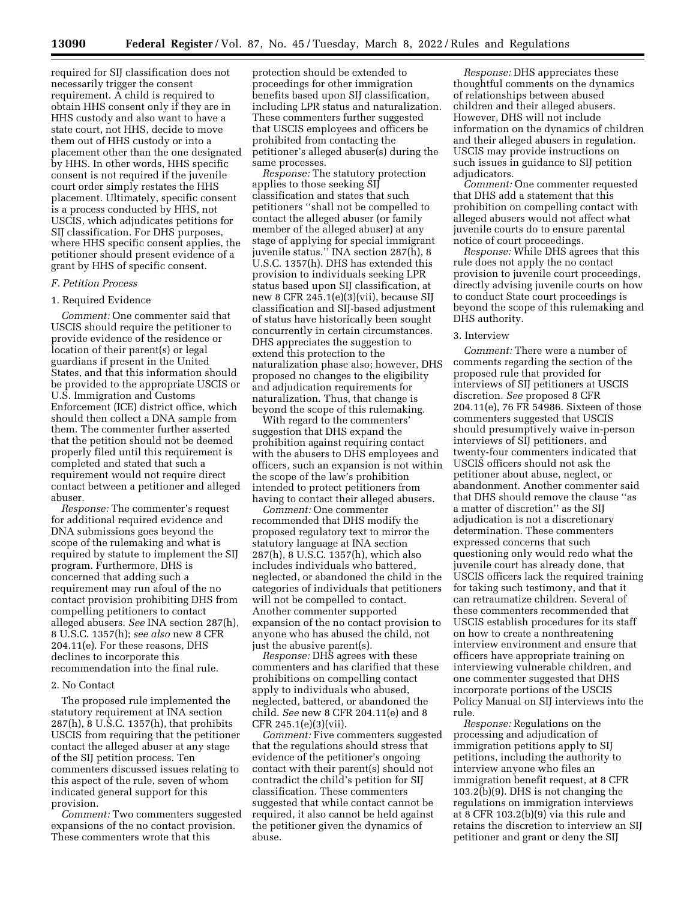required for SIJ classification does not necessarily trigger the consent requirement. A child is required to obtain HHS consent only if they are in HHS custody and also want to have a state court, not HHS, decide to move them out of HHS custody or into a placement other than the one designated by HHS. In other words, HHS specific consent is not required if the juvenile court order simply restates the HHS placement. Ultimately, specific consent is a process conducted by HHS, not USCIS, which adjudicates petitions for SIJ classification. For DHS purposes, where HHS specific consent applies, the petitioner should present evidence of a grant by HHS of specific consent.

### *F. Petition Process*

#### 1. Required Evidence

*Comment:* One commenter said that USCIS should require the petitioner to provide evidence of the residence or location of their parent(s) or legal guardians if present in the United States, and that this information should be provided to the appropriate USCIS or U.S. Immigration and Customs Enforcement (ICE) district office, which should then collect a DNA sample from them. The commenter further asserted that the petition should not be deemed properly filed until this requirement is completed and stated that such a requirement would not require direct contact between a petitioner and alleged abuser.

*Response:* The commenter's request for additional required evidence and DNA submissions goes beyond the scope of the rulemaking and what is required by statute to implement the SIJ program. Furthermore, DHS is concerned that adding such a requirement may run afoul of the no contact provision prohibiting DHS from compelling petitioners to contact alleged abusers. *See* INA section 287(h), 8 U.S.C. 1357(h); *see also* new 8 CFR 204.11(e). For these reasons, DHS declines to incorporate this recommendation into the final rule.

#### 2. No Contact

The proposed rule implemented the statutory requirement at INA section 287(h), 8 U.S.C. 1357(h), that prohibits USCIS from requiring that the petitioner contact the alleged abuser at any stage of the SIJ petition process. Ten commenters discussed issues relating to this aspect of the rule, seven of whom indicated general support for this provision.

*Comment:* Two commenters suggested expansions of the no contact provision. These commenters wrote that this protection should be extended to proceedings for other immigration benefits based upon SIJ classification, including LPR status and naturalization. These commenters further suggested that USCIS employees and officers be prohibited from contacting the petitioner's alleged abuser(s) during the same processes.

*Response:* The statutory protection applies to those seeking SIJ classification and states that such petitioners ''shall not be compelled to contact the alleged abuser (or family member of the alleged abuser) at any stage of applying for special immigrant juvenile status.'' INA section 287(h), 8 U.S.C. 1357(h). DHS has extended this provision to individuals seeking LPR status based upon SIJ classification, at new 8 CFR 245.1(e)(3)(vii), because SIJ classification and SIJ-based adjustment of status have historically been sought concurrently in certain circumstances. DHS appreciates the suggestion to extend this protection to the naturalization phase also; however, DHS proposed no changes to the eligibility and adjudication requirements for naturalization. Thus, that change is beyond the scope of this rulemaking.

With regard to the commenters' suggestion that DHS expand the prohibition against requiring contact with the abusers to DHS employees and officers, such an expansion is not within the scope of the law's prohibition intended to protect petitioners from having to contact their alleged abusers.

*Comment:* One commenter recommended that DHS modify the proposed regulatory text to mirror the statutory language at INA section 287(h), 8 U.S.C. 1357(h), which also includes individuals who battered, neglected, or abandoned the child in the categories of individuals that petitioners will not be compelled to contact. Another commenter supported expansion of the no contact provision to anyone who has abused the child, not just the abusive parent(s).

*Response:* DHS agrees with these commenters and has clarified that these prohibitions on compelling contact apply to individuals who abused, neglected, battered, or abandoned the child. *See* new 8 CFR 204.11(e) and 8 CFR 245.1(e)(3)(vii).

*Comment:* Five commenters suggested that the regulations should stress that evidence of the petitioner's ongoing contact with their parent(s) should not contradict the child's petition for SIJ classification. These commenters suggested that while contact cannot be required, it also cannot be held against the petitioner given the dynamics of abuse.

*Response:* DHS appreciates these thoughtful comments on the dynamics of relationships between abused children and their alleged abusers. However, DHS will not include information on the dynamics of children and their alleged abusers in regulation. USCIS may provide instructions on such issues in guidance to SIJ petition adjudicators.

*Comment:* One commenter requested that DHS add a statement that this prohibition on compelling contact with alleged abusers would not affect what juvenile courts do to ensure parental notice of court proceedings.

*Response:* While DHS agrees that this rule does not apply the no contact provision to juvenile court proceedings, directly advising juvenile courts on how to conduct State court proceedings is beyond the scope of this rulemaking and DHS authority.

#### 3. Interview

*Comment:* There were a number of comments regarding the section of the proposed rule that provided for interviews of SIJ petitioners at USCIS discretion. *See* proposed 8 CFR 204.11(e), 76 FR 54986. Sixteen of those commenters suggested that USCIS should presumptively waive in-person interviews of SIJ petitioners, and twenty-four commenters indicated that USCIS officers should not ask the petitioner about abuse, neglect, or abandonment. Another commenter said that DHS should remove the clause ''as a matter of discretion'' as the SIJ adjudication is not a discretionary determination. These commenters expressed concerns that such questioning only would redo what the juvenile court has already done, that USCIS officers lack the required training for taking such testimony, and that it can retraumatize children. Several of these commenters recommended that USCIS establish procedures for its staff on how to create a nonthreatening interview environment and ensure that officers have appropriate training on interviewing vulnerable children, and one commenter suggested that DHS incorporate portions of the USCIS Policy Manual on SIJ interviews into the rule.

*Response:* Regulations on the processing and adjudication of immigration petitions apply to SIJ petitions, including the authority to interview anyone who files an immigration benefit request, at 8 CFR 103.2(b)(9). DHS is not changing the regulations on immigration interviews at 8 CFR 103.2(b)(9) via this rule and retains the discretion to interview an SIJ petitioner and grant or deny the SIJ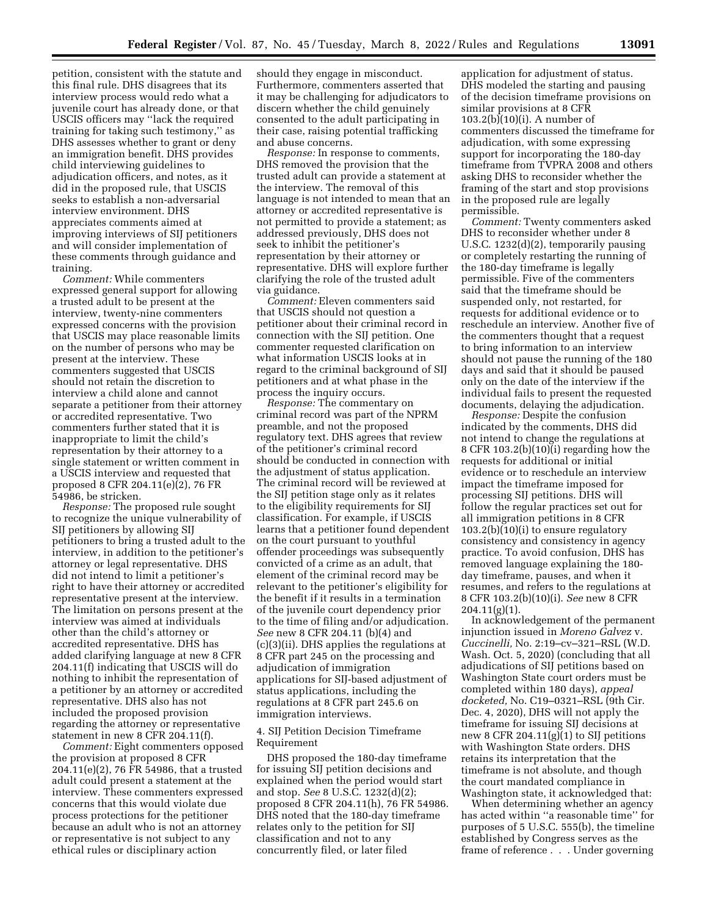petition, consistent with the statute and this final rule. DHS disagrees that its interview process would redo what a juvenile court has already done, or that USCIS officers may ''lack the required training for taking such testimony,'' as DHS assesses whether to grant or deny an immigration benefit. DHS provides child interviewing guidelines to adjudication officers, and notes, as it did in the proposed rule, that USCIS seeks to establish a non-adversarial interview environment. DHS appreciates comments aimed at improving interviews of SIJ petitioners and will consider implementation of these comments through guidance and training.

*Comment:* While commenters expressed general support for allowing a trusted adult to be present at the interview, twenty-nine commenters expressed concerns with the provision that USCIS may place reasonable limits on the number of persons who may be present at the interview. These commenters suggested that USCIS should not retain the discretion to interview a child alone and cannot separate a petitioner from their attorney or accredited representative. Two commenters further stated that it is inappropriate to limit the child's representation by their attorney to a single statement or written comment in a USCIS interview and requested that proposed 8 CFR 204.11(e)(2), 76 FR 54986, be stricken.

*Response:* The proposed rule sought to recognize the unique vulnerability of SIJ petitioners by allowing SIJ petitioners to bring a trusted adult to the interview, in addition to the petitioner's attorney or legal representative. DHS did not intend to limit a petitioner's right to have their attorney or accredited representative present at the interview. The limitation on persons present at the interview was aimed at individuals other than the child's attorney or accredited representative. DHS has added clarifying language at new 8 CFR 204.11(f) indicating that USCIS will do nothing to inhibit the representation of a petitioner by an attorney or accredited representative. DHS also has not included the proposed provision regarding the attorney or representative statement in new 8 CFR 204.11(f).

*Comment:* Eight commenters opposed the provision at proposed 8 CFR 204.11(e)(2), 76 FR 54986, that a trusted adult could present a statement at the interview. These commenters expressed concerns that this would violate due process protections for the petitioner because an adult who is not an attorney or representative is not subject to any ethical rules or disciplinary action should they engage in misconduct. Furthermore, commenters asserted that it may be challenging for adjudicators to discern whether the child genuinely consented to the adult participating in their case, raising potential trafficking and abuse concerns.

*Response:* In response to comments, DHS removed the provision that the trusted adult can provide a statement at the interview. The removal of this language is not intended to mean that an attorney or accredited representative is not permitted to provide a statement; as addressed previously, DHS does not seek to inhibit the petitioner's representation by their attorney or representative. DHS will explore further clarifying the role of the trusted adult via guidance.

*Comment:* Eleven commenters said that USCIS should not question a petitioner about their criminal record in connection with the SIJ petition. One commenter requested clarification on what information USCIS looks at in regard to the criminal background of SIJ petitioners and at what phase in the process the inquiry occurs.

*Response:* The commentary on criminal record was part of the NPRM preamble, and not the proposed regulatory text. DHS agrees that review of the petitioner's criminal record should be conducted in connection with the adjustment of status application. The criminal record will be reviewed at the SIJ petition stage only as it relates to the eligibility requirements for SIJ classification. For example, if USCIS learns that a petitioner found dependent on the court pursuant to youthful offender proceedings was subsequently convicted of a crime as an adult, that element of the criminal record may be relevant to the petitioner's eligibility for the benefit if it results in a termination of the juvenile court dependency prior to the time of filing and/or adjudication. *See* new 8 CFR 204.11 (b)(4) and (c)(3)(ii). DHS applies the regulations at 8 CFR part 245 on the processing and adjudication of immigration applications for SIJ-based adjustment of status applications, including the regulations at 8 CFR part 245.6 on immigration interviews.

4. SIJ Petition Decision Timeframe Requirement

DHS proposed the 180-day timeframe for issuing SIJ petition decisions and explained when the period would start and stop. *See* 8 U.S.C. 1232(d)(2); proposed 8 CFR 204.11(h), 76 FR 54986. DHS noted that the 180-day timeframe relates only to the petition for SIJ classification and not to any concurrently filed, or later filed application for adjustment of status. DHS modeled the starting and pausing of the decision timeframe provisions on similar provisions at 8 CFR 103.2(b)(10)(i). A number of commenters discussed the timeframe for adjudication, with some expressing support for incorporating the 180-day timeframe from TVPRA 2008 and others asking DHS to reconsider whether the framing of the start and stop provisions in the proposed rule are legally permissible.

*Comment:* Twenty commenters asked DHS to reconsider whether under 8 U.S.C. 1232(d)(2), temporarily pausing or completely restarting the running of the 180-day timeframe is legally permissible. Five of the commenters said that the timeframe should be suspended only, not restarted, for requests for additional evidence or to reschedule an interview. Another five of the commenters thought that a request to bring information to an interview should not pause the running of the 180 days and said that it should be paused only on the date of the interview if the individual fails to present the requested documents, delaying the adjudication.

*Response:* Despite the confusion indicated by the comments, DHS did not intend to change the regulations at 8 CFR 103.2(b)(10)(i) regarding how the requests for additional or initial evidence or to reschedule an interview impact the timeframe imposed for processing SIJ petitions. DHS will follow the regular practices set out for all immigration petitions in 8 CFR 103.2(b)(10)(i) to ensure regulatory consistency and consistency in agency practice. To avoid confusion, DHS has removed language explaining the 180-day timeframe, pauses, and when it resumes, and refers to the regulations at 8 CFR 103.2(b)(10)(i). *See* new 8 CFR 204.11(g)(1).

In acknowledgement of the permanent injunction issued in *Moreno Galvez* v. *Cuccinelli,* No. 2:19–cv–321–RSL (W.D. Wash. Oct. 5, 2020) (concluding that all adjudications of SIJ petitions based on Washington State court orders must be completed within 180 days), *appeal docketed,* No. C19–0321–RSL (9th Cir. Dec. 4, 2020), DHS will not apply the timeframe for issuing SIJ decisions at new 8 CFR 204.11(g)(1) to SIJ petitions with Washington State orders. DHS retains its interpretation that the timeframe is not absolute, and though the court mandated compliance in Washington state, it acknowledged that:

When determining whether an agency has acted within ''a reasonable time'' for purposes of 5 U.S.C. 555(b), the timeline established by Congress serves as the frame of reference . . . Under governing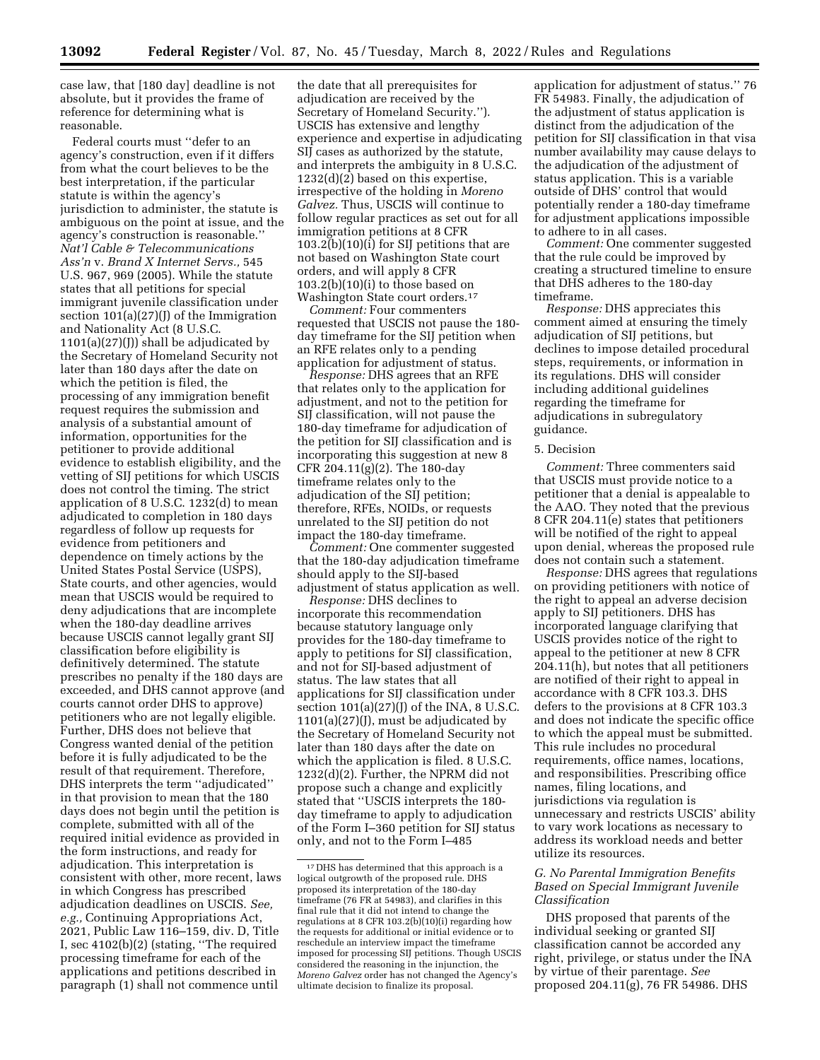case law, that [180 day] deadline is not absolute, but it provides the frame of reference for determining what is reasonable.

Federal courts must ''defer to an agency's construction, even if it differs from what the court believes to be the best interpretation, if the particular statute is within the agency's jurisdiction to administer, the statute is ambiguous on the point at issue, and the agency's construction is reasonable.'' *Nat'l Cable & Telecommunications Ass'n* v. *Brand X Internet Servs.,* 545 U.S. 967, 969 (2005). While the statute states that all petitions for special immigrant juvenile classification under section 101(a)(27)(J) of the Immigration and Nationality Act (8 U.S.C. 1101(a)(27)(J)) shall be adjudicated by the Secretary of Homeland Security not later than 180 days after the date on which the petition is filed, the processing of any immigration benefit request requires the submission and analysis of a substantial amount of information, opportunities for the petitioner to provide additional evidence to establish eligibility, and the vetting of SIJ petitions for which USCIS does not control the timing. The strict application of 8 U.S.C. 1232(d) to mean adjudicated to completion in 180 days regardless of follow up requests for evidence from petitioners and dependence on timely actions by the United States Postal Service (USPS), State courts, and other agencies, would mean that USCIS would be required to deny adjudications that are incomplete when the 180-day deadline arrives because USCIS cannot legally grant SIJ classification before eligibility is definitively determined. The statute prescribes no penalty if the 180 days are exceeded, and DHS cannot approve (and courts cannot order DHS to approve) petitioners who are not legally eligible. Further, DHS does not believe that Congress wanted denial of the petition before it is fully adjudicated to be the result of that requirement. Therefore, DHS interprets the term ''adjudicated'' in that provision to mean that the 180 days does not begin until the petition is complete, submitted with all of the required initial evidence as provided in the form instructions, and ready for adjudication. This interpretation is consistent with other, more recent, laws in which Congress has prescribed adjudication deadlines on USCIS. *See, e.g.,* Continuing Appropriations Act, 2021, Public Law 116–159, div. D, Title I, sec 4102(b)(2) (stating, ''The required processing timeframe for each of the applications and petitions described in paragraph (1) shall not commence until the date that all prerequisites for adjudication are received by the Secretary of Homeland Security.''). USCIS has extensive and lengthy experience and expertise in adjudicating SIJ cases as authorized by the statute, and interprets the ambiguity in 8 U.S.C. 1232(d)(2) based on this expertise, irrespective of the holding in *Moreno Galvez.* Thus, USCIS will continue to follow regular practices as set out for all immigration petitions at 8 CFR 103.2(b)(10)(i) for SIJ petitions that are not based on Washington State court orders, and will apply 8 CFR 103.2(b)(10)(i) to those based on Washington State court orders.[17]

*Comment:* Four commenters requested that USCIS not pause the 180-day timeframe for the SIJ petition when an RFE relates only to a pending application for adjustment of status.

*Response:* DHS agrees that an RFE that relates only to the application for adjustment, and not to the petition for SIJ classification, will not pause the 180-day timeframe for adjudication of the petition for SIJ classification and is incorporating this suggestion at new 8 CFR 204.11(g)(2). The 180-day timeframe relates only to the adjudication of the SIJ petition; therefore, RFEs, NOIDs, or requests unrelated to the SIJ petition do not impact the 180-day timeframe.

*Comment:* One commenter suggested that the 180-day adjudication timeframe should apply to the SIJ-based adjustment of status application as well.

*Response:* DHS declines to incorporate this recommendation because statutory language only provides for the 180-day timeframe to apply to petitions for SIJ classification, and not for SIJ-based adjustment of status. The law states that all applications for SIJ classification under section 101(a)(27)(J) of the INA, 8 U.S.C. 1101(a)(27)(J), must be adjudicated by the Secretary of Homeland Security not later than 180 days after the date on which the application is filed. 8 U.S.C. 1232(d)(2). Further, the NPRM did not propose such a change and explicitly stated that ''USCIS interprets the 180-day timeframe to apply to adjudication of the Form I–360 petition for SIJ status only, and not to the Form I–485 application for adjustment of status.'' 76 FR 54983. Finally, the adjudication of the adjustment of status application is distinct from the adjudication of the petition for SIJ classification in that visa number availability may cause delays to the adjudication of the adjustment of status application. This is a variable outside of DHS' control that would potentially render a 180-day timeframe for adjustment applications impossible to adhere to in all cases.

*Comment:* One commenter suggested that the rule could be improved by creating a structured timeline to ensure that DHS adheres to the 180-day timeframe.

*Response:* DHS appreciates this comment aimed at ensuring the timely adjudication of SIJ petitions, but declines to impose detailed procedural steps, requirements, or information in its regulations. DHS will consider including additional guidelines regarding the timeframe for adjudications in subregulatory guidance.

5. Decision

*Comment:* Three commenters said that USCIS must provide notice to a petitioner that a denial is appealable to the AAO. They noted that the previous 8 CFR 204.11(e) states that petitioners will be notified of the right to appeal upon denial, whereas the proposed rule does not contain such a statement.

*Response:* DHS agrees that regulations on providing petitioners with notice of the right to appeal an adverse decision apply to SIJ petitioners. DHS has incorporated language clarifying that USCIS provides notice of the right to appeal to the petitioner at new 8 CFR 204.11(h), but notes that all petitioners are notified of their right to appeal in accordance with 8 CFR 103.3. DHS defers to the provisions at 8 CFR 103.3 and does not indicate the specific office to which the appeal must be submitted. This rule includes no procedural requirements, office names, locations, and responsibilities. Prescribing office names, filing locations, and jurisdictions via regulation is unnecessary and restricts USCIS' ability to vary work locations as necessary to address its workload needs and better utilize its resources.

### *G. No Parental Immigration Benefits Based on Special Immigrant Juvenile Classification*

DHS proposed that parents of the individual seeking or granted SIJ classification cannot be accorded any right, privilege, or status under the INA by virtue of their parentage. *See* proposed 204.11(g), 76 FR 54986. DHS

[17] DHS has determined that this approach is a logical outgrowth of the proposed rule. DHS proposed its interpretation of the 180-day timeframe (76 FR at 54983), and clarifies in this final rule that it did not intend to change the regulations at 8 CFR 103.2(b)(10)(i) regarding how the requests for additional or initial evidence or to reschedule an interview impact the timeframe imposed for processing SIJ petitions. Though USCIS considered the reasoning in the injunction, the *Moreno Galvez* order has not changed the Agency's ultimate decision to finalize its proposal.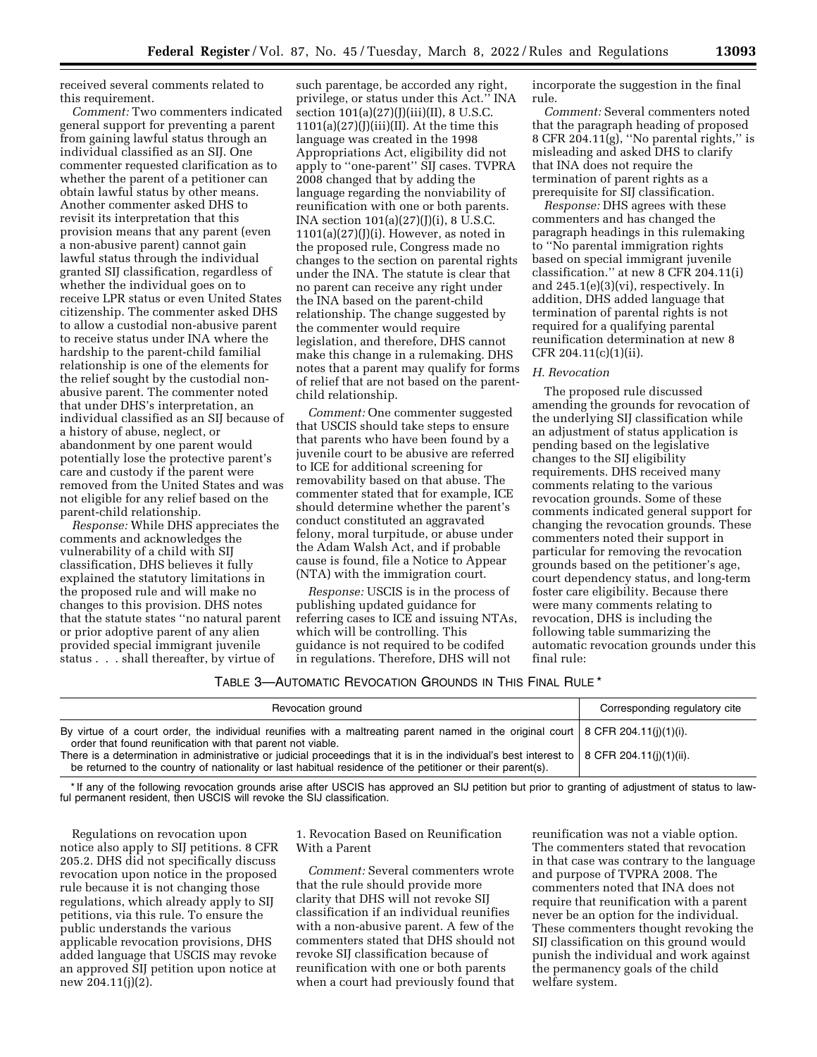received several comments related to this requirement.

*Comment:* Two commenters indicated general support for preventing a parent from gaining lawful status through an individual classified as an SIJ. One commenter requested clarification as to whether the parent of a petitioner can obtain lawful status by other means. Another commenter asked DHS to revisit its interpretation that this provision means that any parent (even a non-abusive parent) cannot gain lawful status through the individual granted SIJ classification, regardless of whether the individual goes on to receive LPR status or even United States citizenship. The commenter asked DHS to allow a custodial non-abusive parent to receive status under INA where the hardship to the parent-child familial relationship is one of the elements for the relief sought by the custodial non-abusive parent. The commenter noted that under DHS's interpretation, an individual classified as an SIJ because of a history of abuse, neglect, or abandonment by one parent would potentially lose the protective parent's care and custody if the parent were removed from the United States and was not eligible for any relief based on the parent-child relationship.

*Response:* While DHS appreciates the comments and acknowledges the vulnerability of a child with SIJ classification, DHS believes it fully explained the statutory limitations in the proposed rule and will make no changes to this provision. DHS notes that the statute states ''no natural parent or prior adoptive parent of any alien provided special immigrant juvenile status . . . shall thereafter, by virtue of such parentage, be accorded any right, privilege, or status under this Act.'' INA section 101(a)(27)(J)(iii)(II), 8 U.S.C. 1101(a)(27)(J)(iii)(II). At the time this language was created in the 1998 Appropriations Act, eligibility did not apply to ''one-parent'' SIJ cases. TVPRA 2008 changed that by adding the language regarding the nonviability of reunification with one or both parents. INA section 101(a)(27)(J)(i), 8 U.S.C. 1101(a)(27)(J)(i). However, as noted in the proposed rule, Congress made no changes to the section on parental rights under the INA. The statute is clear that no parent can receive any right under the INA based on the parent-child relationship. The change suggested by the commenter would require legislation, and therefore, DHS cannot make this change in a rulemaking. DHS notes that a parent may qualify for forms of relief that are not based on the parent-child relationship.

*Comment:* One commenter suggested that USCIS should take steps to ensure that parents who have been found by a juvenile court to be abusive are referred to ICE for additional screening for removability based on that abuse. The commenter stated that for example, ICE should determine whether the parent's conduct constituted an aggravated felony, moral turpitude, or abuse under the Adam Walsh Act, and if probable cause is found, file a Notice to Appear (NTA) with the immigration court.

*Response:* USCIS is in the process of publishing updated guidance for referring cases to ICE and issuing NTAs, which will be controlling. This guidance is not required to be codifed in regulations. Therefore, DHS will not incorporate the suggestion in the final rule.

*Comment:* Several commenters noted that the paragraph heading of proposed 8 CFR 204.11(g), ''No parental rights,'' is misleading and asked DHS to clarify that INA does not require the termination of parent rights as a prerequisite for SIJ classification.

*Response:* DHS agrees with these commenters and has changed the paragraph headings in this rulemaking to ''No parental immigration rights based on special immigrant juvenile classification.'' at new 8 CFR 204.11(i) and 245.1(e)(3)(vi), respectively. In addition, DHS added language that termination of parental rights is not required for a qualifying parental reunification determination at new 8 CFR 204.11(c)(1)(ii).

*H. Revocation*

The proposed rule discussed amending the grounds for revocation of the underlying SIJ classification while an adjustment of status application is pending based on the legislative changes to the SIJ eligibility requirements. DHS received many comments relating to the various revocation grounds. Some of these comments indicated general support for changing the revocation grounds. These commenters noted their support in particular for removing the revocation grounds based on the petitioner's age, court dependency status, and long-term foster care eligibility. Because there were many comments relating to revocation, DHS is including the following table summarizing the automatic revocation grounds under this final rule:

TABLE 3—AUTOMATIC REVOCATION GROUNDS IN THIS FINAL RULE *

| Revocation ground | Corresponding regulatory cite |
|---|---|
| By virtue of a court order, the individual reunifies with a maltreating parent named in the original court order that found reunification with that parent not viable. | 8 CFR 204.11(j)(1)(i). |
| There is a determination in administrative or judicial proceedings that it is in the individual's best interest to be returned to the country of nationality or last habitual residence of the petitioner or their parent(s). | 8 CFR 204.11(j)(1)(ii). |

\* If any of the following revocation grounds arise after USCIS has approved an SIJ petition but prior to granting of adjustment of status to lawful permanent resident, then USCIS will revoke the SIJ classification.

Regulations on revocation upon notice also apply to SIJ petitions. 8 CFR 205.2. DHS did not specifically discuss revocation upon notice in the proposed rule because it is not changing those regulations, which already apply to SIJ petitions, via this rule. To ensure the public understands the various applicable revocation provisions, DHS added language that USCIS may revoke an approved SIJ petition upon notice at new 204.11(j)(2).

1. Revocation Based on Reunification With a Parent

*Comment:* Several commenters wrote that the rule should provide more clarity that DHS will not revoke SIJ classification if an individual reunifies with a non-abusive parent. A few of the commenters stated that DHS should not revoke SIJ classification because of reunification with one or both parents when a court had previously found that reunification was not a viable option. The commenters stated that revocation in that case was contrary to the language and purpose of TVPRA 2008. The commenters noted that INA does not require that reunification with a parent never be an option for the individual. These commenters thought revoking the SIJ classification on this ground would punish the individual and work against the permanency goals of the child welfare system.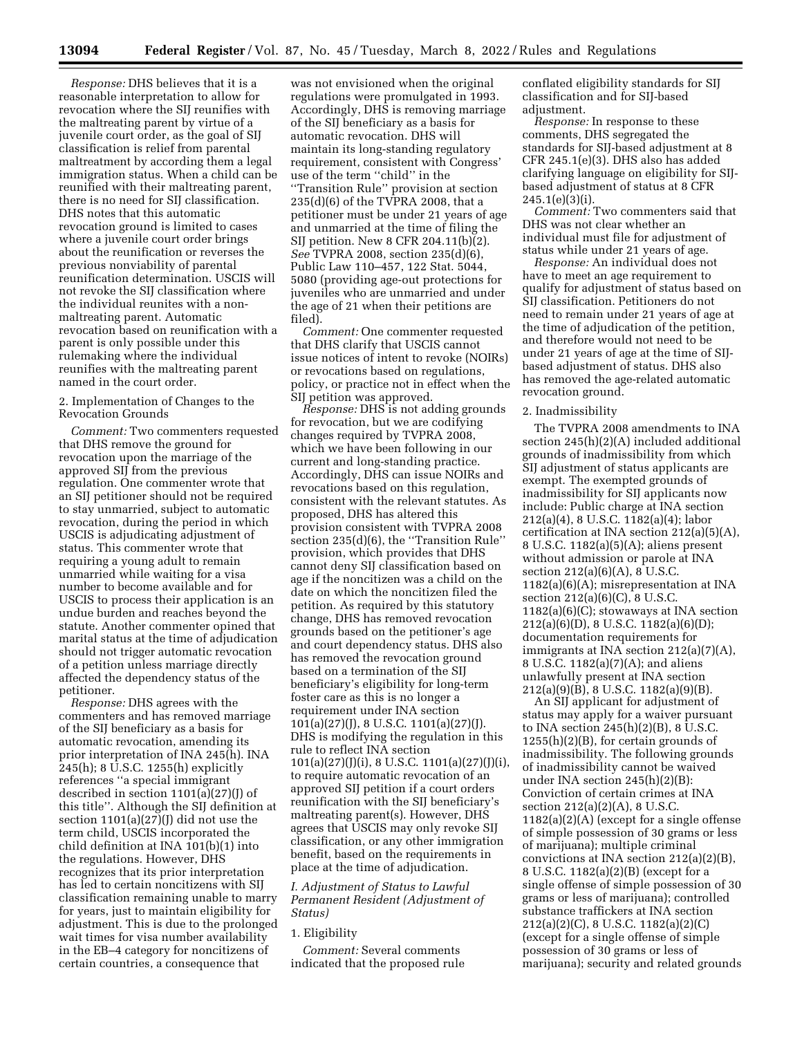*Response:* DHS believes that it is a reasonable interpretation to allow for revocation where the SIJ reunifies with the maltreating parent by virtue of a juvenile court order, as the goal of SIJ classification is relief from parental maltreatment by according them a legal immigration status. When a child can be reunified with their maltreating parent, there is no need for SIJ classification. DHS notes that this automatic revocation ground is limited to cases where a juvenile court order brings about the reunification or reverses the previous nonviability of parental reunification determination. USCIS will not revoke the SIJ classification where the individual reunites with a non-maltreating parent. Automatic revocation based on reunification with a parent is only possible under this rulemaking where the individual reunifies with the maltreating parent named in the court order.

2. Implementation of Changes to the Revocation Grounds

*Comment:* Two commenters requested that DHS remove the ground for revocation upon the marriage of the approved SIJ from the previous regulation. One commenter wrote that an SIJ petitioner should not be required to stay unmarried, subject to automatic revocation, during the period in which USCIS is adjudicating adjustment of status. This commenter wrote that requiring a young adult to remain unmarried while waiting for a visa number to become available and for USCIS to process their application is an undue burden and reaches beyond the statute. Another commenter opined that marital status at the time of adjudication should not trigger automatic revocation of a petition unless marriage directly affected the dependency status of the petitioner.

*Response:* DHS agrees with the commenters and has removed marriage of the SIJ beneficiary as a basis for automatic revocation, amending its prior interpretation of INA 245(h). INA 245(h); 8 U.S.C. 1255(h) explicitly references ''a special immigrant described in section 1101(a)(27)(J) of this title''. Although the SIJ definition at section 1101(a)(27)(J) did not use the term child, USCIS incorporated the child definition at INA 101(b)(1) into the regulations. However, DHS recognizes that its prior interpretation has led to certain noncitizens with SIJ classification remaining unable to marry for years, just to maintain eligibility for adjustment. This is due to the prolonged wait times for visa number availability in the EB–4 category for noncitizens of certain countries, a consequence that was not envisioned when the original regulations were promulgated in 1993. Accordingly, DHS is removing marriage of the SIJ beneficiary as a basis for automatic revocation. DHS will maintain its long-standing regulatory requirement, consistent with Congress' use of the term ''child'' in the ''Transition Rule'' provision at section 235(d)(6) of the TVPRA 2008, that a petitioner must be under 21 years of age and unmarried at the time of filing the SIJ petition. New 8 CFR 204.11(b)(2). *See* TVPRA 2008, section 235(d)(6), Public Law 110–457, 122 Stat. 5044, 5080 (providing age-out protections for juveniles who are unmarried and under the age of 21 when their petitions are filed).

*Comment:* One commenter requested that DHS clarify that USCIS cannot issue notices of intent to revoke (NOIRs) or revocations based on regulations, policy, or practice not in effect when the SIJ petition was approved.

*Response:* DHS is not adding grounds for revocation, but we are codifying changes required by TVPRA 2008, which we have been following in our current and long-standing practice. Accordingly, DHS can issue NOIRs and revocations based on this regulation, consistent with the relevant statutes. As proposed, DHS has altered this provision consistent with TVPRA 2008 section 235(d)(6), the ''Transition Rule'' provision, which provides that DHS cannot deny SIJ classification based on age if the noncitizen was a child on the date on which the noncitizen filed the petition. As required by this statutory change, DHS has removed revocation grounds based on the petitioner's age and court dependency status. DHS also has removed the revocation ground based on a termination of the SIJ beneficiary's eligibility for long-term foster care as this is no longer a requirement under INA section 101(a)(27)(J), 8 U.S.C. 1101(a)(27)(J). DHS is modifying the regulation in this rule to reflect INA section 101(a)(27)(J)(i), 8 U.S.C. 1101(a)(27)(J)(i), to require automatic revocation of an approved SIJ petition if a court orders reunification with the SIJ beneficiary's maltreating parent(s). However, DHS agrees that USCIS may only revoke SIJ classification, or any other immigration benefit, based on the requirements in place at the time of adjudication.

### *I. Adjustment of Status to Lawful Permanent Resident (Adjustment of Status)*

1. Eligibility

*Comment:* Several comments indicated that the proposed rule conflated eligibility standards for SIJ classification and for SIJ-based adjustment.

*Response:* In response to these comments, DHS segregated the standards for SIJ-based adjustment at 8 CFR 245.1(e)(3). DHS also has added clarifying language on eligibility for SIJ-based adjustment of status at 8 CFR 245.1(e)(3)(i).

*Comment:* Two commenters said that DHS was not clear whether an individual must file for adjustment of status while under 21 years of age.

*Response:* An individual does not have to meet an age requirement to qualify for adjustment of status based on SIJ classification. Petitioners do not need to remain under 21 years of age at the time of adjudication of the petition, and therefore would not need to be under 21 years of age at the time of SIJ-based adjustment of status. DHS also has removed the age-related automatic revocation ground.

2. Inadmissibility

The TVPRA 2008 amendments to INA section 245(h)(2)(A) included additional grounds of inadmissibility from which SIJ adjustment of status applicants are exempt. The exempted grounds of inadmissibility for SIJ applicants now include: Public charge at INA section 212(a)(4), 8 U.S.C. 1182(a)(4); labor certification at INA section 212(a)(5)(A), 8 U.S.C. 1182(a)(5)(A); aliens present without admission or parole at INA section 212(a)(6)(A), 8 U.S.C. 1182(a)(6)(A); misrepresentation at INA section 212(a)(6)(C), 8 U.S.C. 1182(a)(6)(C); stowaways at INA section 212(a)(6)(D), 8 U.S.C. 1182(a)(6)(D); documentation requirements for immigrants at INA section 212(a)(7)(A), 8 U.S.C. 1182(a)(7)(A); and aliens unlawfully present at INA section 212(a)(9)(B), 8 U.S.C. 1182(a)(9)(B).

An SIJ applicant for adjustment of status may apply for a waiver pursuant to INA section 245(h)(2)(B), 8 U.S.C. 1255(h)(2)(B), for certain grounds of inadmissibility. The following grounds of inadmissibility cannot be waived under INA section 245(h)(2)(B): Conviction of certain crimes at INA section 212(a)(2)(A), 8 U.S.C. 1182(a)(2)(A) (except for a single offense of simple possession of 30 grams or less of marijuana); multiple criminal convictions at INA section 212(a)(2)(B), 8 U.S.C. 1182(a)(2)(B) (except for a single offense of simple possession of 30 grams or less of marijuana); controlled substance traffickers at INA section 212(a)(2)(C), 8 U.S.C. 1182(a)(2)(C) (except for a single offense of simple possession of 30 grams or less of marijuana); security and related grounds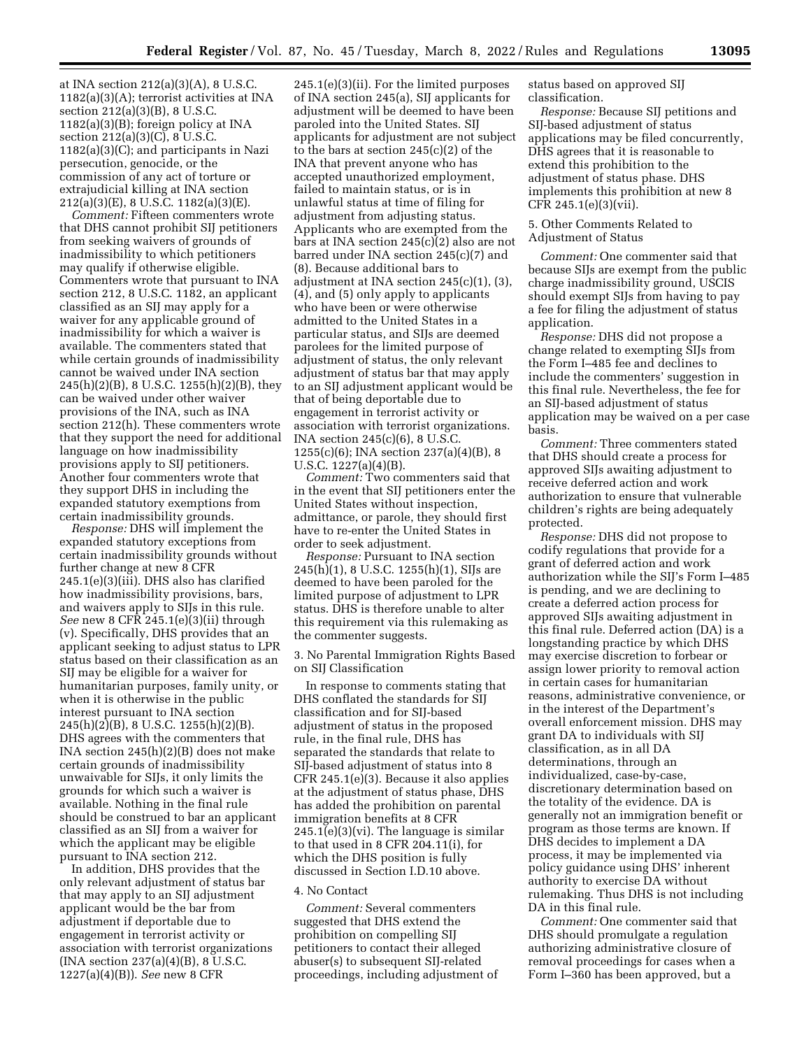at INA section 212(a)(3)(A), 8 U.S.C. 1182(a)(3)(A); terrorist activities at INA section 212(a)(3)(B), 8 U.S.C. 1182(a)(3)(B); foreign policy at INA section 212(a)(3)(C), 8 U.S.C. 1182(a)(3)(C); and participants in Nazi persecution, genocide, or the commission of any act of torture or extrajudicial killing at INA section 212(a)(3)(E), 8 U.S.C. 1182(a)(3)(E).

*Comment:* Fifteen commenters wrote that DHS cannot prohibit SIJ petitioners from seeking waivers of grounds of inadmissibility to which petitioners may qualify if otherwise eligible. Commenters wrote that pursuant to INA section 212, 8 U.S.C. 1182, an applicant classified as an SIJ may apply for a waiver for any applicable ground of inadmissibility for which a waiver is available. The commenters stated that while certain grounds of inadmissibility cannot be waived under INA section 245(h)(2)(B), 8 U.S.C. 1255(h)(2)(B), they can be waived under other waiver provisions of the INA, such as INA section 212(h). These commenters wrote that they support the need for additional language on how inadmissibility provisions apply to SIJ petitioners. Another four commenters wrote that they support DHS in including the expanded statutory exemptions from certain inadmissibility grounds.

*Response:* DHS will implement the expanded statutory exceptions from certain inadmissibility grounds without further change at new 8 CFR 245.1(e)(3)(iii). DHS also has clarified how inadmissibility provisions, bars, and waivers apply to SIJs in this rule. *See* new 8 CFR 245.1(e)(3)(ii) through (v). Specifically, DHS provides that an applicant seeking to adjust status to LPR status based on their classification as an SIJ may be eligible for a waiver for humanitarian purposes, family unity, or when it is otherwise in the public interest pursuant to INA section 245(h)(2)(B), 8 U.S.C. 1255(h)(2)(B). DHS agrees with the commenters that INA section 245(h)(2)(B) does not make certain grounds of inadmissibility unwaivable for SIJs, it only limits the grounds for which such a waiver is available. Nothing in the final rule should be construed to bar an applicant classified as an SIJ from a waiver for which the applicant may be eligible pursuant to INA section 212.

In addition, DHS provides that the only relevant adjustment of status bar that may apply to an SIJ adjustment applicant would be the bar from adjustment if deportable due to engagement in terrorist activity or association with terrorist organizations (INA section 237(a)(4)(B), 8 U.S.C. 1227(a)(4)(B)). *See* new 8 CFR 245.1(e)(3)(ii). For the limited purposes of INA section 245(a), SIJ applicants for adjustment will be deemed to have been paroled into the United States. SIJ applicants for adjustment are not subject to the bars at section 245(c)(2) of the INA that prevent anyone who has accepted unauthorized employment, failed to maintain status, or is in unlawful status at time of filing for adjustment from adjusting status. Applicants who are exempted from the bars at INA section 245(c)(2) also are not barred under INA section 245(c)(7) and (8). Because additional bars to adjustment at INA section 245(c)(1), (3), (4), and (5) only apply to applicants who have been or were otherwise admitted to the United States in a particular status, and SIJs are deemed parolees for the limited purpose of adjustment of status, the only relevant adjustment of status bar that may apply to an SIJ adjustment applicant would be that of being deportable due to engagement in terrorist activity or association with terrorist organizations. INA section 245(c)(6), 8 U.S.C. 1255(c)(6); INA section 237(a)(4)(B), 8 U.S.C. 1227(a)(4)(B).

*Comment:* Two commenters said that in the event that SIJ petitioners enter the United States without inspection, admittance, or parole, they should first have to re-enter the United States in order to seek adjustment.

*Response:* Pursuant to INA section 245(h)(1), 8 U.S.C. 1255(h)(1), SIJs are deemed to have been paroled for the limited purpose of adjustment to LPR status. DHS is therefore unable to alter this requirement via this rulemaking as the commenter suggests.

3. No Parental Immigration Rights Based on SIJ Classification

In response to comments stating that DHS conflated the standards for SIJ classification and for SIJ-based adjustment of status in the proposed rule, in the final rule, DHS has separated the standards that relate to SIJ-based adjustment of status into 8 CFR 245.1(e)(3). Because it also applies at the adjustment of status phase, DHS has added the prohibition on parental immigration benefits at 8 CFR 245.1(e)(3)(vi). The language is similar to that used in 8 CFR 204.11(i), for which the DHS position is fully discussed in Section I.D.10 above.

4. No Contact

*Comment:* Several commenters suggested that DHS extend the prohibition on compelling SIJ petitioners to contact their alleged abuser(s) to subsequent SIJ-related proceedings, including adjustment of status based on approved SIJ classification.

*Response:* Because SIJ petitions and SIJ-based adjustment of status applications may be filed concurrently, DHS agrees that it is reasonable to extend this prohibition to the adjustment of status phase. DHS implements this prohibition at new 8 CFR 245.1(e)(3)(vii).

5. Other Comments Related to Adjustment of Status

*Comment:* One commenter said that because SIJs are exempt from the public charge inadmissibility ground, USCIS should exempt SIJs from having to pay a fee for filing the adjustment of status application.

*Response:* DHS did not propose a change related to exempting SIJs from the Form I–485 fee and declines to include the commenters' suggestion in this final rule. Nevertheless, the fee for an SIJ-based adjustment of status application may be waived on a per case basis.

*Comment:* Three commenters stated that DHS should create a process for approved SIJs awaiting adjustment to receive deferred action and work authorization to ensure that vulnerable children's rights are being adequately protected.

*Response:* DHS did not propose to codify regulations that provide for a grant of deferred action and work authorization while the SIJ's Form I–485 is pending, and we are declining to create a deferred action process for approved SIJs awaiting adjustment in this final rule. Deferred action (DA) is a longstanding practice by which DHS may exercise discretion to forbear or assign lower priority to removal action in certain cases for humanitarian reasons, administrative convenience, or in the interest of the Department's overall enforcement mission. DHS may grant DA to individuals with SIJ classification, as in all DA determinations, through an individualized, case-by-case, discretionary determination based on the totality of the evidence. DA is generally not an immigration benefit or program as those terms are known. If DHS decides to implement a DA process, it may be implemented via policy guidance using DHS' inherent authority to exercise DA without rulemaking. Thus DHS is not including DA in this final rule.

*Comment:* One commenter said that DHS should promulgate a regulation authorizing administrative closure of removal proceedings for cases when a Form I–360 has been approved, but a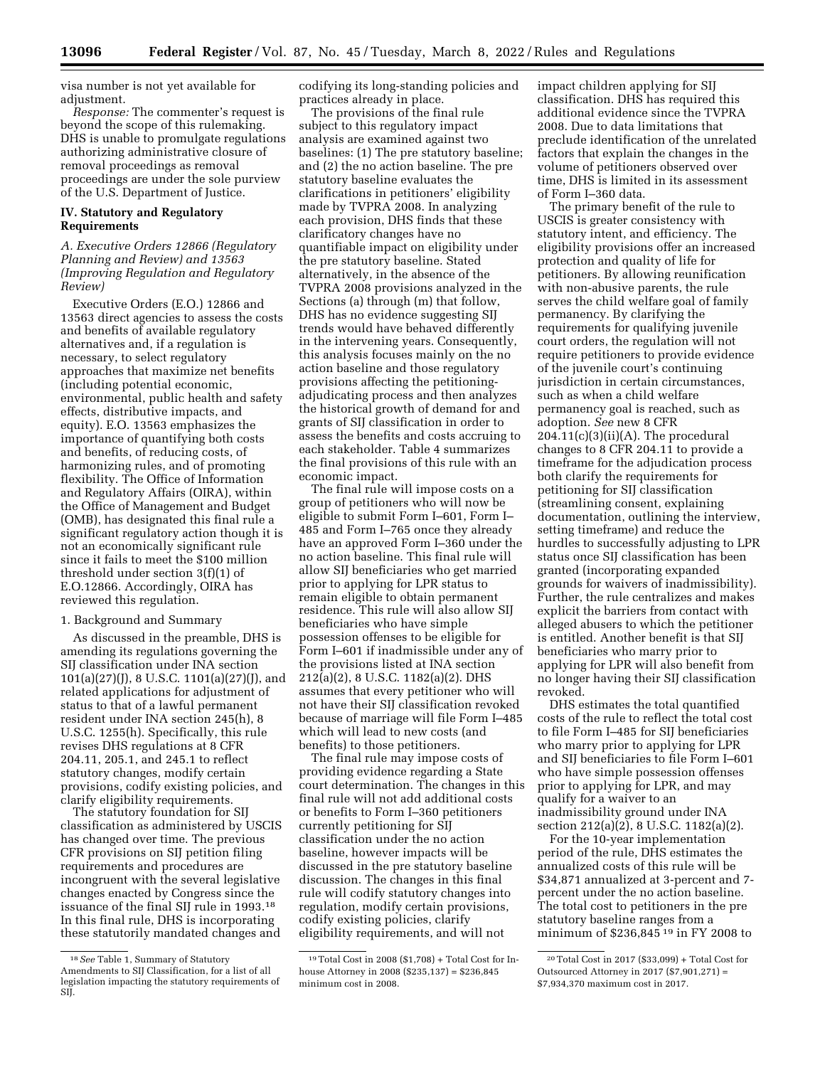visa number is not yet available for adjustment.

*Response:* The commenter's request is beyond the scope of this rulemaking. DHS is unable to promulgate regulations authorizing administrative closure of removal proceedings as removal proceedings are under the sole purview of the U.S. Department of Justice.

## IV. Statutory and Regulatory Requirements

### *A. Executive Orders 12866 (Regulatory Planning and Review) and 13563 (Improving Regulation and Regulatory Review)*

Executive Orders (E.O.) 12866 and 13563 direct agencies to assess the costs and benefits of available regulatory alternatives and, if a regulation is necessary, to select regulatory approaches that maximize net benefits (including potential economic, environmental, public health and safety effects, distributive impacts, and equity). E.O. 13563 emphasizes the importance of quantifying both costs and benefits, of reducing costs, of harmonizing rules, and of promoting flexibility. The Office of Information and Regulatory Affairs (OIRA), within the Office of Management and Budget (OMB), has designated this final rule a significant regulatory action though it is not an economically significant rule since it fails to meet the $100 million threshold under section 3(f)(1) of E.O.12866. Accordingly, OIRA has reviewed this regulation.

1. Background and Summary

As discussed in the preamble, DHS is amending its regulations governing the SIJ classification under INA section 101(a)(27)(J), 8 U.S.C. 1101(a)(27)(J), and related applications for adjustment of status to that of a lawful permanent resident under INA section 245(h), 8 U.S.C. 1255(h). Specifically, this rule revises DHS regulations at 8 CFR 204.11, 205.1, and 245.1 to reflect statutory changes, modify certain provisions, codify existing policies, and clarify eligibility requirements.

The statutory foundation for SIJ classification as administered by USCIS has changed over time. The previous CFR provisions on SIJ petition filing requirements and procedures are incongruent with the several legislative changes enacted by Congress since the issuance of the final SIJ rule in 1993.[18] In this final rule, DHS is incorporating these statutorily mandated changes and codifying its long-standing policies and practices already in place.

The provisions of the final rule subject to this regulatory impact analysis are examined against two baselines: (1) The pre statutory baseline; and (2) the no action baseline. The pre statutory baseline evaluates the clarifications in petitioners' eligibility made by TVPRA 2008. In analyzing each provision, DHS finds that these clarificatory changes have no quantifiable impact on eligibility under the pre statutory baseline. Stated alternatively, in the absence of the TVPRA 2008 provisions analyzed in the Sections (a) through (m) that follow, DHS has no evidence suggesting SIJ trends would have behaved differently in the intervening years. Consequently, this analysis focuses mainly on the no action baseline and those regulatory provisions affecting the petitioning-adjudicating process and then analyzes the historical growth of demand for and grants of SIJ classification in order to assess the benefits and costs accruing to each stakeholder. Table 4 summarizes the final provisions of this rule with an economic impact.

The final rule will impose costs on a group of petitioners who will now be eligible to submit Form I–601, Form I–485 and Form I–765 once they already have an approved Form I–360 under the no action baseline. This final rule will allow SIJ beneficiaries who get married prior to applying for LPR status to remain eligible to obtain permanent residence. This rule will also allow SIJ beneficiaries who have simple possession offenses to be eligible for Form I–601 if inadmissible under any of the provisions listed at INA section 212(a)(2), 8 U.S.C. 1182(a)(2). DHS assumes that every petitioner who will not have their SIJ classification revoked because of marriage will file Form I–485 which will lead to new costs (and benefits) to those petitioners.

The final rule may impose costs of providing evidence regarding a State court determination. The changes in this final rule will not add additional costs or benefits to Form I–360 petitioners currently petitioning for SIJ classification under the no action baseline, however impacts will be discussed in the pre statutory baseline discussion. The changes in this final rule will codify statutory changes into regulation, modify certain provisions, codify existing policies, clarify eligibility requirements, and will not impact children applying for SIJ classification. DHS has required this additional evidence since the TVPRA 2008. Due to data limitations that preclude identification of the unrelated factors that explain the changes in the volume of petitioners observed over time, DHS is limited in its assessment of Form I–360 data.

The primary benefit of the rule to USCIS is greater consistency with statutory intent, and efficiency. The eligibility provisions offer an increased protection and quality of life for petitioners. By allowing reunification with non-abusive parents, the rule serves the child welfare goal of family permanency. By clarifying the requirements for qualifying juvenile court orders, the regulation will not require petitioners to provide evidence of the juvenile court's continuing jurisdiction in certain circumstances, such as when a child welfare permanency goal is reached, such as adoption. *See* new 8 CFR 204.11(c)(3)(ii)(A). The procedural changes to 8 CFR 204.11 to provide a timeframe for the adjudication process both clarify the requirements for petitioning for SIJ classification (streamlining consent, explaining documentation, outlining the interview, setting timeframe) and reduce the hurdles to successfully adjusting to LPR status once SIJ classification has been granted (incorporating expanded grounds for waivers of inadmissibility). Further, the rule centralizes and makes explicit the barriers from contact with alleged abusers to which the petitioner is entitled. Another benefit is that SIJ beneficiaries who marry prior to applying for LPR will also benefit from no longer having their SIJ classification revoked.

DHS estimates the total quantified costs of the rule to reflect the total cost to file Form I–485 for SIJ beneficiaries who marry prior to applying for LPR and SIJ beneficiaries to file Form I–601 who have simple possession offenses prior to applying for LPR, and may qualify for a waiver to an inadmissibility ground under INA section 212(a)(2), 8 U.S.C. 1182(a)(2).

For the 10-year implementation period of the rule, DHS estimates the annualized costs of this rule will be $34,871 annualized at 3-percent and 7-percent under the no action baseline. The total cost to petitioners in the pre statutory baseline ranges from a minimum of $236,845[19] in FY 2008 to

---

[18] *See* Table 1, Summary of Statutory Amendments to SIJ Classification, for a list of all legislation impacting the statutory requirements of SIJ.

[19] Total Cost in 2008 ($1,708) + Total Cost for In-house Attorney in 2008 ($235,137) = $236,845 minimum cost in 2008.

[20] Total Cost in 2017 ($33,099) + Total Cost for Outsourced Attorney in 2017 ($7,901,271) = $7,934,370 maximum cost in 2017.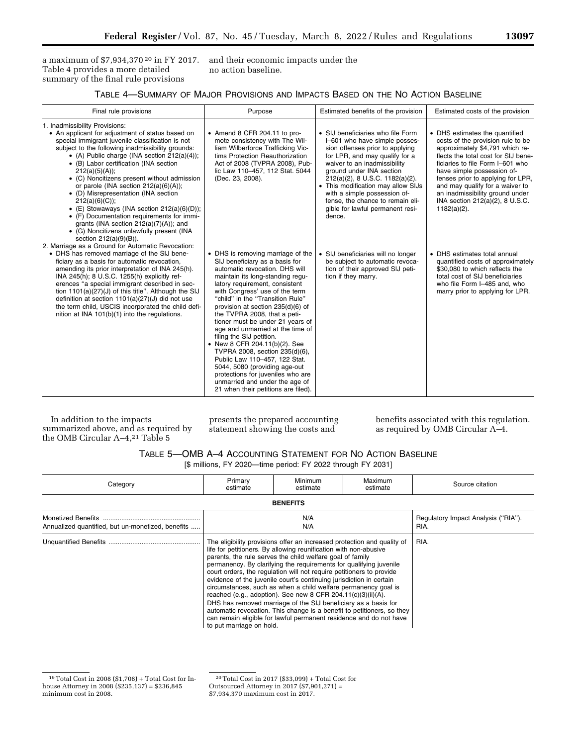a maximum of $7,934,370 [20] in FY 2017. Table 4 provides a more detailed summary of the final rule provisions and their economic impacts under the no action baseline.

TABLE 4—SUMMARY OF MAJOR PROVISIONS AND IMPACTS BASED ON THE NO ACTION BASELINE

| Final rule provisions | Purpose | Estimated benefits of the provision | Estimated costs of the provision |
|---|---|---|---|
| 1. Inadmissibility Provisions:<br>• An applicant for adjustment of status based on special immigrant juvenile classification is not subject to the following inadmissibility grounds:<br>• (A) Public charge (INA section 212(a)(4));<br>• (B) Labor certification (INA section 212(a)(5)(A));<br>• (C) Noncitizens present without admission or parole (INA section 212(a)(6)(A));<br>• (D) Misrepresentation (INA section 212(a)(6)(C));<br>• (E) Stowaways (INA section 212(a)(6)(D));<br>• (F) Documentation requirements for immigrants (INA section 212(a)(7)(A)); and<br>• (G) Noncitizens unlawfully present (INA section 212(a)(9)(B)). | • Amend 8 CFR 204.11 to promote consistency with The William Wilberforce Trafficking Victims Protection Reauthorization Act of 2008 (TVPRA 2008), Public Law 110–457, 112 Stat. 5044 (Dec. 23, 2008). | • SIJ beneficiaries who file Form I–601 who have simple possession offenses prior to applying for LPR, and may qualify for a waiver to an inadmissibility ground under INA section 212(a)(2), 8 U.S.C. 1182(a)(2).<br>• This modification may allow SIJs with a simple possession offense, the chance to remain eligible for lawful permanent residence. | • DHS estimates the quantified costs of the provision rule to be approximately $4,791 which reflects the total cost for SIJ beneficiaries to file Form I–601 who have simple possession offenses prior to applying for LPR, and may qualify for a waiver to an inadmissibility ground under INA section 212(a)(2), 8 U.S.C. 1182(a)(2). |
| 2. Marriage as a Ground for Automatic Revocation:<br>• DHS has removed marriage of the SIJ beneficiary as a basis for automatic revocation, amending its prior interpretation of INA 245(h). INA 245(h); 8 U.S.C. 1255(h) explicitly references "a special immigrant described in section 1101(a)(27)(J) of this title". Although the SIJ definition at section 1101(a)(27)(J) did not use the term child, USCIS incorporated the child definition at INA 101(b)(1) into the regulations. | • DHS is removing marriage of the SIJ beneficiary as a basis for automatic revocation. DHS will maintain its long-standing regulatory requirement, consistent with Congress' use of the term "child" in the "Transition Rule" provision at section 235(d)(6) of the TVPRA 2008, that a petitioner must be under 21 years of age and unmarried at the time of filing the SIJ petition.<br>• New 8 CFR 204.11(b)(2). See TVPRA 2008, section 235(d)(6), Public Law 110–457, 122 Stat. 5044, 5080 (providing age-out protections for juveniles who are unmarried and under the age of 21 when their petitions are filed). | • SIJ beneficiaries will no longer be subject to automatic revocation of their approved SIJ petition if they marry. | • DHS estimates total annual quantified costs of approximately $30,080 to which reflects the total cost of SIJ beneficiaries who file Form I–485 and, who marry prior to applying for LPR. |

In addition to the impacts summarized above, and as required by the OMB Circular A–4,[21] Table 5 presents the prepared accounting statement showing the costs and benefits associated with this regulation. as required by OMB Circular A–4.

TABLE 5—OMB A–4 ACCOUNTING STATEMENT FOR NO ACTION BASELINE
[$ millions, FY 2020—time period: FY 2022 through FY 2031]

| Category | Primary estimate | Minimum estimate | Maximum estimate | Source citation |
|---|---|---|---|---|
| **BENEFITS** | | | | |
| Monetized Benefits | N/A | | | Regulatory Impact Analysis ("RIA"). |
| Annualized quantified, but un-monetized, benefits | N/A | | | RIA. |
| Unquantified Benefits | The eligibility provisions offer an increased protection and quality of life for petitioners. By allowing reunification with non-abusive parents, the rule serves the child welfare goal of family permanency. By clarifying the requirements for qualifying juvenile court orders, the regulation will not require petitioners to provide evidence of the juvenile court's continuing jurisdiction in certain circumstances, such as when a child welfare permanency goal is reached (e.g., adoption). See new 8 CFR 204.11(c)(3)(ii)(A). DHS has removed marriage of the SIJ beneficiary as a basis for automatic revocation. This change is a benefit to petitioners, so they can remain eligible for lawful permanent residence and do not have to put marriage on hold. | | | RIA. |

[19] Total Cost in 2008 ($1,708) + Total Cost for In-house Attorney in 2008 ($235,137) = $236,845 minimum cost in 2008.

[20] Total Cost in 2017 ($33,099) + Total Cost for Outsourced Attorney in 2017 ($7,901,271) = $7,934,370 maximum cost in 2017.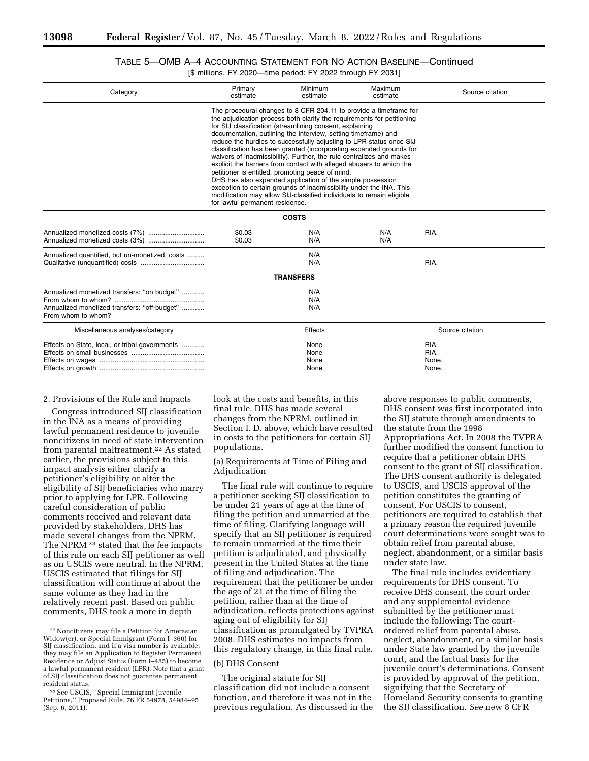TABLE 5—OMB A–4 ACCOUNTING STATEMENT FOR NO ACTION BASELINE—Continued

[$ millions, FY 2020—time period: FY 2022 through FY 2031]

| Category | Primary estimate | Minimum estimate | Maximum estimate | Source citation |
|---|---|---|---|---|
| | The procedural changes to 8 CFR 204.11 to provide a timeframe for the adjudication process both clarify the requirements for petitioning for SIJ classification (streamlining consent, explaining documentation, outlining the interview, setting timeframe) and reduce the hurdles to successfully adjusting to LPR status once SIJ classification has been granted (incorporating expanded grounds for waivers of inadmissibility). Further, the rule centralizes and makes explicit the barriers from contact with alleged abusers to which the petitioner is entitled, promoting peace of mind. DHS has also expanded application of the simple possession exception to certain grounds of inadmissibility under the INA. This modification may allow SIJ-classified individuals to remain eligible for lawful permanent residence. | | | |
| **COSTS** | | | | |
| Annualized monetized costs (7%) | $0.03 | N/A | N/A | RIA. |
| Annualized monetized costs (3%) | $0.03 | N/A | N/A | |
| Annualized quantified, but un-monetized, costs | N/A | | | |
| Qualitative (unquantified) costs | N/A | | | RIA. |
| **TRANSFERS** | | | | |
| Annualized monetized transfers: "on budget" | N/A | | | |
| From whom to whom? | N/A | | | |
| Annualized monetized transfers: "off-budget" | N/A | | | |
| From whom to whom? | | | | |
| Miscellaneous analyses/category | Effects | | | Source citation |
| Effects on State, local, or tribal governments | None | | | RIA. |
| Effects on small businesses | None | | | RIA. |
| Effects on wages | None | | | None. |
| Effects on growth | None | | | None. |

2. Provisions of the Rule and Impacts

Congress introduced SIJ classification in the INA as a means of providing lawful permanent residence to juvenile noncitizens in need of state intervention from parental maltreatment.[22] As stated earlier, the provisions subject to this impact analysis either clarify a petitioner's eligibility or alter the eligibility of SIJ beneficiaries who marry prior to applying for LPR. Following careful consideration of public comments received and relevant data provided by stakeholders, DHS has made several changes from the NPRM. The NPRM [23] stated that the fee impacts of this rule on each SIJ petitioner as well as on USCIS were neutral. In the NPRM, USCIS estimated that filings for SIJ classification will continue at about the same volume as they had in the relatively recent past. Based on public comments, DHS took a more in depth look at the costs and benefits, in this final rule. DHS has made several changes from the NPRM, outlined in Section I. D. above, which have resulted in costs to the petitioners for certain SIJ populations.

(a) Requirements at Time of Filing and Adjudication

The final rule will continue to require a petitioner seeking SIJ classification to be under 21 years of age at the time of filing the petition and unmarried at the time of filing. Clarifying language will specify that an SIJ petitioner is required to remain unmarried at the time their petition is adjudicated, and physically present in the United States at the time of filing and adjudication. The requirement that the petitioner be under the age of 21 at the time of filing the petition, rather than at the time of adjudication, reflects protections against aging out of eligibility for SIJ classification as promulgated by TVPRA 2008. DHS estimates no impacts from this regulatory change, in this final rule.

(b) DHS Consent

The original statute for SIJ classification did not include a consent function, and therefore it was not in the previous regulation. As discussed in the above responses to public comments, DHS consent was first incorporated into the SIJ statute through amendments to the statute from the 1998 Appropriations Act. In 2008 the TVPRA further modified the consent function to require that a petitioner obtain DHS consent to the grant of SIJ classification. The DHS consent authority is delegated to USCIS, and USCIS approval of the petition constitutes the granting of consent. For USCIS to consent, petitioners are required to establish that a primary reason the required juvenile court determinations were sought was to obtain relief from parental abuse, neglect, abandonment, or a similar basis under state law.

The final rule includes evidentiary requirements for DHS consent. To receive DHS consent, the court order and any supplemental evidence submitted by the petitioner must include the following: The court-ordered relief from parental abuse, neglect, abandonment, or a similar basis under State law granted by the juvenile court, and the factual basis for the juvenile court's determinations. Consent is provided by approval of the petition, signifying that the Secretary of Homeland Security consents to granting the SIJ classification. *See* new 8 CFR

[22] Noncitizens may file a Petition for Amerasian, Widow(er), or Special Immigrant (Form I–360) for SIJ classification, and if a visa number is available, they may file an Application to Register Permanent Residence or Adjust Status (Form I–485) to become a lawful permanent resident (LPR). Note that a grant of SIJ classification does not guarantee permanent resident status.

[23] See USCIS, ''Special Immigrant Juvenile Petitions,'' Proposed Rule, 76 FR 54978, 54984–95 (Sep. 6, 2011).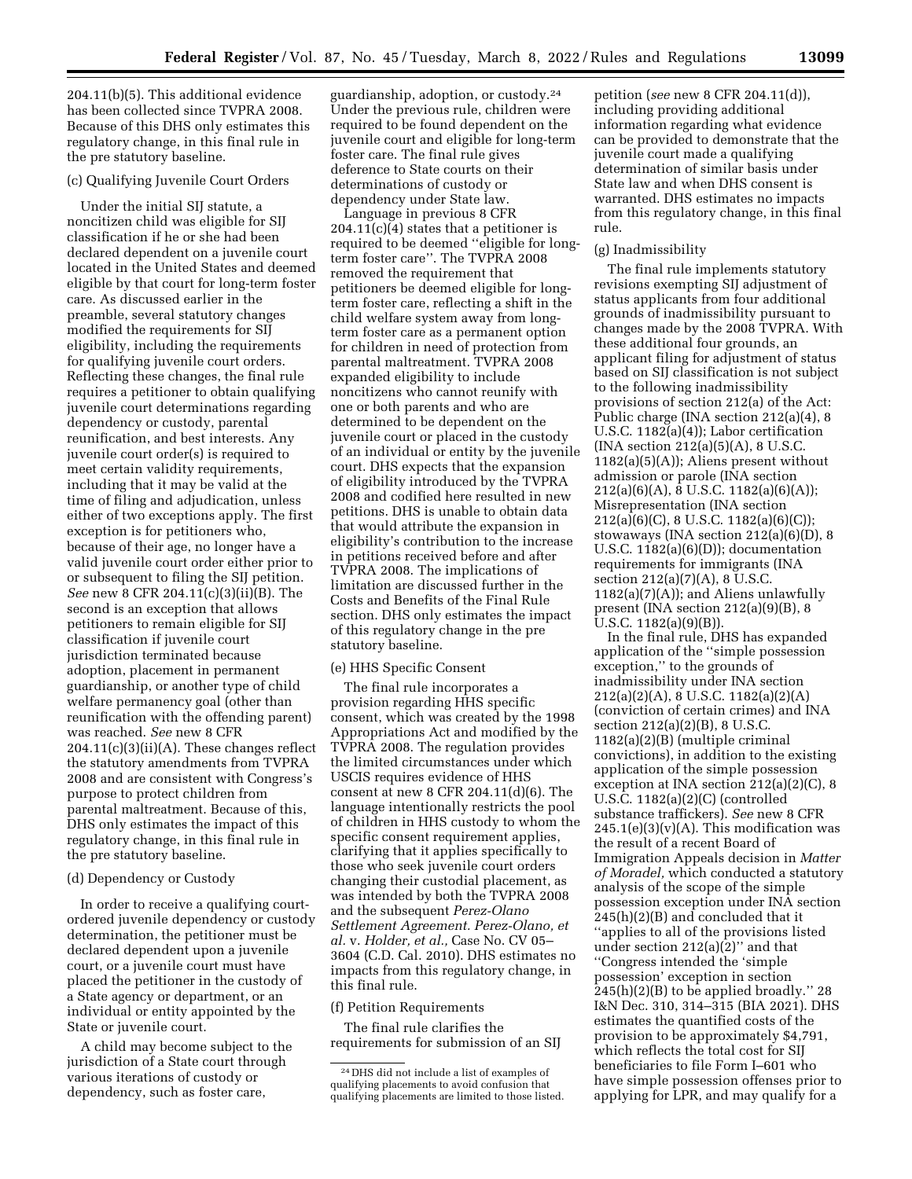204.11(b)(5). This additional evidence has been collected since TVPRA 2008. Because of this DHS only estimates this regulatory change, in this final rule in the pre statutory baseline.

(c) Qualifying Juvenile Court Orders

Under the initial SIJ statute, a noncitizen child was eligible for SIJ classification if he or she had been declared dependent on a juvenile court located in the United States and deemed eligible by that court for long-term foster care. As discussed earlier in the preamble, several statutory changes modified the requirements for SIJ eligibility, including the requirements for qualifying juvenile court orders. Reflecting these changes, the final rule requires a petitioner to obtain qualifying juvenile court determinations regarding dependency or custody, parental reunification, and best interests. Any juvenile court order(s) is required to meet certain validity requirements, including that it may be valid at the time of filing and adjudication, unless either of two exceptions apply. The first exception is for petitioners who, because of their age, no longer have a valid juvenile court order either prior to or subsequent to filing the SIJ petition. *See* new 8 CFR 204.11(c)(3)(ii)(B). The second is an exception that allows petitioners to remain eligible for SIJ classification if juvenile court jurisdiction terminated because adoption, placement in permanent guardianship, or another type of child welfare permanency goal (other than reunification with the offending parent) was reached. *See* new 8 CFR 204.11(c)(3)(ii)(A). These changes reflect the statutory amendments from TVPRA 2008 and are consistent with Congress's purpose to protect children from parental maltreatment. Because of this, DHS only estimates the impact of this regulatory change, in this final rule in the pre statutory baseline.

(d) Dependency or Custody

In order to receive a qualifying court-ordered juvenile dependency or custody determination, the petitioner must be declared dependent upon a juvenile court, or a juvenile court must have placed the petitioner in the custody of a State agency or department, or an individual or entity appointed by the State or juvenile court.

A child may become subject to the jurisdiction of a State court through various iterations of custody or dependency, such as foster care, guardianship, adoption, or custody.[24] Under the previous rule, children were required to be found dependent on the juvenile court and eligible for long-term foster care. The final rule gives deference to State courts on their determinations of custody or dependency under State law.

Language in previous 8 CFR 204.11(c)(4) states that a petitioner is required to be deemed ''eligible for long-term foster care''. The TVPRA 2008 removed the requirement that petitioners be deemed eligible for long-term foster care, reflecting a shift in the child welfare system away from long-term foster care as a permanent option for children in need of protection from parental maltreatment. TVPRA 2008 expanded eligibility to include noncitizens who cannot reunify with one or both parents and who are determined to be dependent on the juvenile court or placed in the custody of an individual or entity by the juvenile court. DHS expects that the expansion of eligibility introduced by the TVPRA 2008 and codified here resulted in new petitions. DHS is unable to obtain data that would attribute the expansion in eligibility's contribution to the increase in petitions received before and after TVPRA 2008. The implications of limitation are discussed further in the Costs and Benefits of the Final Rule section. DHS only estimates the impact of this regulatory change in the pre statutory baseline.

(e) HHS Specific Consent

The final rule incorporates a provision regarding HHS specific consent, which was created by the 1998 Appropriations Act and modified by the TVPRA 2008. The regulation provides the limited circumstances under which USCIS requires evidence of HHS consent at new 8 CFR 204.11(d)(6). The language intentionally restricts the pool of children in HHS custody to whom the specific consent requirement applies, clarifying that it applies specifically to those who seek juvenile court orders changing their custodial placement, as was intended by both the TVPRA 2008 and the subsequent *Perez-Olano Settlement Agreement. Perez-Olano, et al.* v. *Holder, et al.,* Case No. CV 05–3604 (C.D. Cal. 2010). DHS estimates no impacts from this regulatory change, in this final rule.

(f) Petition Requirements

The final rule clarifies the requirements for submission of an SIJ petition (*see* new 8 CFR 204.11(d)), including providing additional information regarding what evidence can be provided to demonstrate that the juvenile court made a qualifying determination of similar basis under State law and when DHS consent is warranted. DHS estimates no impacts from this regulatory change, in this final rule.

(g) Inadmissibility

The final rule implements statutory revisions exempting SIJ adjustment of status applicants from four additional grounds of inadmissibility pursuant to changes made by the 2008 TVPRA. With these additional four grounds, an applicant filing for adjustment of status based on SIJ classification is not subject to the following inadmissibility provisions of section 212(a) of the Act: Public charge (INA section 212(a)(4), 8 U.S.C. 1182(a)(4)); Labor certification (INA section 212(a)(5)(A), 8 U.S.C. 1182(a)(5)(A)); Aliens present without admission or parole (INA section 212(a)(6)(A), 8 U.S.C. 1182(a)(6)(A)); Misrepresentation (INA section 212(a)(6)(C), 8 U.S.C. 1182(a)(6)(C)); stowaways (INA section 212(a)(6)(D), 8 U.S.C. 1182(a)(6)(D)); documentation requirements for immigrants (INA section 212(a)(7)(A), 8 U.S.C. 1182(a)(7)(A)); and Aliens unlawfully present (INA section 212(a)(9)(B), 8 U.S.C. 1182(a)(9)(B)).

In the final rule, DHS has expanded application of the ''simple possession exception,'' to the grounds of inadmissibility under INA section 212(a)(2)(A), 8 U.S.C. 1182(a)(2)(A) (conviction of certain crimes) and INA section 212(a)(2)(B), 8 U.S.C. 1182(a)(2)(B) (multiple criminal convictions), in addition to the existing application of the simple possession exception at INA section 212(a)(2)(C), 8 U.S.C. 1182(a)(2)(C) (controlled substance traffickers). *See* new 8 CFR 245.1(e)(3)(v)(A). This modification was the result of a recent Board of Immigration Appeals decision in *Matter of Moradel,* which conducted a statutory analysis of the scope of the simple possession exception under INA section 245(h)(2)(B) and concluded that it ''applies to all of the provisions listed under section 212(a)(2)'' and that ''Congress intended the 'simple possession' exception in section 245(h)(2)(B) to be applied broadly.'' 28 I&N Dec. 310, 314–315 (BIA 2021). DHS estimates the quantified costs of the provision to be approximately $4,791, which reflects the total cost for SIJ beneficiaries to file Form I–601 who have simple possession offenses prior to applying for LPR, and may qualify for a

[24] DHS did not include a list of examples of qualifying placements to avoid confusion that qualifying placements are limited to those listed.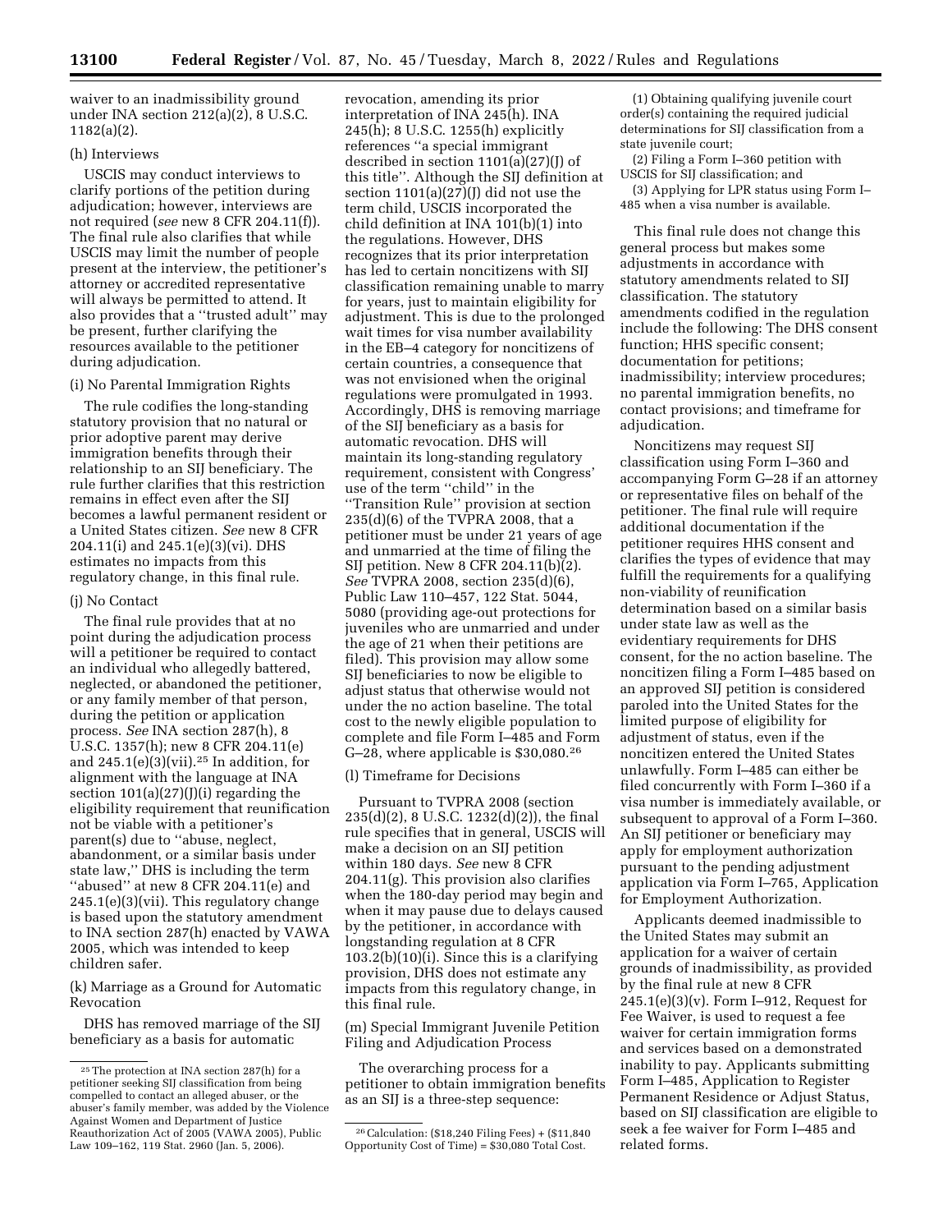waiver to an inadmissibility ground under INA section 212(a)(2), 8 U.S.C. 1182(a)(2).

(h) Interviews

USCIS may conduct interviews to clarify portions of the petition during adjudication; however, interviews are not required (*see* new 8 CFR 204.11(f)). The final rule also clarifies that while USCIS may limit the number of people present at the interview, the petitioner's attorney or accredited representative will always be permitted to attend. It also provides that a ''trusted adult'' may be present, further clarifying the resources available to the petitioner during adjudication.

(i) No Parental Immigration Rights

The rule codifies the long-standing statutory provision that no natural or prior adoptive parent may derive immigration benefits through their relationship to an SIJ beneficiary. The rule further clarifies that this restriction remains in effect even after the SIJ becomes a lawful permanent resident or a United States citizen. *See* new 8 CFR 204.11(i) and 245.1(e)(3)(vi). DHS estimates no impacts from this regulatory change, in this final rule.

(j) No Contact

The final rule provides that at no point during the adjudication process will a petitioner be required to contact an individual who allegedly battered, neglected, or abandoned the petitioner, or any family member of that person, during the petition or application process. *See* INA section 287(h), 8 U.S.C. 1357(h); new 8 CFR 204.11(e) and 245.1(e)(3)(vii).[25] In addition, for alignment with the language at INA section 101(a)(27)(J)(i) regarding the eligibility requirement that reunification not be viable with a petitioner's parent(s) due to ''abuse, neglect, abandonment, or a similar basis under state law,'' DHS is including the term ''abused'' at new 8 CFR 204.11(e) and 245.1(e)(3)(vii). This regulatory change is based upon the statutory amendment to INA section 287(h) enacted by VAWA 2005, which was intended to keep children safer.

(k) Marriage as a Ground for Automatic Revocation

DHS has removed marriage of the SIJ beneficiary as a basis for automatic revocation, amending its prior interpretation of INA 245(h). INA 245(h); 8 U.S.C. 1255(h) explicitly references ''a special immigrant described in section 1101(a)(27)(J) of this title''. Although the SIJ definition at section 1101(a)(27)(J) did not use the term child, USCIS incorporated the child definition at INA 101(b)(1) into the regulations. However, DHS recognizes that its prior interpretation has led to certain noncitizens with SIJ classification remaining unable to marry for years, just to maintain eligibility for adjustment. This is due to the prolonged wait times for visa number availability in the EB–4 category for noncitizens of certain countries, a consequence that was not envisioned when the original regulations were promulgated in 1993. Accordingly, DHS is removing marriage of the SIJ beneficiary as a basis for automatic revocation. DHS will maintain its long-standing regulatory requirement, consistent with Congress' use of the term ''child'' in the ''Transition Rule'' provision at section 235(d)(6) of the TVPRA 2008, that a petitioner must be under 21 years of age and unmarried at the time of filing the SIJ petition. New 8 CFR 204.11(b)(2). *See* TVPRA 2008, section 235(d)(6), Public Law 110–457, 122 Stat. 5044, 5080 (providing age-out protections for juveniles who are unmarried and under the age of 21 when their petitions are filed). This provision may allow some SIJ beneficiaries to now be eligible to adjust status that otherwise would not under the no action baseline. The total cost to the newly eligible population to complete and file Form I–485 and Form G–28, where applicable is $30,080.[26]

(l) Timeframe for Decisions

Pursuant to TVPRA 2008 (section 235(d)(2), 8 U.S.C. 1232(d)(2)), the final rule specifies that in general, USCIS will make a decision on an SIJ petition within 180 days. *See* new 8 CFR 204.11(g). This provision also clarifies when the 180-day period may begin and when it may pause due to delays caused by the petitioner, in accordance with longstanding regulation at 8 CFR 103.2(b)(10)(i). Since this is a clarifying provision, DHS does not estimate any impacts from this regulatory change, in this final rule.

(m) Special Immigrant Juvenile Petition Filing and Adjudication Process

The overarching process for a petitioner to obtain immigration benefits as an SIJ is a three-step sequence:

(1) Obtaining qualifying juvenile court order(s) containing the required judicial determinations for SIJ classification from a state juvenile court;

(2) Filing a Form I–360 petition with USCIS for SIJ classification; and

(3) Applying for LPR status using Form I–485 when a visa number is available.

This final rule does not change this general process but makes some adjustments in accordance with statutory amendments related to SIJ classification. The statutory amendments codified in the regulation include the following: The DHS consent function; HHS specific consent; documentation for petitions; inadmissibility; interview procedures; no parental immigration benefits, no contact provisions; and timeframe for adjudication.

Noncitizens may request SIJ classification using Form I–360 and accompanying Form G–28 if an attorney or representative files on behalf of the petitioner. The final rule will require additional documentation if the petitioner requires HHS consent and clarifies the types of evidence that may fulfill the requirements for a qualifying non-viability of reunification determination based on a similar basis under state law as well as the evidentiary requirements for DHS consent, for the no action baseline. The noncitizen filing a Form I–485 based on an approved SIJ petition is considered paroled into the United States for the limited purpose of eligibility for adjustment of status, even if the noncitizen entered the United States unlawfully. Form I–485 can either be filed concurrently with Form I–360 if a visa number is immediately available, or subsequent to approval of a Form I–360. An SIJ petitioner or beneficiary may apply for employment authorization pursuant to the pending adjustment application via Form I–765, Application for Employment Authorization.

Applicants deemed inadmissible to the United States may submit an application for a waiver of certain grounds of inadmissibility, as provided by the final rule at new 8 CFR 245.1(e)(3)(v). Form I–912, Request for Fee Waiver, is used to request a fee waiver for certain immigration forms and services based on a demonstrated inability to pay. Applicants submitting Form I–485, Application to Register Permanent Residence or Adjust Status, based on SIJ classification are eligible to seek a fee waiver for Form I–485 and related forms.

---

[25] The protection at INA section 287(h) for a petitioner seeking SIJ classification from being compelled to contact an alleged abuser, or the abuser's family member, was added by the Violence Against Women and Department of Justice Reauthorization Act of 2005 (VAWA 2005), Public Law 109–162, 119 Stat. 2960 (Jan. 5, 2006).

[26] Calculation: ($18,240 Filing Fees) + ($11,840 Opportunity Cost of Time) = $30,080 Total Cost.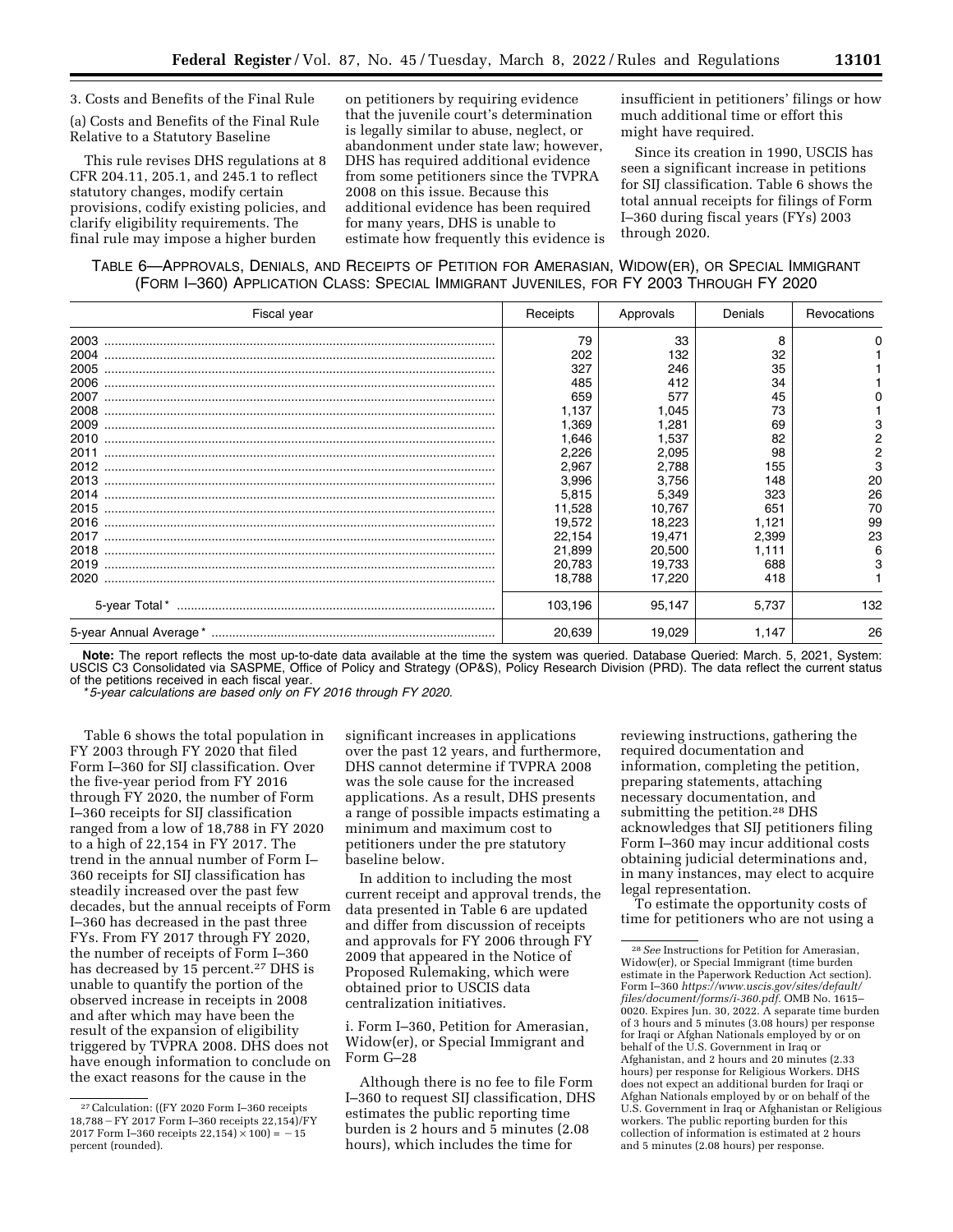3. Costs and Benefits of the Final Rule

(a) Costs and Benefits of the Final Rule Relative to a Statutory Baseline

This rule revises DHS regulations at 8 CFR 204.11, 205.1, and 245.1 to reflect statutory changes, modify certain provisions, codify existing policies, and clarify eligibility requirements. The final rule may impose a higher burden on petitioners by requiring evidence that the juvenile court's determination is legally similar to abuse, neglect, or abandonment under state law; however, DHS has required additional evidence from some petitioners since the TVPRA 2008 on this issue. Because this additional evidence has been required for many years, DHS is unable to estimate how frequently this evidence is insufficient in petitioners' filings or how much additional time or effort this might have required.

Since its creation in 1990, USCIS has seen a significant increase in petitions for SIJ classification. Table 6 shows the total annual receipts for filings of Form I–360 during fiscal years (FYs) 2003 through 2020.

TABLE 6—APPROVALS, DENIALS, AND RECEIPTS OF PETITION FOR AMERASIAN, WIDOW(ER), OR SPECIAL IMMIGRANT (FORM I–360) APPLICATION CLASS: SPECIAL IMMIGRANT JUVENILES, FOR FY 2003 THROUGH FY 2020

| Fiscal year | Receipts | Approvals | Denials | Revocations |
|---|---|---|---|---|
| 2003 | 79 | 33 | 8 | 0 |
| 2004 | 202 | 132 | 32 | 1 |
| 2005 | 327 | 246 | 35 | 1 |
| 2006 | 485 | 412 | 34 | 1 |
| 2007 | 659 | 577 | 45 | 0 |
| 2008 | 1,137 | 1,045 | 73 | 1 |
| 2009 | 1,369 | 1,281 | 69 | 3 |
| 2010 | 1,646 | 1,537 | 82 | 2 |
| 2011 | 2,226 | 2,095 | 98 | 2 |
| 2012 | 2,967 | 2,788 | 155 | 3 |
| 2013 | 3,996 | 3,756 | 148 | 20 |
| 2014 | 5,815 | 5,349 | 323 | 26 |
| 2015 | 11,528 | 10,767 | 651 | 70 |
| 2016 | 19,572 | 18,223 | 1,121 | 99 |
| 2017 | 22,154 | 19,471 | 2,399 | 23 |
| 2018 | 21,899 | 20,500 | 1,111 | 6 |
| 2019 | 20,783 | 19,733 | 688 | 3 |
| 2020 | 18,788 | 17,220 | 418 | 1 |
| 5-year Total* | 103,196 | 95,147 | 5,737 | 132 |
| 5-year Annual Average* | 20,639 | 19,029 | 1,147 | 26 |

**Note:** The report reflects the most up-to-date data available at the time the system was queried. Database Queried: March. 5, 2021, System: USCIS C3 Consolidated via SASPME, Office of Policy and Strategy (OP&S), Policy Research Division (PRD). The data reflect the current status of the petitions received in each fiscal year.

*\*5-year calculations are based only on FY 2016 through FY 2020.*

Table 6 shows the total population in FY 2003 through FY 2020 that filed Form I–360 for SIJ classification. Over the five-year period from FY 2016 through FY 2020, the number of Form I–360 receipts for SIJ classification ranged from a low of 18,788 in FY 2020 to a high of 22,154 in FY 2017. The trend in the annual number of Form I–360 receipts for SIJ classification has steadily increased over the past few decades, but the annual receipts of Form I–360 has decreased in the past three FYs. From FY 2017 through FY 2020, the number of receipts of Form I–360 has decreased by 15 percent.[27] DHS is unable to quantify the portion of the observed increase in receipts in 2008 and after which may have been the result of the expansion of eligibility triggered by TVPRA 2008. DHS does not have enough information to conclude on the exact reasons for the cause in the significant increases in applications over the past 12 years, and furthermore, DHS cannot determine if TVPRA 2008 was the sole cause for the increased applications. As a result, DHS presents a range of possible impacts estimating a minimum and maximum cost to petitioners under the pre statutory baseline below.

In addition to including the most current receipt and approval trends, the data presented in Table 6 are updated and differ from discussion of receipts and approvals for FY 2006 through FY 2009 that appeared in the Notice of Proposed Rulemaking, which were obtained prior to USCIS data centralization initiatives.

i. Form I–360, Petition for Amerasian, Widow(er), or Special Immigrant and Form G–28

Although there is no fee to file Form I–360 to request SIJ classification, DHS estimates the public reporting time burden is 2 hours and 5 minutes (2.08 hours), which includes the time for reviewing instructions, gathering the required documentation and information, completing the petition, preparing statements, attaching necessary documentation, and submitting the petition.[28] DHS acknowledges that SIJ petitioners filing Form I–360 may incur additional costs obtaining judicial determinations and, in many instances, may elect to acquire legal representation.

To estimate the opportunity costs of time for petitioners who are not using a

[27] Calculation: ((FY 2020 Form I–360 receipts 18,788 − FY 2017 Form I–360 receipts 22,154)/FY 2017 Form I–360 receipts 22,154) × 100) = −15 percent (rounded).

[28] *See* Instructions for Petition for Amerasian, Widow(er), or Special Immigrant (time burden estimate in the Paperwork Reduction Act section). Form I–360 *https://www.uscis.gov/sites/default/files/document/forms/i-360.pdf.* OMB No. 1615–0020. Expires Jun. 30, 2022. A separate time burden of 3 hours and 5 minutes (3.08 hours) per response for Iraqi or Afghan Nationals employed by or on behalf of the U.S. Government in Iraq or Afghanistan, and 2 hours and 20 minutes (2.33 hours) per response for Religious Workers. DHS does not expect an additional burden for Iraqi or Afghan Nationals employed by or on behalf of the U.S. Government in Iraq or Afghanistan or Religious workers. The public reporting burden for this collection of information is estimated at 2 hours and 5 minutes (2.08 hours) per response.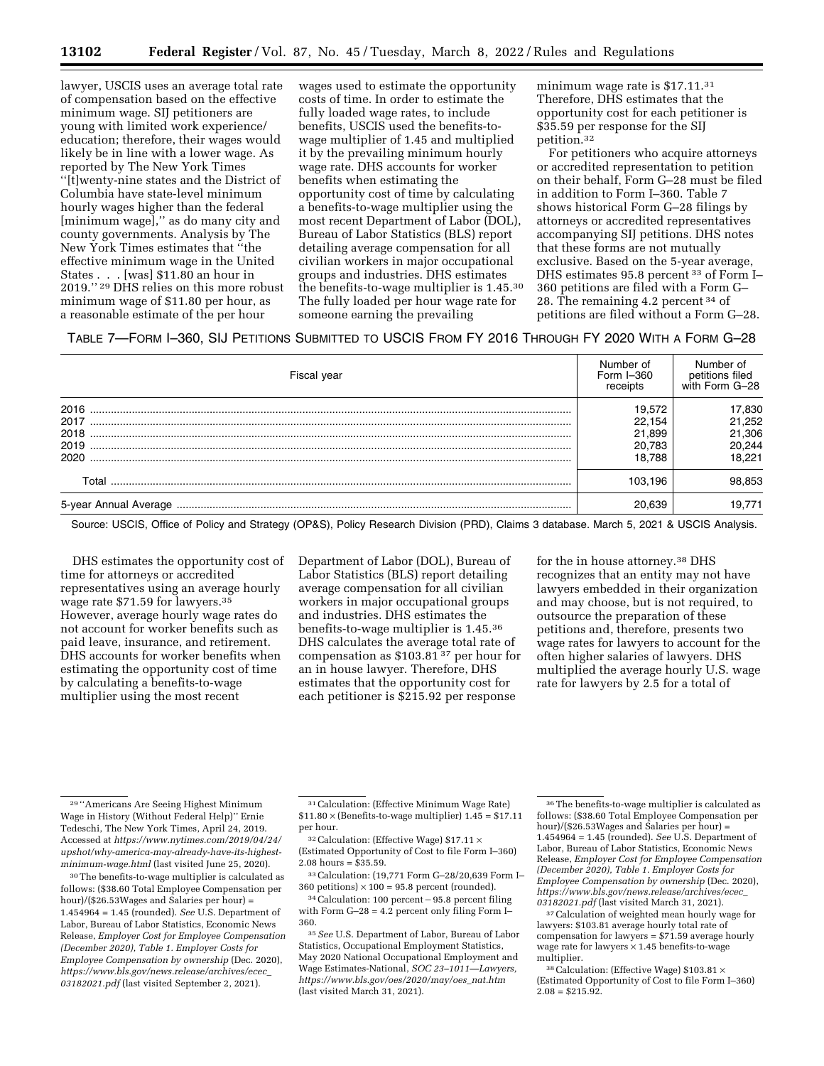lawyer, USCIS uses an average total rate of compensation based on the effective minimum wage. SIJ petitioners are young with limited work experience/education; therefore, their wages would likely be in line with a lower wage. As reported by The New York Times "[t]wenty-nine states and the District of Columbia have state-level minimum hourly wages higher than the federal [minimum wage]," as do many city and county governments. Analysis by The New York Times estimates that "the effective minimum wage in the United States . . . [was] $11.80 an hour in 2019." [29] DHS relies on this more robust minimum wage of $11.80 per hour, as a reasonable estimate of the per hour wages used to estimate the opportunity costs of time. In order to estimate the fully loaded wage rates, to include benefits, USCIS used the benefits-to-wage multiplier of 1.45 and multiplied it by the prevailing minimum hourly wage rate. DHS accounts for worker benefits when estimating the opportunity cost of time by calculating a benefits-to-wage multiplier using the most recent Department of Labor (DOL), Bureau of Labor Statistics (BLS) report detailing average compensation for all civilian workers in major occupational groups and industries. DHS estimates the benefits-to-wage multiplier is 1.45.[30] The fully loaded per hour wage rate for someone earning the prevailing minimum wage rate is $17.11.[31] Therefore, DHS estimates that the opportunity cost for each petitioner is $35.59 per response for the SIJ petition.[32]

For petitioners who acquire attorneys or accredited representation to petition on their behalf, Form G–28 must be filed in addition to Form I–360. Table 7 shows historical Form G–28 filings by attorneys or accredited representatives accompanying SIJ petitions. DHS notes that these forms are not mutually exclusive. Based on the 5-year average, DHS estimates 95.8 percent [33] of Form I–360 petitions are filed with a Form G–28. The remaining 4.2 percent [34] of petitions are filed without a Form G–28.

TABLE 7—FORM I–360, SIJ PETITIONS SUBMITTED TO USCIS FROM FY 2016 THROUGH FY 2020 WITH A FORM G–28

| Fiscal year | Number of Form I–360 receipts | Number of petitions filed with Form G–28 |
|---|---|---|
| 2016 | 19,572 | 17,830 |
| 2017 | 22,154 | 21,252 |
| 2018 | 21,899 | 21,306 |
| 2019 | 20,783 | 20,244 |
| 2020 | 18,788 | 18,221 |
| Total | 103,196 | 98,853 |
| 5-year Annual Average | 20,639 | 19,771 |

Source: USCIS, Office of Policy and Strategy (OP&S), Policy Research Division (PRD), Claims 3 database. March 5, 2021 & USCIS Analysis.

DHS estimates the opportunity cost of time for attorneys or accredited representatives using an average hourly wage rate $71.59 for lawyers.[35] However, average hourly wage rates do not account for worker benefits such as paid leave, insurance, and retirement. DHS accounts for worker benefits when estimating the opportunity cost of time by calculating a benefits-to-wage multiplier using the most recent Department of Labor (DOL), Bureau of Labor Statistics (BLS) report detailing average compensation for all civilian workers in major occupational groups and industries. DHS estimates the benefits-to-wage multiplier is 1.45.[36] DHS calculates the average total rate of compensation as $103.81 [37] per hour for an in house lawyer. Therefore, DHS estimates that the opportunity cost for each petitioner is $215.92 per response for the in house attorney.[38] DHS recognizes that an entity may not have lawyers embedded in their organization and may choose, but is not required, to outsource the preparation of these petitions and, therefore, presents two wage rates for lawyers to account for the often higher salaries of lawyers. DHS multiplied the average hourly U.S. wage rate for lawyers by 2.5 for a total of

---

[29] "Americans Are Seeing Highest Minimum Wage in History (Without Federal Help)" Ernie Tedeschi, The New York Times, April 24, 2019. Accessed at *https://www.nytimes.com/2019/04/24/upshot/why-america-may-already-have-its-highest-minimum-wage.html* (last visited June 25, 2020).

[30] The benefits-to-wage multiplier is calculated as follows: ($38.60 Total Employee Compensation per hour)/($26.53Wages and Salaries per hour) = 1.454964 = 1.45 (rounded). *See* U.S. Department of Labor, Bureau of Labor Statistics, Economic News Release, *Employer Cost for Employee Compensation (December 2020), Table 1. Employer Costs for Employee Compensation by ownership* (Dec. 2020), *https://www.bls.gov/news.release/archives/ecec_03182021.pdf* (last visited September 2, 2021).

[31] Calculation: (Effective Minimum Wage Rate) $11.80 × (Benefits-to-wage multiplier) 1.45 = $17.11 per hour.

[32] Calculation: (Effective Wage) $17.11 × (Estimated Opportunity of Cost to file Form I–360) 2.08 hours = $35.59.

[33] Calculation: (19,771 Form G–28/20,639 Form I–360 petitions) × 100 = 95.8 percent (rounded).

[34] Calculation: 100 percent − 95.8 percent filing with Form G–28 = 4.2 percent only filing Form I–360.

[35] *See* U.S. Department of Labor, Bureau of Labor Statistics, Occupational Employment Statistics, May 2020 National Occupational Employment and Wage Estimates-National, *SOC 23–1011—Lawyers, https://www.bls.gov/oes/2020/may/oes_nat.htm* (last visited March 31, 2021).

[36] The benefits-to-wage multiplier is calculated as follows: ($38.60 Total Employee Compensation per hour)/($26.53Wages and Salaries per hour) = 1.454964 = 1.45 (rounded). *See* U.S. Department of Labor, Bureau of Labor Statistics, Economic News Release, *Employer Cost for Employee Compensation (December 2020), Table 1. Employer Costs for Employee Compensation by ownership* (Dec. 2020), *https://www.bls.gov/news.release/archives/ecec_03182021.pdf* (last visited March 31, 2021).

[37] Calculation of weighted mean hourly wage for lawyers: $103.81 average hourly total rate of compensation for lawyers = $71.59 average hourly wage rate for lawyers × 1.45 benefits-to-wage multiplier.

[38] Calculation: (Effective Wage) $103.81 × (Estimated Opportunity of Cost to file Form I–360) 2.08 = $215.92.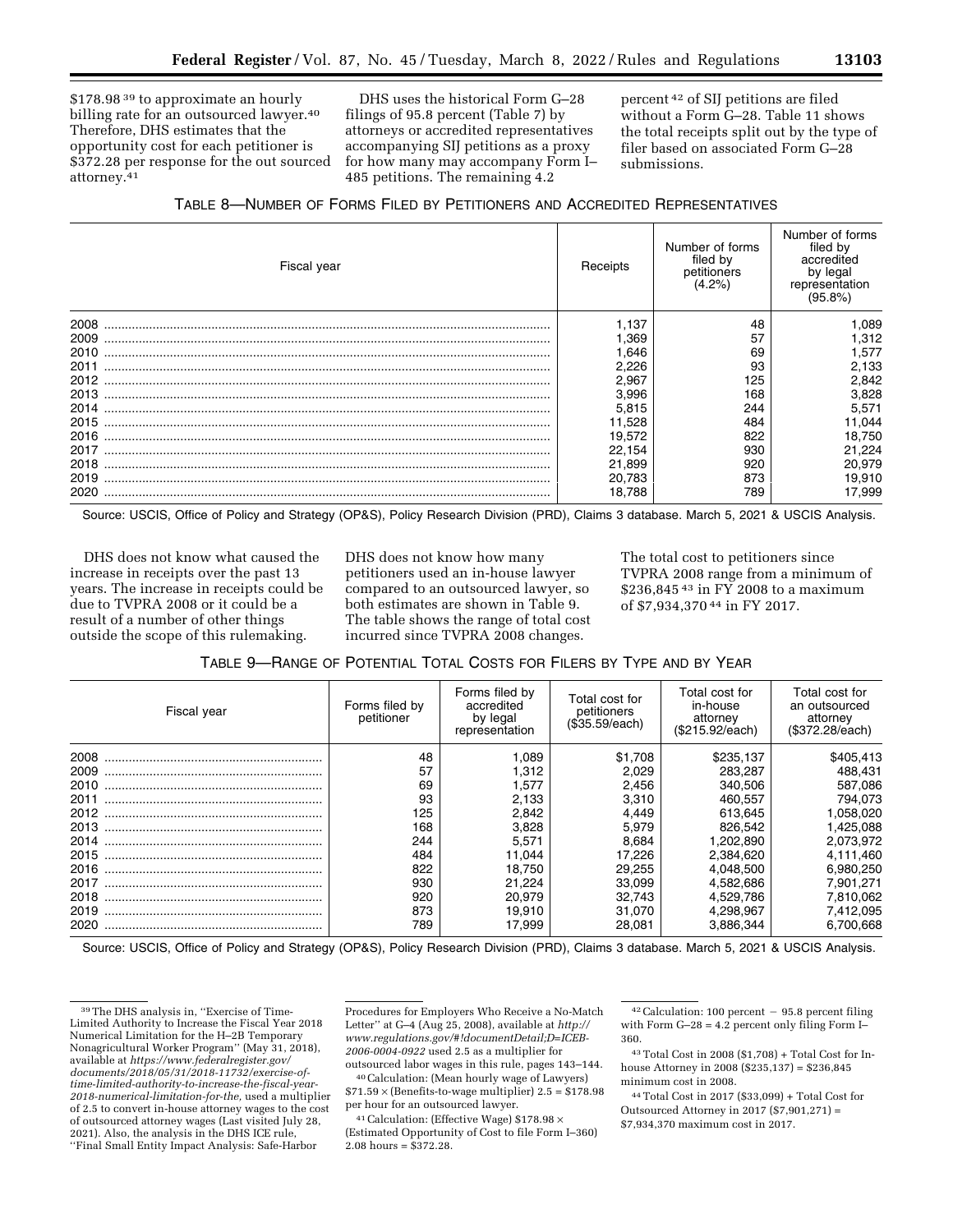$178.98 [39] to approximate an hourly billing rate for an outsourced lawyer.[40] Therefore, DHS estimates that the opportunity cost for each petitioner is $372.28 per response for the out sourced attorney.[41]

DHS uses the historical Form G–28 filings of 95.8 percent (Table 7) by attorneys or accredited representatives accompanying SIJ petitions as a proxy for how many may accompany Form I–485 petitions. The remaining 4.2 percent [42] of SIJ petitions are filed without a Form G–28. Table 11 shows the total receipts split out by the type of filer based on associated Form G–28 submissions.

TABLE 8—NUMBER OF FORMS FILED BY PETITIONERS AND ACCREDITED REPRESENTATIVES

| Fiscal year | Receipts | Number of forms filed by petitioners (4.2%) | Number of forms filed by accredited by legal representation (95.8%) |
|---|---|---|---|
| 2008 | 1,137 | 48 | 1,089 |
| 2009 | 1,369 | 57 | 1,312 |
| 2010 | 1,646 | 69 | 1,577 |
| 2011 | 2,226 | 93 | 2,133 |
| 2012 | 2,967 | 125 | 2,842 |
| 2013 | 3,996 | 168 | 3,828 |
| 2014 | 5,815 | 244 | 5,571 |
| 2015 | 11,528 | 484 | 11,044 |
| 2016 | 19,572 | 822 | 18,750 |
| 2017 | 22,154 | 930 | 21,224 |
| 2018 | 21,899 | 920 | 20,979 |
| 2019 | 20,783 | 873 | 19,910 |
| 2020 | 18,788 | 789 | 17,999 |

Source: USCIS, Office of Policy and Strategy (OP&S), Policy Research Division (PRD), Claims 3 database. March 5, 2021 & USCIS Analysis.

DHS does not know what caused the increase in receipts over the past 13 years. The increase in receipts could be due to TVPRA 2008 or it could be a result of a number of other things outside the scope of this rulemaking.

DHS does not know how many petitioners used an in-house lawyer compared to an outsourced lawyer, so both estimates are shown in Table 9. The table shows the range of total cost incurred since TVPRA 2008 changes.

The total cost to petitioners since TVPRA 2008 range from a minimum of $236,845 [43] in FY 2008 to a maximum of $7,934,370 [44] in FY 2017.

TABLE 9—RANGE OF POTENTIAL TOTAL COSTS FOR FILERS BY TYPE AND BY YEAR

| Fiscal year | Forms filed by petitioner | Forms filed by accredited by legal representation | Total cost for petitioners ($35.59/each) | Total cost for in-house attorney ($215.92/each) | Total cost for an outsourced attorney ($372.28/each) |
|---|---|---|---|---|---|
| 2008 | 48 | 1,089 | $1,708 | $235,137 | $405,413 |
| 2009 | 57 | 1,312 | 2,029 | 283,287 | 488,431 |
| 2010 | 69 | 1,577 | 2,456 | 340,506 | 587,086 |
| 2011 | 93 | 2,133 | 3,310 | 460,557 | 794,073 |
| 2012 | 125 | 2,842 | 4,449 | 613,645 | 1,058,020 |
| 2013 | 168 | 3,828 | 5,979 | 826,542 | 1,425,088 |
| 2014 | 244 | 5,571 | 8,684 | 1,202,890 | 2,073,972 |
| 2015 | 484 | 11,044 | 17,226 | 2,384,620 | 4,111,460 |
| 2016 | 822 | 18,750 | 29,255 | 4,048,500 | 6,980,250 |
| 2017 | 930 | 21,224 | 33,099 | 4,582,686 | 7,901,271 |
| 2018 | 920 | 20,979 | 32,743 | 4,529,786 | 7,810,062 |
| 2019 | 873 | 19,910 | 31,070 | 4,298,967 | 7,412,095 |
| 2020 | 789 | 17,999 | 28,081 | 3,886,344 | 6,700,668 |

Source: USCIS, Office of Policy and Strategy (OP&S), Policy Research Division (PRD), Claims 3 database. March 5, 2021 & USCIS Analysis.

---

[39] The DHS analysis in, "Exercise of Time-Limited Authority to Increase the Fiscal Year 2018 Numerical Limitation for the H–2B Temporary Nonagricultural Worker Program" (May 31, 2018), available at *https://www.federalregister.gov/documents/2018/05/31/2018-11732/exercise-of-time-limited-authority-to-increase-the-fiscal-year-2018-numerical-limitation-for-the,* used a multiplier of 2.5 to convert in-house attorney wages to the cost of outsourced attorney wages (Last visited July 28, 2021). Also, the analysis in the DHS ICE rule, "Final Small Entity Impact Analysis: Safe-Harbor Procedures for Employers Who Receive a No-Match Letter" at G–4 (Aug 25, 2008), available at *http://www.regulations.gov/#!documentDetail;D=ICEB-2006-0004-0922* used 2.5 as a multiplier for outsourced labor wages in this rule, pages 143–144.

[40] Calculation: (Mean hourly wage of Lawyers) $71.59 × (Benefits-to-wage multiplier) 2.5 = $178.98 per hour for an outsourced lawyer.

[41] Calculation: (Effective Wage) $178.98 × (Estimated Opportunity of Cost to file Form I–360) 2.08 hours = $372.28.

[42] Calculation: 100 percent − 95.8 percent filing with Form G–28 = 4.2 percent only filing Form I–360.

[43] Total Cost in 2008 ($1,708) + Total Cost for In-house Attorney in 2008 ($235,137) = $236,845 minimum cost in 2008.

[44] Total Cost in 2017 ($33,099) + Total Cost for Outsourced Attorney in 2017 ($7,901,271) = $7,934,370 maximum cost in 2017.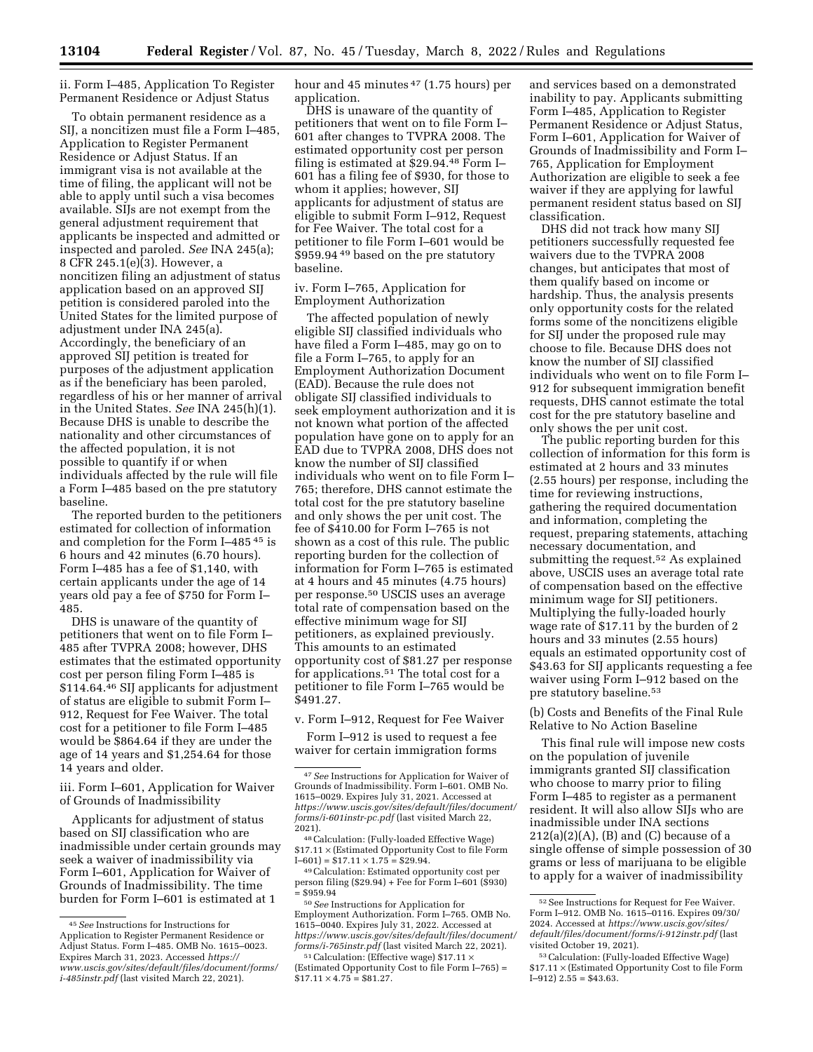ii. Form I–485, Application To Register Permanent Residence or Adjust Status

To obtain permanent residence as a SIJ, a noncitizen must file a Form I–485, Application to Register Permanent Residence or Adjust Status. If an immigrant visa is not available at the time of filing, the applicant will not be able to apply until such a visa becomes available. SIJs are not exempt from the general adjustment requirement that applicants be inspected and admitted or inspected and paroled. *See* INA 245(a); 8 CFR 245.1(e)(3). However, a noncitizen filing an adjustment of status application based on an approved SIJ petition is considered paroled into the United States for the limited purpose of adjustment under INA 245(a). Accordingly, the beneficiary of an approved SIJ petition is treated for purposes of the adjustment application as if the beneficiary has been paroled, regardless of his or her manner of arrival in the United States. *See* INA 245(h)(1). Because DHS is unable to describe the nationality and other circumstances of the affected population, it is not possible to quantify if or when individuals affected by the rule will file a Form I–485 based on the pre statutory baseline.

The reported burden to the petitioners estimated for collection of information and completion for the Form I–485 [45] is 6 hours and 42 minutes (6.70 hours). Form I–485 has a fee of $1,140, with certain applicants under the age of 14 years old pay a fee of $750 for Form I–485.

DHS is unaware of the quantity of petitioners that went on to file Form I–485 after TVPRA 2008; however, DHS estimates that the estimated opportunity cost per person filing Form I–485 is $114.64.[46] SIJ applicants for adjustment of status are eligible to submit Form I–912, Request for Fee Waiver. The total cost for a petitioner to file Form I–485 would be $864.64 if they are under the age of 14 years and $1,254.64 for those 14 years and older.

iii. Form I–601, Application for Waiver of Grounds of Inadmissibility

Applicants for adjustment of status based on SIJ classification who are inadmissible under certain grounds may seek a waiver of inadmissibility via Form I–601, Application for Waiver of Grounds of Inadmissibility. The time burden for Form I–601 is estimated at 1 hour and 45 minutes [47] (1.75 hours) per application.

DHS is unaware of the quantity of petitioners that went on to file Form I–601 after changes to TVPRA 2008. The estimated opportunity cost per person filing is estimated at $29.94.[48] Form I–601 has a filing fee of $930, for those to whom it applies; however, SIJ applicants for adjustment of status are eligible to submit Form I–912, Request for Fee Waiver. The total cost for a petitioner to file Form I–601 would be $959.94 [49] based on the pre statutory baseline.

iv. Form I–765, Application for Employment Authorization

The affected population of newly eligible SIJ classified individuals who have filed a Form I–485, may go on to file a Form I–765, to apply for an Employment Authorization Document (EAD). Because the rule does not obligate SIJ classified individuals to seek employment authorization and it is not known what portion of the affected population have gone on to apply for an EAD due to TVPRA 2008, DHS does not know the number of SIJ classified individuals who went on to file Form I–765; therefore, DHS cannot estimate the total cost for the pre statutory baseline and only shows the per unit cost. The fee of $410.00 for Form I–765 is not shown as a cost of this rule. The public reporting burden for the collection of information for Form I–765 is estimated at 4 hours and 45 minutes (4.75 hours) per response.[50] USCIS uses an average total rate of compensation based on the effective minimum wage for SIJ petitioners, as explained previously. This amounts to an estimated opportunity cost of $81.27 per response for applications.[51] The total cost for a petitioner to file Form I–765 would be $491.27.

v. Form I–912, Request for Fee Waiver

Form I–912 is used to request a fee waiver for certain immigration forms and services based on a demonstrated inability to pay. Applicants submitting Form I–485, Application to Register Permanent Residence or Adjust Status, Form I–601, Application for Waiver of Grounds of Inadmissibility and Form I–765, Application for Employment Authorization are eligible to seek a fee waiver if they are applying for lawful permanent resident status based on SIJ classification.

DHS did not track how many SIJ petitioners successfully requested fee waivers due to the TVPRA 2008 changes, but anticipates that most of them qualify based on income or hardship. Thus, the analysis presents only opportunity costs for the related forms some of the noncitizens eligible for SIJ under the proposed rule may choose to file. Because DHS does not know the number of SIJ classified individuals who went on to file Form I–912 for subsequent immigration benefit requests, DHS cannot estimate the total cost for the pre statutory baseline and only shows the per unit cost.

The public reporting burden for this collection of information for this form is estimated at 2 hours and 33 minutes (2.55 hours) per response, including the time for reviewing instructions, gathering the required documentation and information, completing the request, preparing statements, attaching necessary documentation, and submitting the request.[52] As explained above, USCIS uses an average total rate of compensation based on the effective minimum wage for SIJ petitioners. Multiplying the fully-loaded hourly wage rate of $17.11 by the burden of 2 hours and 33 minutes (2.55 hours) equals an estimated opportunity cost of $43.63 for SIJ applicants requesting a fee waiver using Form I–912 based on the pre statutory baseline.[53]

(b) Costs and Benefits of the Final Rule Relative to No Action Baseline

This final rule will impose new costs on the population of juvenile immigrants granted SIJ classification who choose to marry prior to filing Form I–485 to register as a permanent resident. It will also allow SIJs who are inadmissible under INA sections 212(a)(2)(A), (B) and (C) because of a single offense of simple possession of 30 grams or less of marijuana to be eligible to apply for a waiver of inadmissibility

---

[45] *See* Instructions for Instructions for Application to Register Permanent Residence or Adjust Status. Form I–485. OMB No. 1615–0023. Expires March 31, 2023. Accessed *https://www.uscis.gov/sites/default/files/document/forms/i-485instr.pdf* (last visited March 22, 2021).

[46] (footnote text not shown on this page)

[47] *See* Instructions for Application for Waiver of Grounds of Inadmissibility. Form I–601. OMB No. 1615–0029. Expires July 31, 2021. Accessed at *https://www.uscis.gov/sites/default/files/document/forms/i-601instr-pc.pdf* (last visited March 22, 2021).

[48] Calculation: (Fully-loaded Effective Wage) $17.11 × (Estimated Opportunity Cost to file Form I–601) = $17.11 × 1.75 = $29.94.

[49] Calculation: Estimated opportunity cost per person filing ($29.94) + Fee for Form I–601 ($930) = $959.94

[50] *See* Instructions for Application for Employment Authorization. Form I–765. OMB No. 1615–0040. Expires July 31, 2022. Accessed at *https://www.uscis.gov/sites/default/files/document/forms/i-765instr.pdf* (last visited March 22, 2021).

[51] Calculation: (Effective wage) $17.11 × (Estimated Opportunity Cost to file Form I–765) = $17.11 × 4.75 = $81.27.

[52] See Instructions for Request for Fee Waiver. Form I–912. OMB No. 1615–0116. Expires 09/30/2024. Accessed at *https://www.uscis.gov/sites/default/files/document/forms/i-912instr.pdf* (last visited October 19, 2021).

[53] Calculation: (Fully-loaded Effective Wage) $17.11 × (Estimated Opportunity Cost to file Form I–912) 2.55 = $43.63.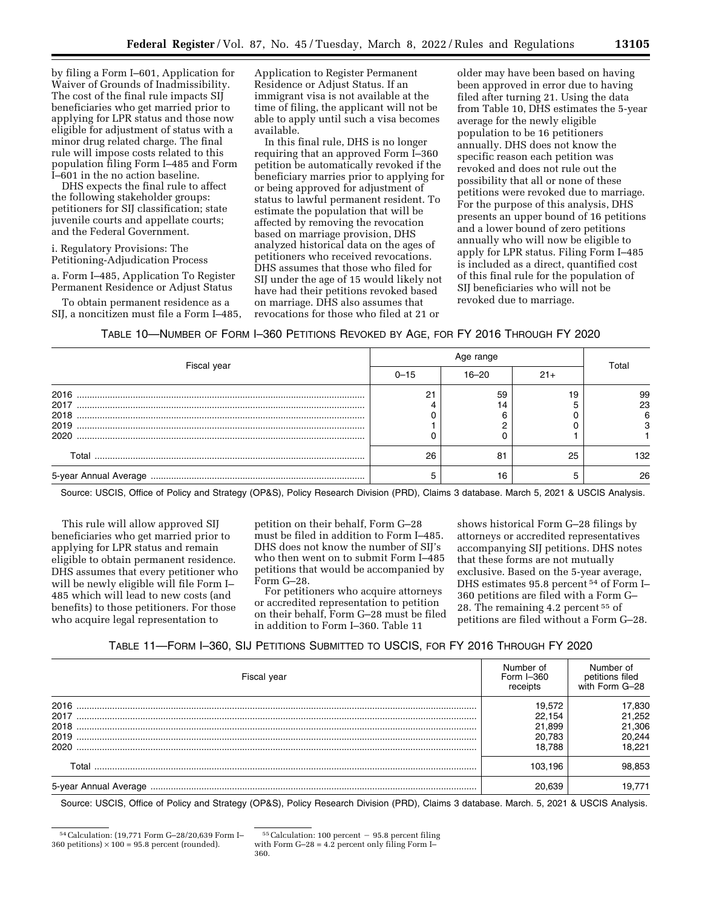by filing a Form I–601, Application for Waiver of Grounds of Inadmissibility. The cost of the final rule impacts SIJ beneficiaries who get married prior to applying for LPR status and those now eligible for adjustment of status with a minor drug related charge. The final rule will impose costs related to this population filing Form I–485 and Form I–601 in the no action baseline.

DHS expects the final rule to affect the following stakeholder groups: petitioners for SIJ classification; state juvenile courts and appellate courts; and the Federal Government.

i. Regulatory Provisions: The Petitioning-Adjudication Process

a. Form I–485, Application To Register Permanent Residence or Adjust Status

To obtain permanent residence as a SIJ, a noncitizen must file a Form I–485, Application to Register Permanent Residence or Adjust Status. If an immigrant visa is not available at the time of filing, the applicant will not be able to apply until such a visa becomes available.

In this final rule, DHS is no longer requiring that an approved Form I–360 petition be automatically revoked if the beneficiary marries prior to applying for or being approved for adjustment of status to lawful permanent resident. To estimate the population that will be affected by removing the revocation based on marriage provision, DHS analyzed historical data on the ages of petitioners who received revocations. DHS assumes that those who filed for SIJ under the age of 15 would likely not have had their petitions revoked based on marriage. DHS also assumes that revocations for those who filed at 21 or older may have been based on having been approved in error due to having filed after turning 21. Using the data from Table 10, DHS estimates the 5-year average for the newly eligible population to be 16 petitioners annually. DHS does not know the specific reason each petition was revoked and does not rule out the possibility that all or none of these petitions were revoked due to marriage. For the purpose of this analysis, DHS presents an upper bound of 16 petitions and a lower bound of zero petitions annually who will now be eligible to apply for LPR status. Filing Form I–485 is included as a direct, quantified cost of this final rule for the population of SIJ beneficiaries who will not be revoked due to marriage.

TABLE 10—NUMBER OF FORM I–360 PETITIONS REVOKED BY AGE, FOR FY 2016 THROUGH FY 2020

| Fiscal year | Age range | | | Total |
|---|---|---|---|---|
| | 0–15 | 16–20 | 21+ | |
| 2016 | 21 | 59 | 19 | 99 |
| 2017 | 4 | 14 | 5 | 23 |
| 2018 | 0 | 6 | 0 | 6 |
| 2019 | 1 | 2 | 0 | 3 |
| 2020 | 0 | 0 | 1 | 1 |
| Total | 26 | 81 | 25 | 132 |
| 5-year Annual Average | 5 | 16 | 5 | 26 |

Source: USCIS, Office of Policy and Strategy (OP&S), Policy Research Division (PRD), Claims 3 database. March 5, 2021 & USCIS Analysis.

This rule will allow approved SIJ beneficiaries who get married prior to applying for LPR status and remain eligible to obtain permanent residence. DHS assumes that every petitioner who will be newly eligible will file Form I–485 which will lead to new costs (and benefits) to those petitioners. For those who acquire legal representation to petition on their behalf, Form G–28 must be filed in addition to Form I–485. DHS does not know the number of SIJ's who then went on to submit Form I–485 petitions that would be accompanied by Form G–28.

For petitioners who acquire attorneys or accredited representation to petition on their behalf, Form G–28 must be filed in addition to Form I–360. Table 11 shows historical Form G–28 filings by attorneys or accredited representatives accompanying SIJ petitions. DHS notes that these forms are not mutually exclusive. Based on the 5-year average, DHS estimates 95.8 percent [54] of Form I–360 petitions are filed with a Form G–28. The remaining 4.2 percent [55] of petitions are filed without a Form G–28.

TABLE 11—FORM I–360, SIJ PETITIONS SUBMITTED TO USCIS, FOR FY 2016 THROUGH FY 2020

| Fiscal year | Number of Form I–360 receipts | Number of petitions filed with Form G–28 |
|---|---|---|
| 2016 | 19,572 | 17,830 |
| 2017 | 22,154 | 21,252 |
| 2018 | 21,899 | 21,306 |
| 2019 | 20,783 | 20,244 |
| 2020 | 18,788 | 18,221 |
| Total | 103,196 | 98,853 |
| 5-year Annual Average | 20,639 | 19,771 |

Source: USCIS, Office of Policy and Strategy (OP&S), Policy Research Division (PRD), Claims 3 database. March. 5, 2021 & USCIS Analysis.

[54] Calculation: (19,771 Form G–28/20,639 Form I–360 petitions) × 100 = 95.8 percent (rounded).

[55] Calculation: 100 percent − 95.8 percent filing with Form G–28 = 4.2 percent only filing Form I–360.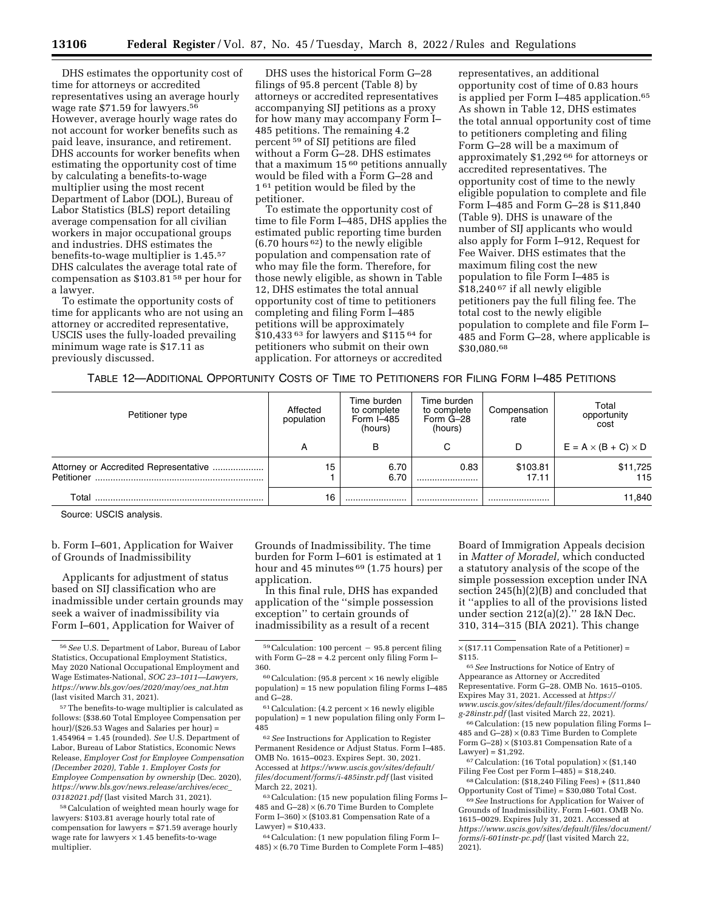DHS estimates the opportunity cost of time for attorneys or accredited representatives using an average hourly wage rate $71.59 for lawyers.[56] However, average hourly wage rates do not account for worker benefits such as paid leave, insurance, and retirement. DHS accounts for worker benefits when estimating the opportunity cost of time by calculating a benefits-to-wage multiplier using the most recent Department of Labor (DOL), Bureau of Labor Statistics (BLS) report detailing average compensation for all civilian workers in major occupational groups and industries. DHS estimates the benefits-to-wage multiplier is 1.45.[57] DHS calculates the average total rate of compensation as $103.81[58] per hour for a lawyer.

To estimate the opportunity costs of time for applicants who are not using an attorney or accredited representative, USCIS uses the fully-loaded prevailing minimum wage rate is $17.11 as previously discussed.

DHS uses the historical Form G–28 filings of 95.8 percent (Table 8) by attorneys or accredited representatives accompanying SIJ petitions as a proxy for how many may accompany Form I–485 petitions. The remaining 4.2 percent[59] of SIJ petitions are filed without a Form G–28. DHS estimates that a maximum 15[60] petitions annually would be filed with a Form G–28 and 1[61] petition would be filed by the petitioner.

To estimate the opportunity cost of time to file Form I–485, DHS applies the estimated public reporting time burden (6.70 hours[62]) to the newly eligible population and compensation rate of who may file the form. Therefore, for those newly eligible, as shown in Table 12, DHS estimates the total annual opportunity cost of time to petitioners completing and filing Form I–485 petitions will be approximately $10,433[63] for lawyers and $115[64] for petitioners who submit on their own application. For attorneys or accredited representatives, an additional opportunity cost of time of 0.83 hours is applied per Form I–485 application.[65] As shown in Table 12, DHS estimates the total annual opportunity cost of time to petitioners completing and filing Form G–28 will be a maximum of approximately $1,292[66] for attorneys or accredited representatives. The opportunity cost of time to the newly eligible population to complete and file Form I–485 and Form G–28 is $11,840 (Table 9). DHS is unaware of the number of SIJ applicants who would also apply for Form I–912, Request for Fee Waiver. DHS estimates that the maximum filing cost the new population to file Form I–485 is $18,240[67] if all newly eligible petitioners pay the full filing fee. The total cost to the newly eligible population to complete and file Form I–485 and Form G–28, where applicable is $30,080.[68]

TABLE 12—ADDITIONAL OPPORTUNITY COSTS OF TIME TO PETITIONERS FOR FILING FORM I–485 PETITIONS

| Petitioner type | Affected population | Time burden to complete Form I–485 (hours) | Time burden to complete Form G–28 (hours) | Compensation rate | Total opportunity cost |
|---|---|---|---|---|---|
| | A | B | C | D | E = A × (B + C) × D |
| Attorney or Accredited Representative | 15 | 6.70 | 0.83 | $103.81 | $11,725 |
| Petitioner | 1 | 6.70 | | 17.11 | 115 |
| Total | 16 | | | | 11,840 |

Source: USCIS analysis.

b. Form I–601, Application for Waiver of Grounds of Inadmissibility

Applicants for adjustment of status based on SIJ classification who are inadmissible under certain grounds may seek a waiver of inadmissibility via Form I–601, Application for Waiver of Grounds of Inadmissibility. The time burden for Form I–601 is estimated at 1 hour and 45 minutes[69] (1.75 hours) per application.

In this final rule, DHS has expanded application of the "simple possession exception" to certain grounds of inadmissibility as a result of a recent Board of Immigration Appeals decision in *Matter of Moradel,* which conducted a statutory analysis of the scope of the simple possession exception under INA section 245(h)(2)(B) and concluded that it "applies to all of the provisions listed under section 212(a)(2)." 28 I&N Dec. 310, 314–315 (BIA 2021). This change

---

[56] *See* U.S. Department of Labor, Bureau of Labor Statistics, Occupational Employment Statistics, May 2020 National Occupational Employment and Wage Estimates-National, *SOC 23–1011—Lawyers, https://www.bls.gov/oes/2020/may/oes_nat.htm* (last visited March 31, 2021).

[57] The benefits-to-wage multiplier is calculated as follows: ($38.60 Total Employee Compensation per hour)/($26.53 Wages and Salaries per hour) = 1.454964 = 1.45 (rounded). *See* U.S. Department of Labor, Bureau of Labor Statistics, Economic News Release, *Employer Cost for Employee Compensation (December 2020), Table 1. Employer Costs for Employee Compensation by ownership* (Dec. 2020), *https://www.bls.gov/news.release/archives/ecec_03182021.pdf* (last visited March 31, 2021).

[58] Calculation of weighted mean hourly wage for lawyers: $103.81 average hourly total rate of compensation for lawyers = $71.59 average hourly wage rate for lawyers × 1.45 benefits-to-wage multiplier.

[59] Calculation: 100 percent − 95.8 percent filing with Form G–28 = 4.2 percent only filing Form I–360.

[60] Calculation: (95.8 percent × 16 newly eligible population) = 15 new population filing Forms I–485 and G–28.

[61] Calculation: (4.2 percent × 16 newly eligible population) = 1 new population filing only Form I–485

[62] *See* Instructions for Application to Register Permanent Residence or Adjust Status. Form I–485. OMB No. 1615–0023. Expires Sept. 30, 2021. Accessed at *https://www.uscis.gov/sites/default/files/document/forms/i-485instr.pdf* (last visited March 22, 2021).

[63] Calculation: (15 new population filing Forms I–485 and G–28) × (6.70 Time Burden to Complete Form I–360) × ($103.81 Compensation Rate of a Lawyer) = $10,433.

[64] Calculation: (1 new population filing Form I–485) × (6.70 Time Burden to Complete Form I–485) × ($17.11 Compensation Rate of a Petitioner) = $115.

[65] *See* Instructions for Notice of Entry of Appearance as Attorney or Accredited Representative. Form G–28. OMB No. 1615–0105. Expires May 31, 2021. Accessed at *https://www.uscis.gov/sites/default/files/document/forms/g-28instr.pdf* (last visited March 22, 2021).

[66] Calculation: (15 new population filing Forms I–485 and G–28) × (0.83 Time Burden to Complete Form G–28) × ($103.81 Compensation Rate of a Lawyer) = $1,292.

[67] Calculation: (16 Total population) × ($1,140 Filing Fee Cost per Form I–485) = $18,240.

[68] Calculation: ($18,240 Filing Fees) + ($11,840 Opportunity Cost of Time) = $30,080 Total Cost.

[69] *See* Instructions for Application for Waiver of Grounds of Inadmissibility. Form I–601. OMB No. 1615–0029. Expires July 31, 2021. Accessed at *https://www.uscis.gov/sites/default/files/document/forms/i-601instr-pc.pdf* (last visited March 22, 2021).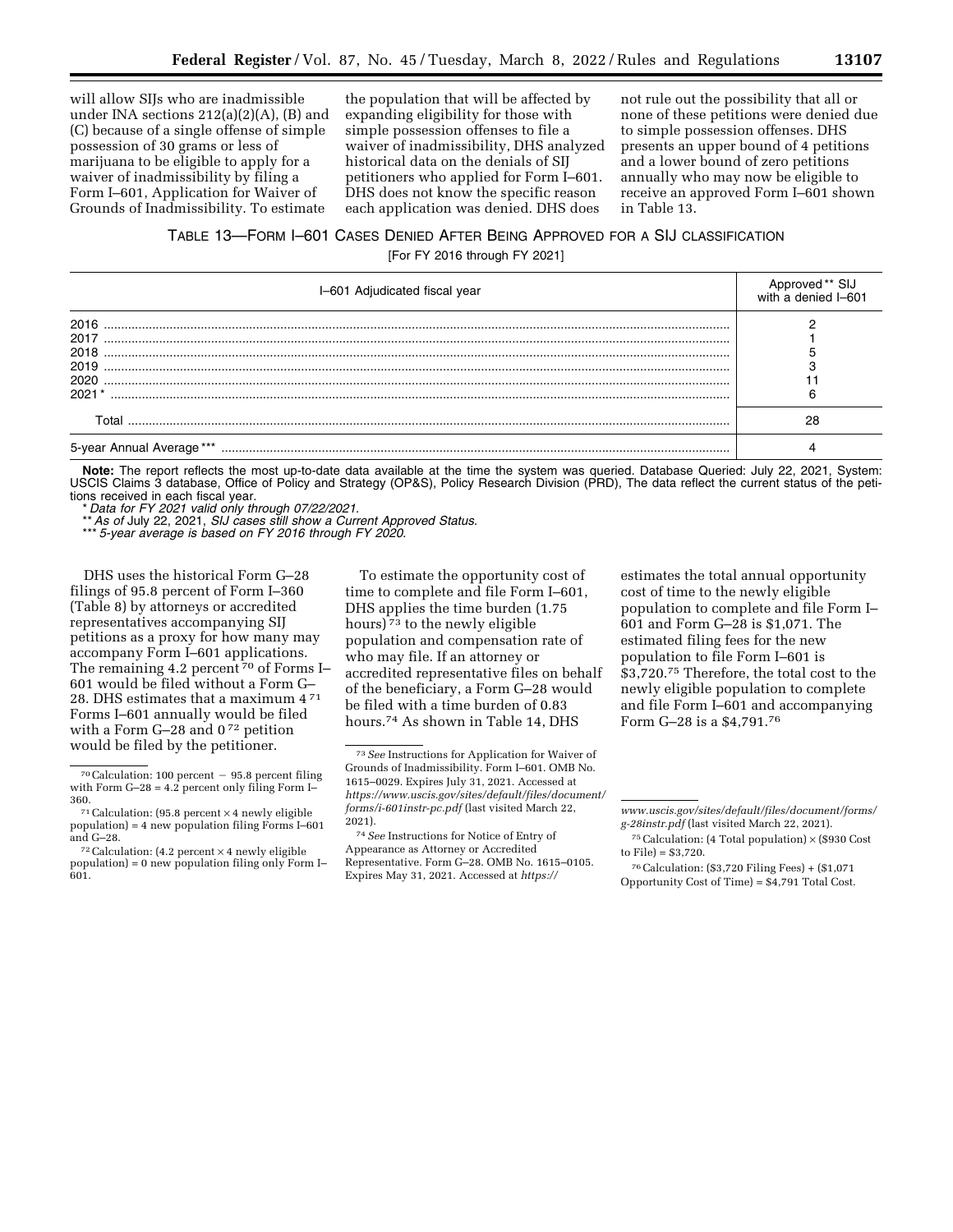will allow SIJs who are inadmissible under INA sections 212(a)(2)(A), (B) and (C) because of a single offense of simple possession of 30 grams or less of marijuana to be eligible to apply for a waiver of inadmissibility by filing a Form I–601, Application for Waiver of Grounds of Inadmissibility. To estimate the population that will be affected by expanding eligibility for those with simple possession offenses to file a waiver of inadmissibility, DHS analyzed historical data on the denials of SIJ petitioners who applied for Form I–601. DHS does not know the specific reason each application was denied. DHS does not rule out the possibility that all or none of these petitions were denied due to simple possession offenses. DHS presents an upper bound of 4 petitions and a lower bound of zero petitions annually who may now be eligible to receive an approved Form I–601 shown in Table 13.

TABLE 13—FORM I–601 CASES DENIED AFTER BEING APPROVED FOR A SIJ CLASSIFICATION

[For FY 2016 through FY 2021]

| I–601 Adjudicated fiscal year | Approved ** SIJ with a denied I–601 |
|---|---|
| 2016 | 2 |
| 2017 | 1 |
| 2018 | 5 |
| 2019 | 3 |
| 2020 | 11 |
| 2021 * | 6 |
| Total | 28 |
| 5-year Annual Average *** | 4 |

**Note:** The report reflects the most up-to-date data available at the time the system was queried. Database Queried: July 22, 2021, System: USCIS Claims 3 database, Office of Policy and Strategy (OP&S), Policy Research Division (PRD), The data reflect the current status of the petitions received in each fiscal year.

* *Data for FY 2021 valid only through 07/22/2021.*

** *As of* July 22, 2021, *SIJ cases still show a Current Approved Status.*

*** *5-year average is based on FY 2016 through FY 2020.*

DHS uses the historical Form G–28 filings of 95.8 percent of Form I–360 (Table 8) by attorneys or accredited representatives accompanying SIJ petitions as a proxy for how many may accompany Form I–601 applications. The remaining 4.2 percent[70] of Forms I–601 would be filed without a Form G–28. DHS estimates that a maximum 4[71] Forms I–601 annually would be filed with a Form G–28 and 0[72] petition would be filed by the petitioner.

To estimate the opportunity cost of time to complete and file Form I–601, DHS applies the time burden (1.75 hours)[73] to the newly eligible population and compensation rate of who may file. If an attorney or accredited representative files on behalf of the beneficiary, a Form G–28 would be filed with a time burden of 0.83 hours.[74] As shown in Table 14, DHS estimates the total annual opportunity cost of time to the newly eligible population to complete and file Form I–601 and Form G–28 is $1,071. The estimated filing fees for the new population to file Form I–601 is $3,720.[75] Therefore, the total cost to the newly eligible population to complete and file Form I–601 and accompanying Form G–28 is a $4,791.[76]

---

[70] Calculation: 100 percent − 95.8 percent filing with Form G–28 = 4.2 percent only filing Form I–360.

[71] Calculation: (95.8 percent × 4 newly eligible population) = 4 new population filing Forms I–601 and G–28.

[72] Calculation: (4.2 percent × 4 newly eligible population) = 0 new population filing only Form I–601.

[73] *See* Instructions for Application for Waiver of Grounds of Inadmissibility. Form I–601. OMB No. 1615–0029. Expires July 31, 2021. Accessed at *https://www.uscis.gov/sites/default/files/document/forms/i-601instr-pc.pdf* (last visited March 22, 2021).

[74] *See* Instructions for Notice of Entry of Appearance as Attorney or Accredited Representative. Form G–28. OMB No. 1615–0105. Expires May 31, 2021. Accessed at *https://www.uscis.gov/sites/default/files/document/forms/g-28instr.pdf* (last visited March 22, 2021).

[75] Calculation: (4 Total population) × ($930 Cost to File) = $3,720.

[76] Calculation: ($3,720 Filing Fees) + ($1,071 Opportunity Cost of Time) = $4,791 Total Cost.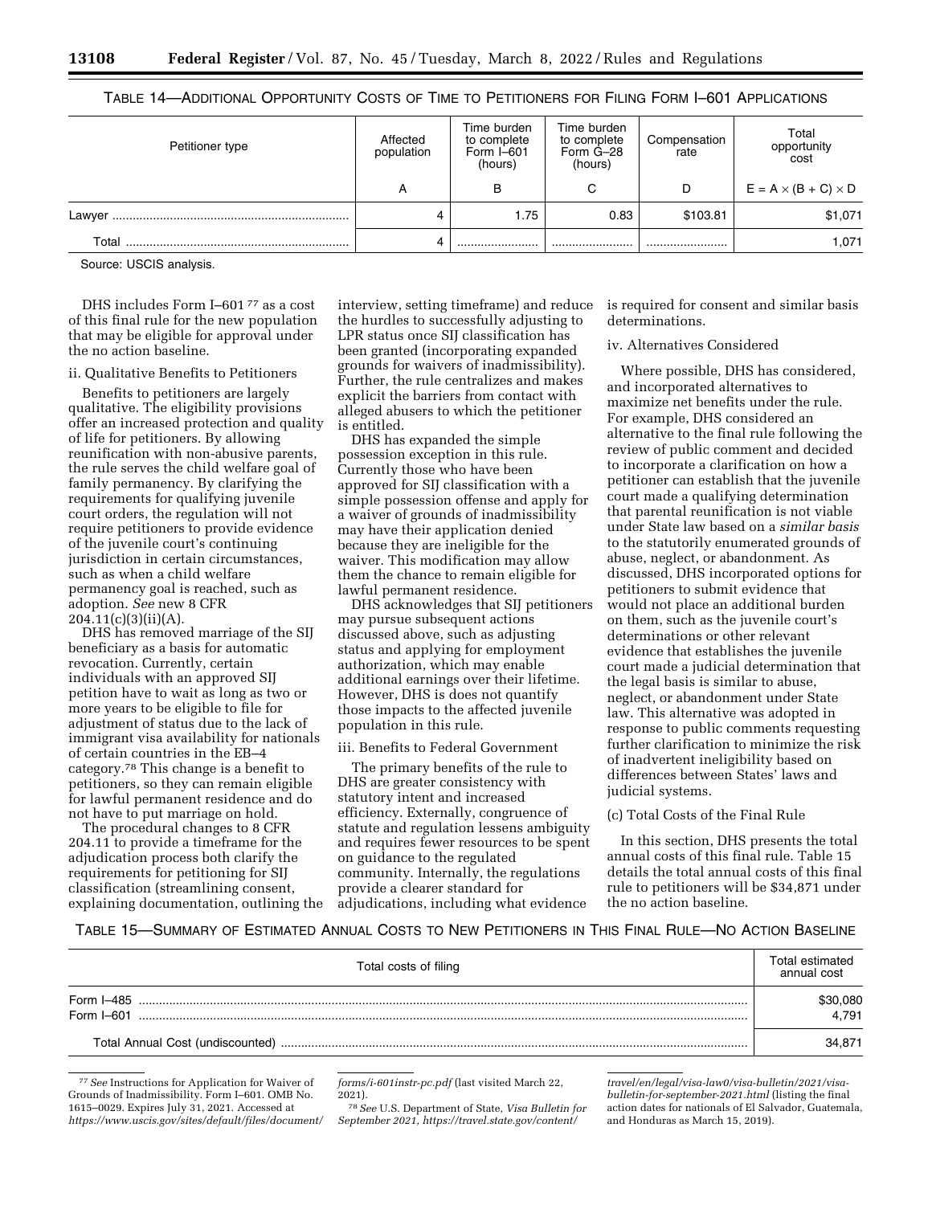TABLE 14—ADDITIONAL OPPORTUNITY COSTS OF TIME TO PETITIONERS FOR FILING FORM I–601 APPLICATIONS

| Petitioner type | Affected population | Time burden to complete Form I–601 (hours) | Time burden to complete Form G–28 (hours) | Compensation rate | Total opportunity cost |
|---|---|---|---|---|---|
| | A | B | C | D | E = A × (B + C) × D |
| Lawyer | 4 | 1.75 | 0.83 | $103.81 | $1,071 |
| Total | 4 | | | | 1,071 |

Source: USCIS analysis.

DHS includes Form I–601 [77] as a cost of this final rule for the new population that may be eligible for approval under the no action baseline.

ii. Qualitative Benefits to Petitioners

Benefits to petitioners are largely qualitative. The eligibility provisions offer an increased protection and quality of life for petitioners. By allowing reunification with non-abusive parents, the rule serves the child welfare goal of family permanency. By clarifying the requirements for qualifying juvenile court orders, the regulation will not require petitioners to provide evidence of the juvenile court's continuing jurisdiction in certain circumstances, such as when a child welfare permanency goal is reached, such as adoption. *See* new 8 CFR 204.11(c)(3)(ii)(A).

DHS has removed marriage of the SIJ beneficiary as a basis for automatic revocation. Currently, certain individuals with an approved SIJ petition have to wait as long as two or more years to be eligible to file for adjustment of status due to the lack of immigrant visa availability for nationals of certain countries in the EB–4 category.[78] This change is a benefit to petitioners, so they can remain eligible for lawful permanent residence and do not have to put marriage on hold.

The procedural changes to 8 CFR 204.11 to provide a timeframe for the adjudication process both clarify the requirements for petitioning for SIJ classification (streamlining consent, explaining documentation, outlining the interview, setting timeframe) and reduce the hurdles to successfully adjusting to LPR status once SIJ classification has been granted (incorporating expanded grounds for waivers of inadmissibility). Further, the rule centralizes and makes explicit the barriers from contact with alleged abusers to which the petitioner is entitled.

DHS has expanded the simple possession exception in this rule. Currently those who have been approved for SIJ classification with a simple possession offense and apply for a waiver of grounds of inadmissibility may have their application denied because they are ineligible for the waiver. This modification may allow them the chance to remain eligible for lawful permanent residence.

DHS acknowledges that SIJ petitioners may pursue subsequent actions discussed above, such as adjusting status and applying for employment authorization, which may enable additional earnings over their lifetime. However, DHS is does not quantify those impacts to the affected juvenile population in this rule.

iii. Benefits to Federal Government

The primary benefits of the rule to DHS are greater consistency with statutory intent and increased efficiency. Externally, congruence of statute and regulation lessens ambiguity and requires fewer resources to be spent on guidance to the regulated community. Internally, the regulations provide a clearer standard for adjudications, including what evidence is required for consent and similar basis determinations.

iv. Alternatives Considered

Where possible, DHS has considered, and incorporated alternatives to maximize net benefits under the rule. For example, DHS considered an alternative to the final rule following the review of public comment and decided to incorporate a clarification on how a petitioner can establish that the juvenile court made a qualifying determination that parental reunification is not viable under State law based on a *similar basis* to the statutorily enumerated grounds of abuse, neglect, or abandonment. As discussed, DHS incorporated options for petitioners to submit evidence that would not place an additional burden on them, such as the juvenile court's determinations or other relevant evidence that establishes the juvenile court made a judicial determination that the legal basis is similar to abuse, neglect, or abandonment under State law. This alternative was adopted in response to public comments requesting further clarification to minimize the risk of inadvertent ineligibility based on differences between States' laws and judicial systems.

(c) Total Costs of the Final Rule

In this section, DHS presents the total annual costs of this final rule. Table 15 details the total annual costs of this final rule to petitioners will be $34,871 under the no action baseline.

TABLE 15—SUMMARY OF ESTIMATED ANNUAL COSTS TO NEW PETITIONERS IN THIS FINAL RULE—NO ACTION BASELINE

| Total costs of filing | Total estimated annual cost |
|---|---|
| Form I–485 | $30,080 |
| Form I–601 | 4,791 |
| Total Annual Cost (undiscounted) | 34,871 |

[77] *See* Instructions for Application for Waiver of Grounds of Inadmissibility. Form I–601. OMB No. 1615–0029. Expires July 31, 2021. Accessed at *https://www.uscis.gov/sites/default/files/document/forms/i-601instr-pc.pdf* (last visited March 22, 2021).

[78] *See* U.S. Department of State, *Visa Bulletin for September 2021, https://travel.state.gov/content/travel/en/legal/visa-law0/visa-bulletin/2021/visa-bulletin-for-september-2021.html* (listing the final action dates for nationals of El Salvador, Guatemala, and Honduras as March 15, 2019).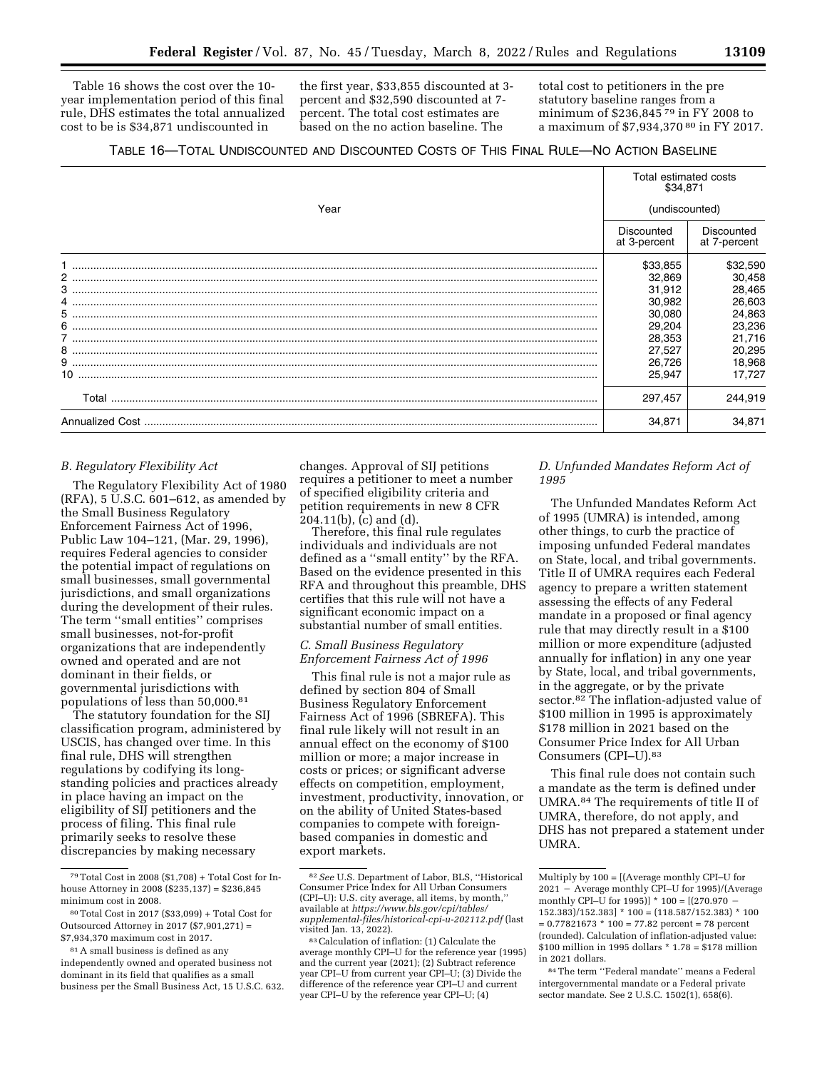Table 16 shows the cost over the 10-year implementation period of this final rule, DHS estimates the total annualized cost to be is $34,871 undiscounted in the first year, $33,855 discounted at 3-percent and $32,590 discounted at 7-percent. The total cost estimates are based on the no action baseline. The total cost to petitioners in the pre statutory baseline ranges from a minimum of $236,845[79] in FY 2008 to a maximum of $7,934,370[80] in FY 2017.

TABLE 16—TOTAL UNDISCOUNTED AND DISCOUNTED COSTS OF THIS FINAL RULE—NO ACTION BASELINE

| Year | Total estimated costs $34,871 (undiscounted) | |
|---|---|---|
| | Discounted at 3-percent | Discounted at 7-percent |
| 1 | $33,855 | $32,590 |
| 2 | 32,869 | 30,458 |
| 3 | 31,912 | 28,465 |
| 4 | 30,982 | 26,603 |
| 5 | 30,080 | 24,863 |
| 6 | 29,204 | 23,236 |
| 7 | 28,353 | 21,716 |
| 8 | 27,527 | 20,295 |
| 9 | 26,726 | 18,968 |
| 10 | 25,947 | 17,727 |
| Total | 297,457 | 244,919 |
| Annualized Cost | 34,871 | 34,871 |

### B. Regulatory Flexibility Act

The Regulatory Flexibility Act of 1980 (RFA), 5 U.S.C. 601–612, as amended by the Small Business Regulatory Enforcement Fairness Act of 1996, Public Law 104–121, (Mar. 29, 1996), requires Federal agencies to consider the potential impact of regulations on small businesses, small governmental jurisdictions, and small organizations during the development of their rules. The term ''small entities'' comprises small businesses, not-for-profit organizations that are independently owned and operated and are not dominant in their fields, or governmental jurisdictions with populations of less than 50,000.[81]

The statutory foundation for the SIJ classification program, administered by USCIS, has changed over time. In this final rule, DHS will strengthen regulations by codifying its long-standing policies and practices already in place having an impact on the eligibility of SIJ petitioners and the process of filing. This final rule primarily seeks to resolve these discrepancies by making necessary changes. Approval of SIJ petitions requires a petitioner to meet a number of specified eligibility criteria and petition requirements in new 8 CFR 204.11(b), (c) and (d).

Therefore, this final rule regulates individuals and individuals are not defined as a ''small entity'' by the RFA. Based on the evidence presented in this RFA and throughout this preamble, DHS certifies that this rule will not have a significant economic impact on a substantial number of small entities.

### C. Small Business Regulatory Enforcement Fairness Act of 1996

This final rule is not a major rule as defined by section 804 of Small Business Regulatory Enforcement Fairness Act of 1996 (SBREFA). This final rule likely will not result in an annual effect on the economy of $100 million or more; a major increase in costs or prices; or significant adverse effects on competition, employment, investment, productivity, innovation, or on the ability of United States-based companies to compete with foreign-based companies in domestic and export markets.

### D. Unfunded Mandates Reform Act of 1995

The Unfunded Mandates Reform Act of 1995 (UMRA) is intended, among other things, to curb the practice of imposing unfunded Federal mandates on State, local, and tribal governments. Title II of UMRA requires each Federal agency to prepare a written statement assessing the effects of any Federal mandate in a proposed or final agency rule that may directly result in a $100 million or more expenditure (adjusted annually for inflation) in any one year by State, local, and tribal governments, in the aggregate, or by the private sector.[82] The inflation-adjusted value of $100 million in 1995 is approximately $178 million in 2021 based on the Consumer Price Index for All Urban Consumers (CPI–U).[83]

This final rule does not contain such a mandate as the term is defined under UMRA.[84] The requirements of title II of UMRA, therefore, do not apply, and DHS has not prepared a statement under UMRA.

---

[79] Total Cost in 2008 ($1,708) + Total Cost for In-house Attorney in 2008 ($235,137) = $236,845 minimum cost in 2008.

[80] Total Cost in 2017 ($33,099) + Total Cost for Outsourced Attorney in 2017 ($7,901,271) = $7,934,370 maximum cost in 2017.

[81] A small business is defined as any independently owned and operated business not dominant in its field that qualifies as a small business per the Small Business Act, 15 U.S.C. 632.

[82] *See* U.S. Department of Labor, BLS, ''Historical Consumer Price Index for All Urban Consumers (CPI–U): U.S. city average, all items, by month,'' available at *https://www.bls.gov/cpi/tables/supplemental-files/historical-cpi-u-202112.pdf* (last visited Jan. 13, 2022).

[83] Calculation of inflation: (1) Calculate the average monthly CPI–U for the reference year (1995) and the current year (2021); (2) Subtract reference year CPI–U from current year CPI–U; (3) Divide the difference of the reference year CPI–U and current year CPI–U by the reference year CPI–U; (4) Multiply by 100 = [(Average monthly CPI–U for 2021 − Average monthly CPI–U for 1995)/(Average monthly CPI–U for 1995)] * 100 = [(270.970 − 152.383)/152.383] * 100 = (118.587/152.383) * 100 = 0.77821673 * 100 = 77.82 percent = 78 percent (rounded). Calculation of inflation-adjusted value: $100 million in 1995 dollars * 1.78 = $178 million in 2021 dollars.

[84] The term ''Federal mandate'' means a Federal intergovernmental mandate or a Federal private sector mandate. See 2 U.S.C. 1502(1), 658(6).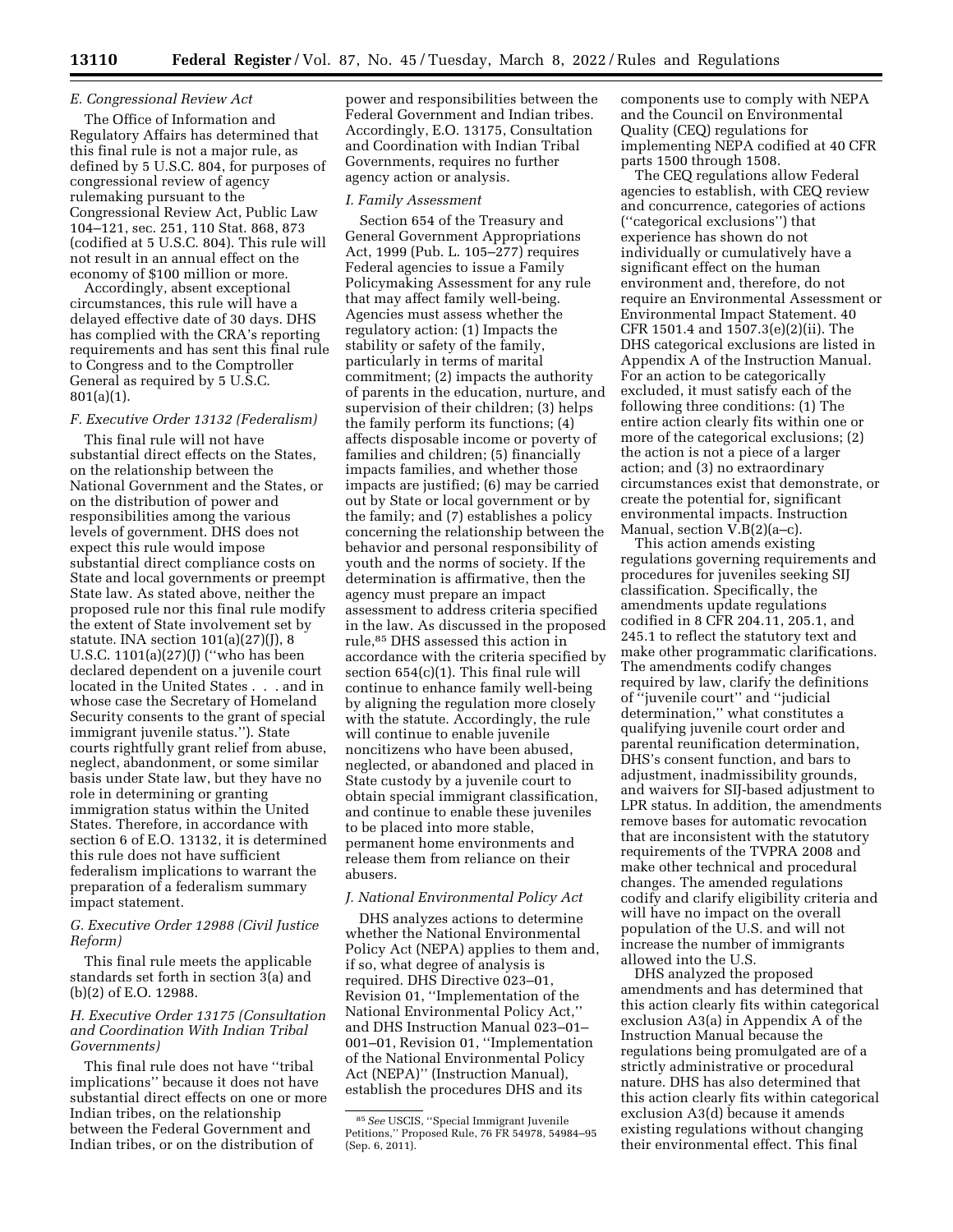### E. Congressional Review Act

The Office of Information and Regulatory Affairs has determined that this final rule is not a major rule, as defined by 5 U.S.C. 804, for purposes of congressional review of agency rulemaking pursuant to the Congressional Review Act, Public Law 104–121, sec. 251, 110 Stat. 868, 873 (codified at 5 U.S.C. 804). This rule will not result in an annual effect on the economy of $100 million or more.

Accordingly, absent exceptional circumstances, this rule will have a delayed effective date of 30 days. DHS has complied with the CRA's reporting requirements and has sent this final rule to Congress and to the Comptroller General as required by 5 U.S.C. 801(a)(1).

### F. Executive Order 13132 (Federalism)

This final rule will not have substantial direct effects on the States, on the relationship between the National Government and the States, or on the distribution of power and responsibilities among the various levels of government. DHS does not expect this rule would impose substantial direct compliance costs on State and local governments or preempt State law. As stated above, neither the proposed rule nor this final rule modify the extent of State involvement set by statute. INA section 101(a)(27)(J), 8 U.S.C. 1101(a)(27)(J) (''who has been declared dependent on a juvenile court located in the United States . . . and in whose case the Secretary of Homeland Security consents to the grant of special immigrant juvenile status.''). State courts rightfully grant relief from abuse, neglect, abandonment, or some similar basis under State law, but they have no role in determining or granting immigration status within the United States. Therefore, in accordance with section 6 of E.O. 13132, it is determined this rule does not have sufficient federalism implications to warrant the preparation of a federalism summary impact statement.

### G. Executive Order 12988 (Civil Justice Reform)

This final rule meets the applicable standards set forth in section 3(a) and (b)(2) of E.O. 12988.

### H. Executive Order 13175 (Consultation and Coordination With Indian Tribal Governments)

This final rule does not have ''tribal implications'' because it does not have substantial direct effects on one or more Indian tribes, on the relationship between the Federal Government and Indian tribes, or on the distribution of power and responsibilities between the Federal Government and Indian tribes. Accordingly, E.O. 13175, Consultation and Coordination with Indian Tribal Governments, requires no further agency action or analysis.

### I. Family Assessment

Section 654 of the Treasury and General Government Appropriations Act, 1999 (Pub. L. 105–277) requires Federal agencies to issue a Family Policymaking Assessment for any rule that may affect family well-being. Agencies must assess whether the regulatory action: (1) Impacts the stability or safety of the family, particularly in terms of marital commitment; (2) impacts the authority of parents in the education, nurture, and supervision of their children; (3) helps the family perform its functions; (4) affects disposable income or poverty of families and children; (5) financially impacts families, and whether those impacts are justified; (6) may be carried out by State or local government or by the family; and (7) establishes a policy concerning the relationship between the behavior and personal responsibility of youth and the norms of society. If the determination is affirmative, then the agency must prepare an impact assessment to address criteria specified in the law. As discussed in the proposed rule,[85] DHS assessed this action in accordance with the criteria specified by section 654(c)(1). This final rule will continue to enhance family well-being by aligning the regulation more closely with the statute. Accordingly, the rule will continue to enable juvenile noncitizens who have been abused, neglected, or abandoned and placed in State custody by a juvenile court to obtain special immigrant classification, and continue to enable these juveniles to be placed into more stable, permanent home environments and release them from reliance on their abusers.

### J. National Environmental Policy Act

DHS analyzes actions to determine whether the National Environmental Policy Act (NEPA) applies to them and, if so, what degree of analysis is required. DHS Directive 023–01, Revision 01, ''Implementation of the National Environmental Policy Act,'' and DHS Instruction Manual 023–01–001–01, Revision 01, ''Implementation of the National Environmental Policy Act (NEPA)'' (Instruction Manual), establish the procedures DHS and its components use to comply with NEPA and the Council on Environmental Quality (CEQ) regulations for implementing NEPA codified at 40 CFR parts 1500 through 1508.

The CEQ regulations allow Federal agencies to establish, with CEQ review and concurrence, categories of actions (''categorical exclusions'') that experience has shown do not individually or cumulatively have a significant effect on the human environment and, therefore, do not require an Environmental Assessment or Environmental Impact Statement. 40 CFR 1501.4 and 1507.3(e)(2)(ii). The DHS categorical exclusions are listed in Appendix A of the Instruction Manual. For an action to be categorically excluded, it must satisfy each of the following three conditions: (1) The entire action clearly fits within one or more of the categorical exclusions; (2) the action is not a piece of a larger action; and (3) no extraordinary circumstances exist that demonstrate, or create the potential for, significant environmental impacts. Instruction Manual, section V.B(2)(a–c).

This action amends existing regulations governing requirements and procedures for juveniles seeking SIJ classification. Specifically, the amendments update regulations codified in 8 CFR 204.11, 205.1, and 245.1 to reflect the statutory text and make other programmatic clarifications. The amendments codify changes required by law, clarify the definitions of ''juvenile court'' and ''judicial determination,'' what constitutes a qualifying juvenile court order and parental reunification determination, DHS's consent function, and bars to adjustment, inadmissibility grounds, and waivers for SIJ-based adjustment to LPR status. In addition, the amendments remove bases for automatic revocation that are inconsistent with the statutory requirements of the TVPRA 2008 and make other technical and procedural changes. The amended regulations codify and clarify eligibility criteria and will have no impact on the overall population of the U.S. and will not increase the number of immigrants allowed into the U.S.

DHS analyzed the proposed amendments and has determined that this action clearly fits within categorical exclusion A3(a) in Appendix A of the Instruction Manual because the regulations being promulgated are of a strictly administrative or procedural nature. DHS has also determined that this action clearly fits within categorical exclusion A3(d) because it amends existing regulations without changing their environmental effect. This final

[85] *See* USCIS, ''Special Immigrant Juvenile Petitions,'' Proposed Rule, 76 FR 54978, 54984–95 (Sep. 6, 2011).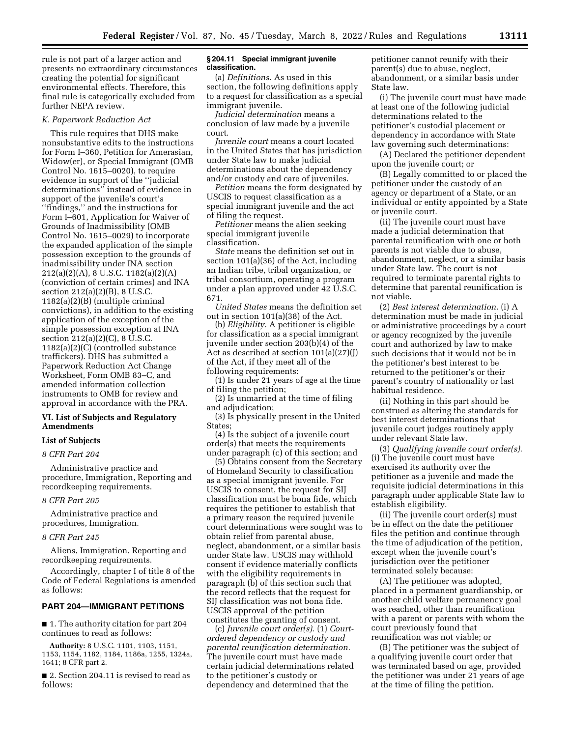rule is not part of a larger action and presents no extraordinary circumstances creating the potential for significant environmental effects. Therefore, this final rule is categorically excluded from further NEPA review.

### K. Paperwork Reduction Act

This rule requires that DHS make nonsubstantive edits to the instructions for Form I–360, Petition for Amerasian, Widow(er), or Special Immigrant (OMB Control No. 1615–0020), to require evidence in support of the ''judicial determinations'' instead of evidence in support of the juvenile's court's ''findings,'' and the instructions for Form I–601, Application for Waiver of Grounds of Inadmissibility (OMB Control No. 1615–0029) to incorporate the expanded application of the simple possession exception to the grounds of inadmissibility under INA section 212(a)(2)(A), 8 U.S.C. 1182(a)(2)(A) (conviction of certain crimes) and INA section 212(a)(2)(B), 8 U.S.C. 1182(a)(2)(B) (multiple criminal convictions), in addition to the existing application of the exception of the simple possession exception at INA section 212(a)(2)(C), 8 U.S.C. 1182(a)(2)(C) (controlled substance traffickers). DHS has submitted a Paperwork Reduction Act Change Worksheet, Form OMB 83–C, and amended information collection instruments to OMB for review and approval in accordance with the PRA.

## VI. List of Subjects and Regulatory Amendments

### List of Subjects

*8 CFR Part 204*

Administrative practice and procedure, Immigration, Reporting and recordkeeping requirements.

*8 CFR Part 205*

Administrative practice and procedures, Immigration.

*8 CFR Part 245*

Aliens, Immigration, Reporting and recordkeeping requirements.

Accordingly, chapter I of title 8 of the Code of Federal Regulations is amended as follows:

## PART 204—IMMIGRANT PETITIONS

■ 1. The authority citation for part 204 continues to read as follows:

**Authority:** 8 U.S.C. 1101, 1103, 1151, 1153, 1154, 1182, 1184, 1186a, 1255, 1324a, 1641; 8 CFR part 2.

■ 2. Section 204.11 is revised to read as follows:

### § 204.11 Special immigrant juvenile classification.

(a) *Definitions.* As used in this section, the following definitions apply to a request for classification as a special immigrant juvenile.

*Judicial determination* means a conclusion of law made by a juvenile court.

*Juvenile court* means a court located in the United States that has jurisdiction under State law to make judicial determinations about the dependency and/or custody and care of juveniles.

*Petition* means the form designated by USCIS to request classification as a special immigrant juvenile and the act of filing the request.

*Petitioner* means the alien seeking special immigrant juvenile classification.

*State* means the definition set out in section 101(a)(36) of the Act, including an Indian tribe, tribal organization, or tribal consortium, operating a program under a plan approved under 42 U.S.C. 671.

*United States* means the definition set out in section 101(a)(38) of the Act.

(b) *Eligibility.* A petitioner is eligible for classification as a special immigrant juvenile under section 203(b)(4) of the Act as described at section 101(a)(27)(J) of the Act, if they meet all of the following requirements:

(1) Is under 21 years of age at the time of filing the petition;

(2) Is unmarried at the time of filing and adjudication;

(3) Is physically present in the United States;

(4) Is the subject of a juvenile court order(s) that meets the requirements under paragraph (c) of this section; and

(5) Obtains consent from the Secretary of Homeland Security to classification as a special immigrant juvenile. For USCIS to consent, the request for SIJ classification must be bona fide, which requires the petitioner to establish that a primary reason the required juvenile court determinations were sought was to obtain relief from parental abuse, neglect, abandonment, or a similar basis under State law. USCIS may withhold consent if evidence materially conflicts with the eligibility requirements in paragraph (b) of this section such that the record reflects that the request for SIJ classification was not bona fide. USCIS approval of the petition constitutes the granting of consent.

(c) *Juvenile court order(s).* (1) *Court-ordered dependency or custody and parental reunification determination.* The juvenile court must have made certain judicial determinations related to the petitioner's custody or dependency and determined that the petitioner cannot reunify with their parent(s) due to abuse, neglect, abandonment, or a similar basis under State law.

(i) The juvenile court must have made at least one of the following judicial determinations related to the petitioner's custodial placement or dependency in accordance with State law governing such determinations:

(A) Declared the petitioner dependent upon the juvenile court; or

(B) Legally committed to or placed the petitioner under the custody of an agency or department of a State, or an individual or entity appointed by a State or juvenile court.

(ii) The juvenile court must have made a judicial determination that parental reunification with one or both parents is not viable due to abuse, abandonment, neglect, or a similar basis under State law. The court is not required to terminate parental rights to determine that parental reunification is not viable.

(2) *Best interest determination.* (i) A determination must be made in judicial or administrative proceedings by a court or agency recognized by the juvenile court and authorized by law to make such decisions that it would not be in the petitioner's best interest to be returned to the petitioner's or their parent's country of nationality or last habitual residence.

(ii) Nothing in this part should be construed as altering the standards for best interest determinations that juvenile court judges routinely apply under relevant State law.

(3) *Qualifying juvenile court order(s).* (i) The juvenile court must have exercised its authority over the petitioner as a juvenile and made the requisite judicial determinations in this paragraph under applicable State law to establish eligibility.

(ii) The juvenile court order(s) must be in effect on the date the petitioner files the petition and continue through the time of adjudication of the petition, except when the juvenile court's jurisdiction over the petitioner terminated solely because:

(A) The petitioner was adopted, placed in a permanent guardianship, or another child welfare permanency goal was reached, other than reunification with a parent or parents with whom the court previously found that reunification was not viable; or

(B) The petitioner was the subject of a qualifying juvenile court order that was terminated based on age, provided the petitioner was under 21 years of age at the time of filing the petition.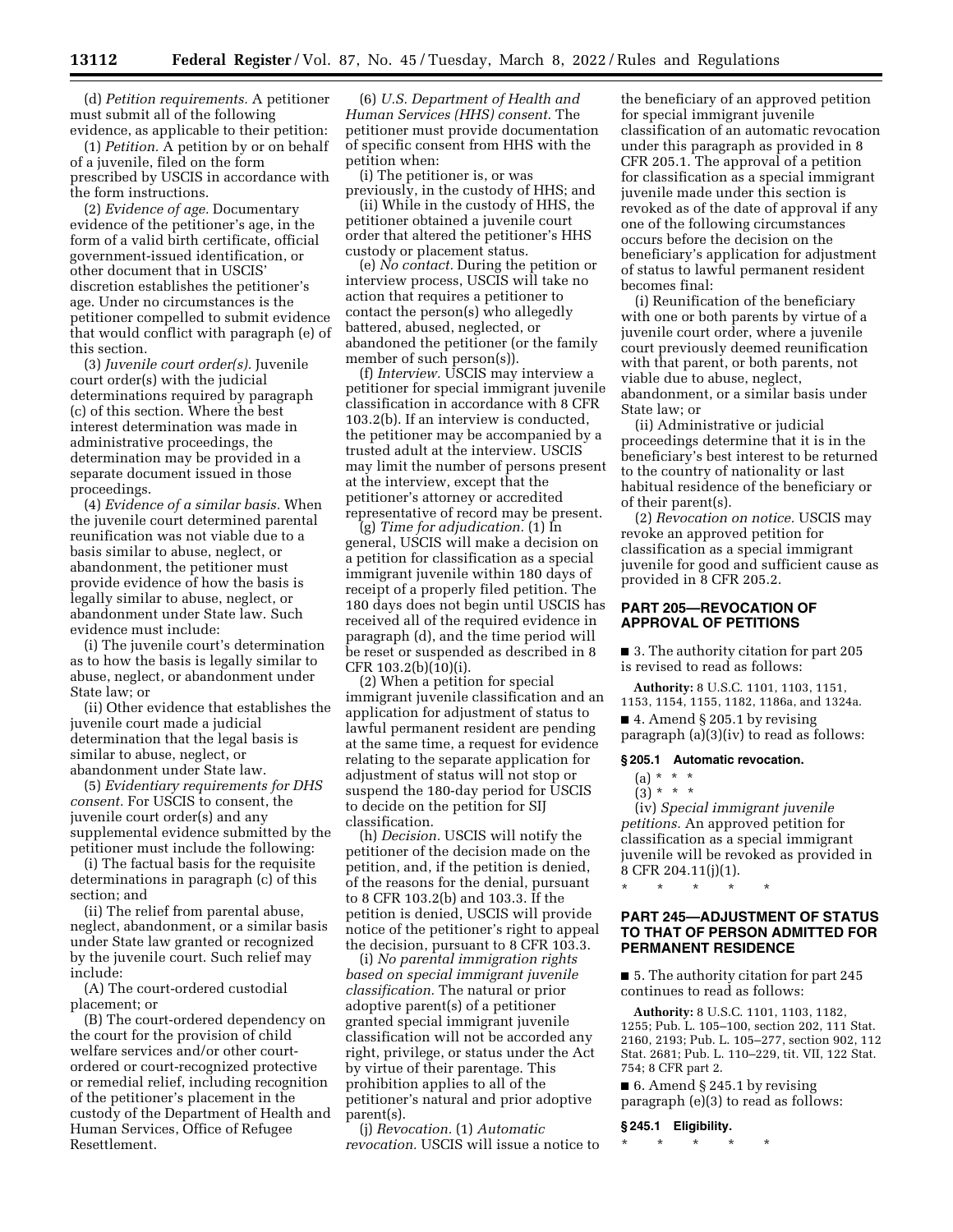(d) *Petition requirements.* A petitioner must submit all of the following evidence, as applicable to their petition:

(1) *Petition.* A petition by or on behalf of a juvenile, filed on the form prescribed by USCIS in accordance with the form instructions.

(2) *Evidence of age.* Documentary evidence of the petitioner's age, in the form of a valid birth certificate, official government-issued identification, or other document that in USCIS' discretion establishes the petitioner's age. Under no circumstances is the petitioner compelled to submit evidence that would conflict with paragraph (e) of this section.

(3) *Juvenile court order(s).* Juvenile court order(s) with the judicial determinations required by paragraph (c) of this section. Where the best interest determination was made in administrative proceedings, the determination may be provided in a separate document issued in those proceedings.

(4) *Evidence of a similar basis.* When the juvenile court determined parental reunification was not viable due to a basis similar to abuse, neglect, or abandonment, the petitioner must provide evidence of how the basis is legally similar to abuse, neglect, or abandonment under State law. Such evidence must include:

(i) The juvenile court's determination as to how the basis is legally similar to abuse, neglect, or abandonment under State law; or

(ii) Other evidence that establishes the juvenile court made a judicial determination that the legal basis is similar to abuse, neglect, or abandonment under State law.

(5) *Evidentiary requirements for DHS consent.* For USCIS to consent, the juvenile court order(s) and any supplemental evidence submitted by the petitioner must include the following:

(i) The factual basis for the requisite determinations in paragraph (c) of this section; and

(ii) The relief from parental abuse, neglect, abandonment, or a similar basis under State law granted or recognized by the juvenile court. Such relief may include:

(A) The court-ordered custodial placement; or

(B) The court-ordered dependency on the court for the provision of child welfare services and/or other court-ordered or court-recognized protective or remedial relief, including recognition of the petitioner's placement in the custody of the Department of Health and Human Services, Office of Refugee Resettlement.

(6) *U.S. Department of Health and Human Services (HHS) consent.* The petitioner must provide documentation of specific consent from HHS with the petition when:

(i) The petitioner is, or was previously, in the custody of HHS; and

(ii) While in the custody of HHS, the petitioner obtained a juvenile court order that altered the petitioner's HHS custody or placement status.

(e) *No contact.* During the petition or interview process, USCIS will take no action that requires a petitioner to contact the person(s) who allegedly battered, abused, neglected, or abandoned the petitioner (or the family member of such person(s)).

(f) *Interview.* USCIS may interview a petitioner for special immigrant juvenile classification in accordance with 8 CFR 103.2(b). If an interview is conducted, the petitioner may be accompanied by a trusted adult at the interview. USCIS may limit the number of persons present at the interview, except that the petitioner's attorney or accredited representative of record may be present.

(g) *Time for adjudication.* (1) In general, USCIS will make a decision on a petition for classification as a special immigrant juvenile within 180 days of receipt of a properly filed petition. The 180 days does not begin until USCIS has received all of the required evidence in paragraph (d), and the time period will be reset or suspended as described in 8 CFR 103.2(b)(10)(i).

(2) When a petition for special immigrant juvenile classification and an application for adjustment of status to lawful permanent resident are pending at the same time, a request for evidence relating to the separate application for adjustment of status will not stop or suspend the 180-day period for USCIS to decide on the petition for SIJ classification.

(h) *Decision.* USCIS will notify the petitioner of the decision made on the petition, and, if the petition is denied, of the reasons for the denial, pursuant to 8 CFR 103.2(b) and 103.3. If the petition is denied, USCIS will provide notice of the petitioner's right to appeal the decision, pursuant to 8 CFR 103.3.

(i) *No parental immigration rights based on special immigrant juvenile classification.* The natural or prior adoptive parent(s) of a petitioner granted special immigrant juvenile classification will not be accorded any right, privilege, or status under the Act by virtue of their parentage. This prohibition applies to all of the petitioner's natural and prior adoptive parent(s).

(j) *Revocation.* (1) *Automatic revocation.* USCIS will issue a notice to the beneficiary of an approved petition for special immigrant juvenile classification of an automatic revocation under this paragraph as provided in 8 CFR 205.1. The approval of a petition for classification as a special immigrant juvenile made under this section is revoked as of the date of approval if any one of the following circumstances occurs before the decision on the beneficiary's application for adjustment of status to lawful permanent resident becomes final:

(i) Reunification of the beneficiary with one or both parents by virtue of a juvenile court order, where a juvenile court previously deemed reunification with that parent, or both parents, not viable due to abuse, neglect, abandonment, or a similar basis under State law; or

(ii) Administrative or judicial proceedings determine that it is in the beneficiary's best interest to be returned to the country of nationality or last habitual residence of the beneficiary or of their parent(s).

(2) *Revocation on notice.* USCIS may revoke an approved petition for classification as a special immigrant juvenile for good and sufficient cause as provided in 8 CFR 205.2.

## PART 205—REVOCATION OF APPROVAL OF PETITIONS

■ 3. The authority citation for part 205 is revised to read as follows:

**Authority:** 8 U.S.C. 1101, 1103, 1151, 1153, 1154, 1155, 1182, 1186a, and 1324a.

■ 4. Amend § 205.1 by revising paragraph (a)(3)(iv) to read as follows:

### § 205.1 Automatic revocation.

(a) * * *

(3) * * *

(iv) *Special immigrant juvenile petitions.* An approved petition for classification as a special immigrant juvenile will be revoked as provided in 8 CFR 204.11(j)(1).

\* \* \* \* \*

## PART 245—ADJUSTMENT OF STATUS TO THAT OF PERSON ADMITTED FOR PERMANENT RESIDENCE

■ 5. The authority citation for part 245 continues to read as follows:

**Authority:** 8 U.S.C. 1101, 1103, 1182, 1255; Pub. L. 105–100, section 202, 111 Stat. 2160, 2193; Pub. L. 105–277, section 902, 112 Stat. 2681; Pub. L. 110–229, tit. VII, 122 Stat. 754; 8 CFR part 2.

■ 6. Amend § 245.1 by revising paragraph (e)(3) to read as follows:

### § 245.1 Eligibility.

\* \* \* \* \*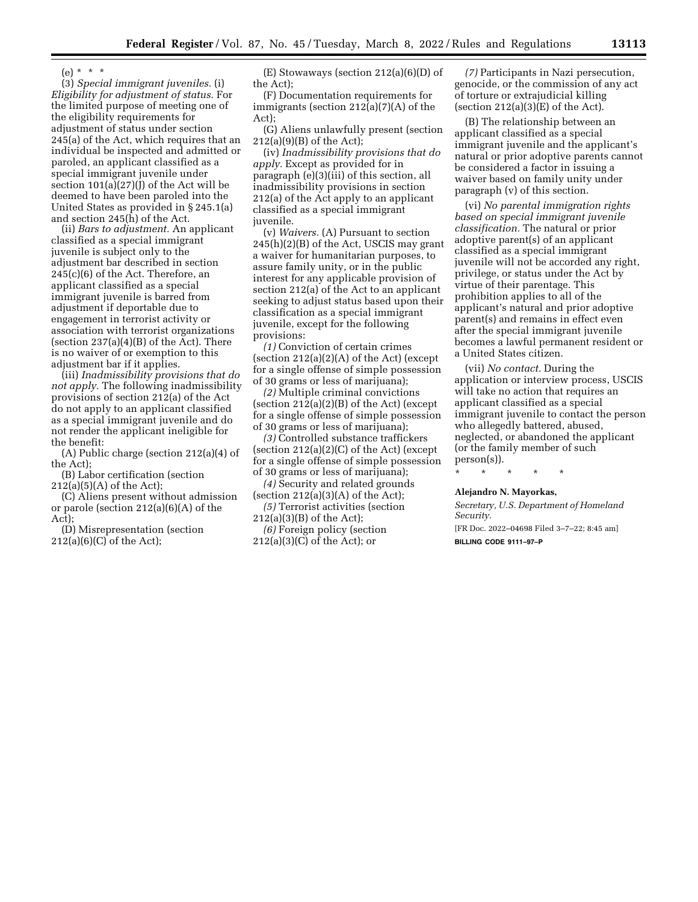(e) * * *

(3) *Special immigrant juveniles.* (i) *Eligibility for adjustment of status.* For the limited purpose of meeting one of the eligibility requirements for adjustment of status under section 245(a) of the Act, which requires that an individual be inspected and admitted or paroled, an applicant classified as a special immigrant juvenile under section 101(a)(27)(J) of the Act will be deemed to have been paroled into the United States as provided in § 245.1(a) and section 245(h) of the Act.

(ii) *Bars to adjustment.* An applicant classified as a special immigrant juvenile is subject only to the adjustment bar described in section 245(c)(6) of the Act. Therefore, an applicant classified as a special immigrant juvenile is barred from adjustment if deportable due to engagement in terrorist activity or association with terrorist organizations (section 237(a)(4)(B) of the Act). There is no waiver of or exemption to this adjustment bar if it applies.

(iii) *Inadmissibility provisions that do not apply.* The following inadmissibility provisions of section 212(a) of the Act do not apply to an applicant classified as a special immigrant juvenile and do not render the applicant ineligible for the benefit:

(A) Public charge (section 212(a)(4) of the Act);

(B) Labor certification (section 212(a)(5)(A) of the Act);

(C) Aliens present without admission or parole (section 212(a)(6)(A) of the Act);

(D) Misrepresentation (section 212(a)(6)(C) of the Act);

(E) Stowaways (section 212(a)(6)(D) of the Act);

(F) Documentation requirements for immigrants (section 212(a)(7)(A) of the Act);

(G) Aliens unlawfully present (section 212(a)(9)(B) of the Act);

(iv) *Inadmissibility provisions that do apply.* Except as provided for in paragraph (e)(3)(iii) of this section, all inadmissibility provisions in section 212(a) of the Act apply to an applicant classified as a special immigrant juvenile.

(v) *Waivers.* (A) Pursuant to section 245(h)(2)(B) of the Act, USCIS may grant a waiver for humanitarian purposes, to assure family unity, or in the public interest for any applicable provision of section 212(a) of the Act to an applicant seeking to adjust status based upon their classification as a special immigrant juvenile, except for the following provisions:

*(1)* Conviction of certain crimes (section 212(a)(2)(A) of the Act) (except for a single offense of simple possession of 30 grams or less of marijuana);

*(2)* Multiple criminal convictions (section 212(a)(2)(B) of the Act) (except for a single offense of simple possession of 30 grams or less of marijuana);

*(3)* Controlled substance traffickers (section 212(a)(2)(C) of the Act) (except for a single offense of simple possession of 30 grams or less of marijuana);

*(4)* Security and related grounds (section 212(a)(3)(A) of the Act);

*(5)* Terrorist activities (section 212(a)(3)(B) of the Act);

*(6)* Foreign policy (section 212(a)(3)(C) of the Act); or

*(7)* Participants in Nazi persecution, genocide, or the commission of any act of torture or extrajudicial killing (section 212(a)(3)(E) of the Act).

(B) The relationship between an applicant classified as a special immigrant juvenile and the applicant's natural or prior adoptive parents cannot be considered a factor in issuing a waiver based on family unity under paragraph (v) of this section.

(vi) *No parental immigration rights based on special immigrant juvenile classification.* The natural or prior adoptive parent(s) of an applicant classified as a special immigrant juvenile will not be accorded any right, privilege, or status under the Act by virtue of their parentage. This prohibition applies to all of the applicant's natural and prior adoptive parent(s) and remains in effect even after the special immigrant juvenile becomes a lawful permanent resident or a United States citizen.

(vii) *No contact.* During the application or interview process, USCIS will take no action that requires an applicant classified as a special immigrant juvenile to contact the person who allegedly battered, abused, neglected, or abandoned the applicant (or the family member of such person(s)).

\* \* \* \* \*

**Alejandro N. Mayorkas,**

*Secretary, U.S. Department of Homeland Security.*

[FR Doc. 2022–04698 Filed 3–7–22; 8:45 am]

**BILLING CODE 9111–97–P**